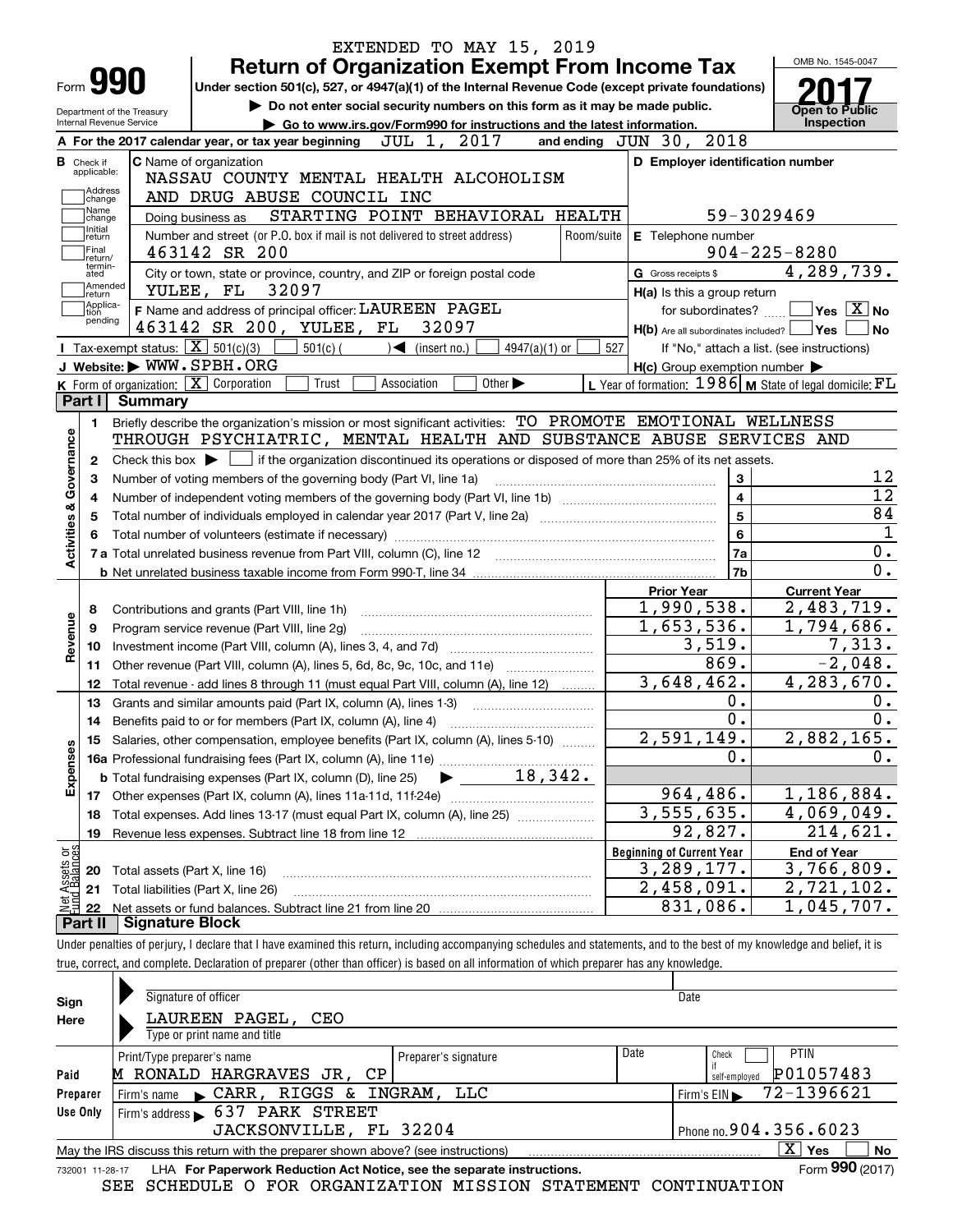EXTENDED TO MAY 15, 2019

# Form 990 — Return of Organization Exempt From Income Tax (2017)

Under section 501(c), 527, or 4947(a)(1) of the Internal Revenue Code (except private foundations)

▶ Do not enter social security numbers on this form as it may be made public.

▶ Go to www.irs.gov/Form990 for instructions and the latest information.

Department of the Treasury, Internal Revenue Service

OMB No. 1545-0047 — **Open to Public Inspection**

**A** For the 2017 calendar year, or tax year beginning JUL 1, 2017 and ending JUN 30, 2018

**B** Check if applicable: Address change, Name change, Initial return, Final return/terminated, Amended return, Application pending (none checked)

**C** Name of organization: NASSAU COUNTY MENTAL HEALTH ALCOHOLISM AND DRUG ABUSE COUNCIL INC

Doing business as: STARTING POINT BEHAVIORAL HEALTH

Number and street (or P.O. box if mail is not delivered to street address): 463142 SR 200

City or town, state or province, country, and ZIP or foreign postal code: YULEE, FL 32097

**D** Employer identification number: 59-3029469

**E** Telephone number: 904-225-8280

**G** Gross receipts $ 4,289,739.

**F** Name and address of principal officer: LAUREEN PAGEL, 463142 SR 200, YULEE, FL 32097

**H(a)** Is this a group return for subordinates? ☐ Yes ☒ No

**H(b)** Are all subordinates included? ☐ Yes ☐ No — If "No," attach a list. (see instructions)

**H(c)** Group exemption number ▶

**I** Tax-exempt status: ☒ 501(c)(3) ☐ 501(c) ( ) ◀ (insert no.) ☐ 4947(a)(1) or ☐ 527

**J** Website: ▶ WWW.SPBH.ORG

**K** Form of organization: ☒ Corporation ☐ Trust ☐ Association ☐ Other ▶

**L** Year of formation: 1986 **M** State of legal domicile: FL

## Part I Summary

**Activities & Governance**

1. Briefly describe the organization's mission or most significant activities: TO PROMOTE EMOTIONAL WELLNESS THROUGH PSYCHIATRIC, MENTAL HEALTH AND SUBSTANCE ABUSE SERVICES AND
2. Check this box ▶ ☐ if the organization discontinued its operations or disposed of more than 25% of its net assets.

| Line | Description | No. | Value |
|---|---|---|---|
| 3 | Number of voting members of the governing body (Part VI, line 1a) | 3 | 12 |
| 4 | Number of independent voting members of the governing body (Part VI, line 1b) | 4 | 12 |
| 5 | Total number of individuals employed in calendar year 2017 (Part V, line 2a) | 5 | 84 |
| 6 | Total number of volunteers (estimate if necessary) | 6 | 1 |
| 7a | Total unrelated business revenue from Part VIII, column (C), line 12 | 7a | 0. |
| 7b | Net unrelated business taxable income from Form 990-T, line 34 | 7b | 0. |

| Line | Description | Prior Year | Current Year |
|---|---|---|---|
| **Revenue** | | | |
| 8 | Contributions and grants (Part VIII, line 1h) | 1,990,538. | 2,483,719. |
| 9 | Program service revenue (Part VIII, line 2g) | 1,653,536. | 1,794,686. |
| 10 | Investment income (Part VIII, column (A), lines 3, 4, and 7d) | 3,519. | 7,313. |
| 11 | Other revenue (Part VIII, column (A), lines 5, 6d, 8c, 9c, 10c, and 11e) | 869. | -2,048. |
| 12 | Total revenue - add lines 8 through 11 (must equal Part VIII, column (A), line 12) | 3,648,462. | 4,283,670. |
| **Expenses** | | | |
| 13 | Grants and similar amounts paid (Part IX, column (A), lines 1-3) | 0. | 0. |
| 14 | Benefits paid to or for members (Part IX, column (A), line 4) | 0. | 0. |
| 15 | Salaries, other compensation, employee benefits (Part IX, column (A), lines 5-10) | 2,591,149. | 2,882,165. |
| 16a | Professional fundraising fees (Part IX, column (A), line 11e) | 0. | 0. |
| b | Total fundraising expenses (Part IX, column (D), line 25) ▶ 18,342. | | |
| 17 | Other expenses (Part IX, column (A), lines 11a-11d, 11f-24e) | 964,486. | 1,186,884. |
| 18 | Total expenses. Add lines 13-17 (must equal Part IX, column (A), line 25) | 3,555,635. | 4,069,049. |
| 19 | Revenue less expenses. Subtract line 18 from line 12 | 92,827. | 214,621. |
| **Net Assets or Fund Balances** | | **Beginning of Current Year** | **End of Year** |
| 20 | Total assets (Part X, line 16) | 3,289,177. | 3,766,809. |
| 21 | Total liabilities (Part X, line 26) | 2,458,091. | 2,721,102. |
| 22 | Net assets or fund balances. Subtract line 21 from line 20 | 831,086. | 1,045,707. |

## Part II Signature Block

Under penalties of perjury, I declare that I have examined this return, including accompanying schedules and statements, and to the best of my knowledge and belief, it is true, correct, and complete. Declaration of preparer (other than officer) is based on all information of which preparer has any knowledge.

**Sign Here**

Signature of officer — Date

LAUREEN PAGEL, CEO

Type or print name and title

**Paid Preparer Use Only**

| Print/Type preparer's name | Preparer's signature | Date | Check if self-employed | PTIN |
|---|---|---|---|---|
| M RONALD HARGRAVES JR, CP | | | ☐ | P01057483 |

Firm's name ▶ CARR, RIGGS & INGRAM, LLC — Firm's EIN ▶ 72-1396621

Firm's address ▶ 637 PARK STREET, JACKSONVILLE, FL 32204 — Phone no. 904.356.6023

May the IRS discuss this return with the preparer shown above? (see instructions) ☒ Yes ☐ No

732001 11-28-17 LHA For Paperwork Reduction Act Notice, see the separate instructions. Form **990** (2017)

SEE SCHEDULE O FOR ORGANIZATION MISSION STATEMENT CONTINUATION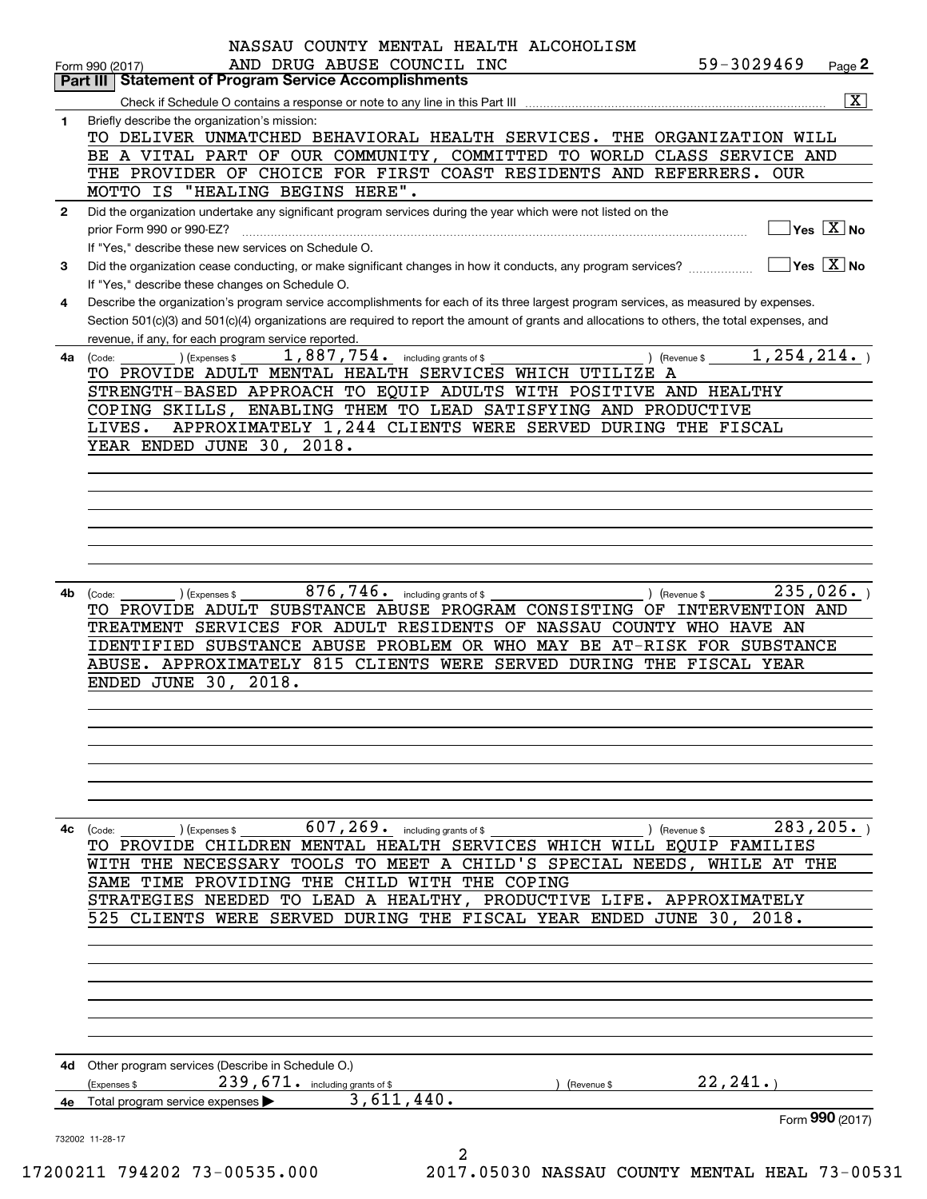NASSAU COUNTY MENTAL HEALTH ALCOHOLISM AND DRUG ABUSE COUNCIL INC 59-3029469

Form 990 (2017) Page 2

## Part III Statement of Program Service Accomplishments

Check if Schedule O contains a response or note to any line in this Part III [X]

**1** Briefly describe the organization's mission:

TO DELIVER UNMATCHED BEHAVIORAL HEALTH SERVICES. THE ORGANIZATION WILL BE A VITAL PART OF OUR COMMUNITY, COMMITTED TO WORLD CLASS SERVICE AND THE PROVIDER OF CHOICE FOR FIRST COAST RESIDENTS AND REFERRERS. OUR MOTTO IS "HEALING BEGINS HERE".

**2** Did the organization undertake any significant program services during the year which were not listed on the prior Form 990 or 990-EZ? [ ] Yes [X] No

If "Yes," describe these new services on Schedule O.

**3** Did the organization cease conducting, or make significant changes in how it conducts, any program services? [ ] Yes [X] No

If "Yes," describe these changes on Schedule O.

**4** Describe the organization's program service accomplishments for each of its three largest program services, as measured by expenses. Section 501(c)(3) and 501(c)(4) organizations are required to report the amount of grants and allocations to others, the total expenses, and revenue, if any, for each program service reported.

**4a** (Code: ) (Expenses $ 1,887,754. including grants of $ ) (Revenue $ 1,254,214. )

TO PROVIDE ADULT MENTAL HEALTH SERVICES WHICH UTILIZE A STRENGTH-BASED APPROACH TO EQUIP ADULTS WITH POSITIVE AND HEALTHY COPING SKILLS, ENABLING THEM TO LEAD SATISFYING AND PRODUCTIVE LIVES. APPROXIMATELY 1,244 CLIENTS WERE SERVED DURING THE FISCAL YEAR ENDED JUNE 30, 2018.

**4b** (Code: ) (Expenses $ 876,746. including grants of $ ) (Revenue $ 235,026. )

TO PROVIDE ADULT SUBSTANCE ABUSE PROGRAM CONSISTING OF INTERVENTION AND TREATMENT SERVICES FOR ADULT RESIDENTS OF NASSAU COUNTY WHO HAVE AN IDENTIFIED SUBSTANCE ABUSE PROBLEM OR WHO MAY BE AT-RISK FOR SUBSTANCE ABUSE. APPROXIMATELY 815 CLIENTS WERE SERVED DURING THE FISCAL YEAR ENDED JUNE 30, 2018.

**4c** (Code: ) (Expenses $ 607,269. including grants of $ ) (Revenue $ 283,205. )

TO PROVIDE CHILDREN MENTAL HEALTH SERVICES WHICH WILL EQUIP FAMILIES WITH THE NECESSARY TOOLS TO MEET A CHILD'S SPECIAL NEEDS, WHILE AT THE SAME TIME PROVIDING THE CHILD WITH THE COPING STRATEGIES NEEDED TO LEAD A HEALTHY, PRODUCTIVE LIFE. APPROXIMATELY 525 CLIENTS WERE SERVED DURING THE FISCAL YEAR ENDED JUNE 30, 2018.

**4d** Other program services (Describe in Schedule O.)

(Expenses $ 239,671. including grants of $ ) (Revenue $ 22,241.)

**4e** Total program service expenses 3,611,440.

Form **990** (2017)

732002 11-28-17

17200211 794202 73-00535.000 2017.05030 NASSAU COUNTY MENTAL HEAL 73-00531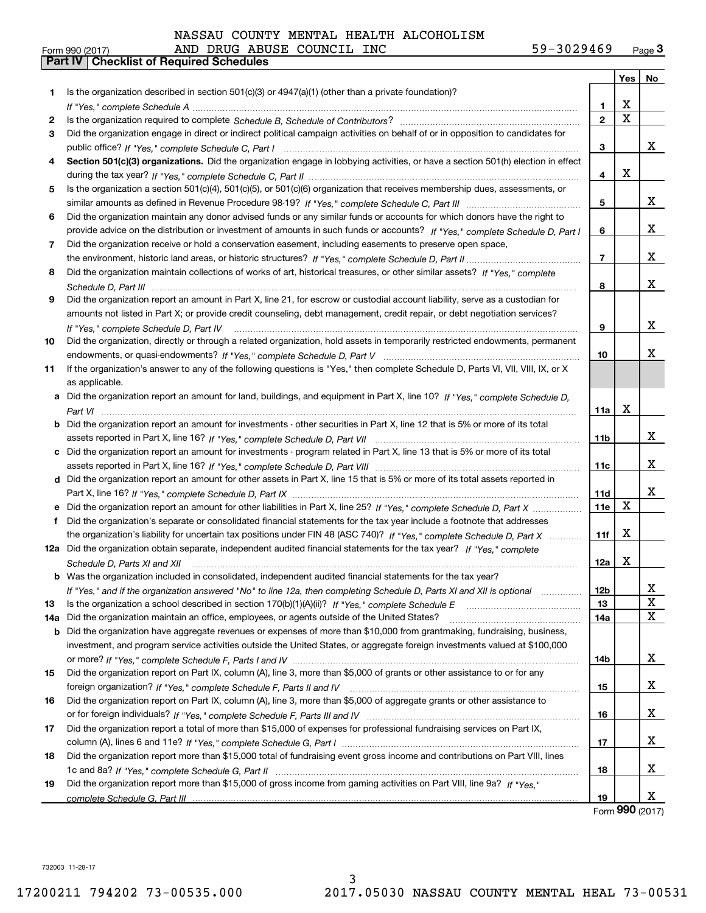NASSAU COUNTY MENTAL HEALTH ALCOHOLISM AND DRUG ABUSE COUNCIL INC 59-3029469

Form 990 (2017)

## Part IV Checklist of Required Schedules

| | | | Yes | No |
|---|---|---|---|---|
| 1 | Is the organization described in section 501(c)(3) or 4947(a)(1) (other than a private foundation)? *If "Yes," complete Schedule A* | 1 | X | |
| 2 | Is the organization required to complete *Schedule B, Schedule of Contributors*? | 2 | X | |
| 3 | Did the organization engage in direct or indirect political campaign activities on behalf of or in opposition to candidates for public office? *If "Yes," complete Schedule C, Part I* | 3 | | X |
| 4 | **Section 501(c)(3) organizations.** Did the organization engage in lobbying activities, or have a section 501(h) election in effect during the tax year? *If "Yes," complete Schedule C, Part II* | 4 | X | |
| 5 | Is the organization a section 501(c)(4), 501(c)(5), or 501(c)(6) organization that receives membership dues, assessments, or similar amounts as defined in Revenue Procedure 98-19? *If "Yes," complete Schedule C, Part III* | 5 | | X |
| 6 | Did the organization maintain any donor advised funds or any similar funds or accounts for which donors have the right to provide advice on the distribution or investment of amounts in such funds or accounts? *If "Yes," complete Schedule D, Part I* | 6 | | X |
| 7 | Did the organization receive or hold a conservation easement, including easements to preserve open space, the environment, historic land areas, or historic structures? *If "Yes," complete Schedule D, Part II* | 7 | | X |
| 8 | Did the organization maintain collections of works of art, historical treasures, or other similar assets? *If "Yes," complete Schedule D, Part III* | 8 | | X |
| 9 | Did the organization report an amount in Part X, line 21, for escrow or custodial account liability, serve as a custodian for amounts not listed in Part X; or provide credit counseling, debt management, credit repair, or debt negotiation services? *If "Yes," complete Schedule D, Part IV* | 9 | | X |
| 10 | Did the organization, directly or through a related organization, hold assets in temporarily restricted endowments, permanent endowments, or quasi-endowments? *If "Yes," complete Schedule D, Part V* | 10 | | X |
| 11 | If the organization's answer to any of the following questions is "Yes," then complete Schedule D, Parts VI, VII, VIII, IX, or X as applicable. | | | |
| a | Did the organization report an amount for land, buildings, and equipment in Part X, line 10? *If "Yes," complete Schedule D, Part VI* | 11a | X | |
| b | Did the organization report an amount for investments - other securities in Part X, line 12 that is 5% or more of its total assets reported in Part X, line 16? *If "Yes," complete Schedule D, Part VII* | 11b | | X |
| c | Did the organization report an amount for investments - program related in Part X, line 13 that is 5% or more of its total assets reported in Part X, line 16? *If "Yes," complete Schedule D, Part VIII* | 11c | | X |
| d | Did the organization report an amount for other assets in Part X, line 15 that is 5% or more of its total assets reported in Part X, line 16? *If "Yes," complete Schedule D, Part IX* | 11d | | X |
| e | Did the organization report an amount for other liabilities in Part X, line 25? *If "Yes," complete Schedule D, Part X* | 11e | X | |
| f | Did the organization's separate or consolidated financial statements for the tax year include a footnote that addresses the organization's liability for uncertain tax positions under FIN 48 (ASC 740)? *If "Yes," complete Schedule D, Part X* | 11f | X | |
| 12a | Did the organization obtain separate, independent audited financial statements for the tax year? *If "Yes," complete Schedule D, Parts XI and XII* | 12a | X | |
| b | Was the organization included in consolidated, independent audited financial statements for the tax year? *If "Yes," and if the organization answered "No" to line 12a, then completing Schedule D, Parts XI and XII is optional* | 12b | | X |
| 13 | Is the organization a school described in section 170(b)(1)(A)(ii)? *If "Yes," complete Schedule E* | 13 | | X |
| 14a | Did the organization maintain an office, employees, or agents outside of the United States? | 14a | | X |
| b | Did the organization have aggregate revenues or expenses of more than $10,000 from grantmaking, fundraising, business, investment, and program service activities outside the United States, or aggregate foreign investments valued at $100,000 or more? *If "Yes," complete Schedule F, Parts I and IV* | 14b | | X |
| 15 | Did the organization report on Part IX, column (A), line 3, more than $5,000 of grants or other assistance to or for any foreign organization? *If "Yes," complete Schedule F, Parts II and IV* | 15 | | X |
| 16 | Did the organization report on Part IX, column (A), line 3, more than $5,000 of aggregate grants or other assistance to or for foreign individuals? *If "Yes," complete Schedule F, Parts III and IV* | 16 | | X |
| 17 | Did the organization report a total of more than $15,000 of expenses for professional fundraising services on Part IX, column (A), lines 6 and 11e? *If "Yes," complete Schedule G, Part I* | 17 | | X |
| 18 | Did the organization report more than $15,000 total of fundraising event gross income and contributions on Part VIII, lines 1c and 8a? *If "Yes," complete Schedule G, Part II* | 18 | | X |
| 19 | Did the organization report more than $15,000 of gross income from gaming activities on Part VIII, line 9a? *If "Yes," complete Schedule G, Part III* | 19 | | X |

Form 990 (2017)

732003 11-28-17

17200211 794202 73-00535.000 2017.05030 NASSAU COUNTY MENTAL HEAL 73-00531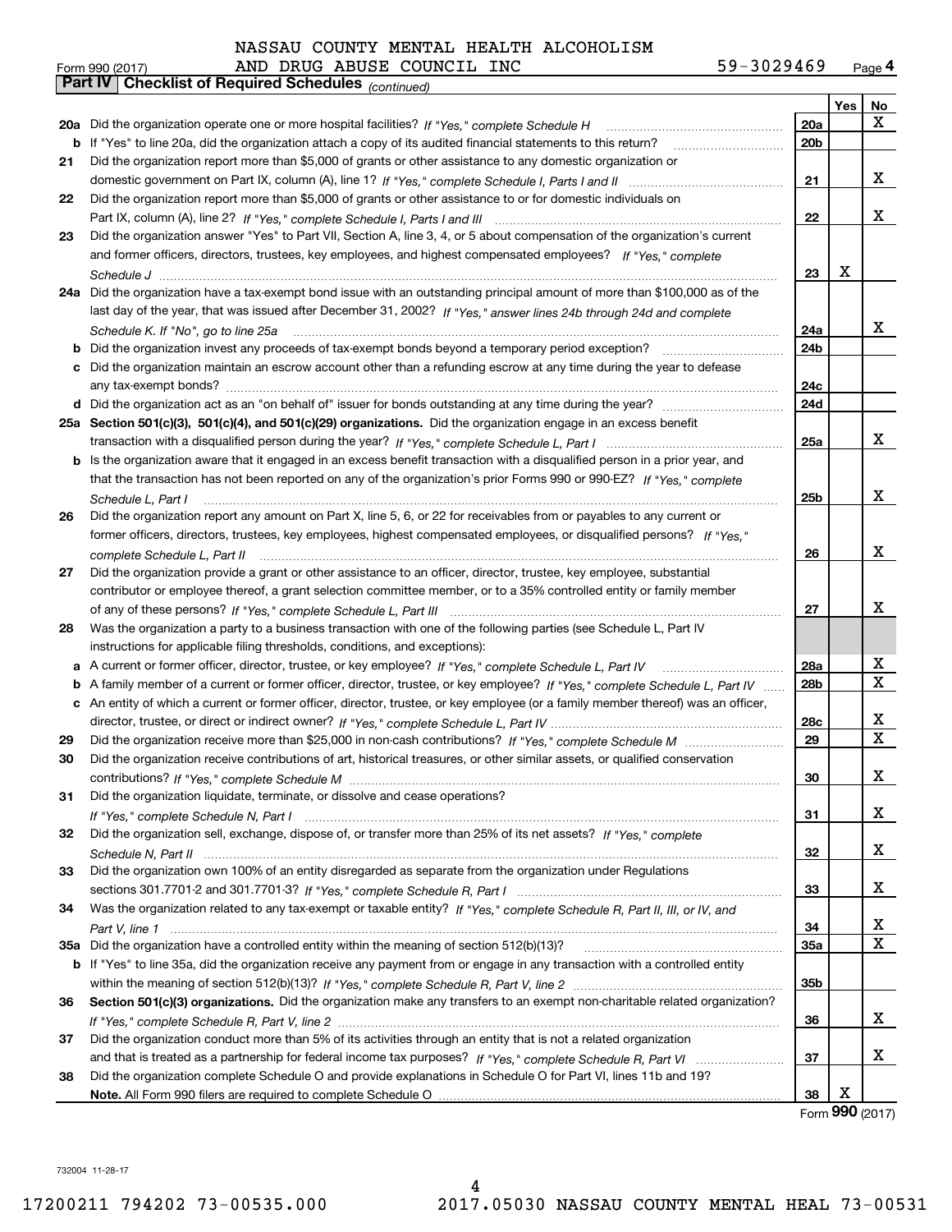NASSAU COUNTY MENTAL HEALTH ALCOHOLISM AND DRUG ABUSE COUNCIL INC 59-3029469

Form 990 (2017) Page 4

**Part IV Checklist of Required Schedules** *(continued)*

| | | | Yes | No |
|---|---|---|---|---|
| 20a | Did the organization operate one or more hospital facilities? *If "Yes," complete Schedule H* | 20a | | X |
| b | If "Yes" to line 20a, did the organization attach a copy of its audited financial statements to this return? | 20b | | |
| 21 | Did the organization report more than $5,000 of grants or other assistance to any domestic organization or domestic government on Part IX, column (A), line 1? *If "Yes," complete Schedule I, Parts I and II* | 21 | | X |
| 22 | Did the organization report more than $5,000 of grants or other assistance to or for domestic individuals on Part IX, column (A), line 2? *If "Yes," complete Schedule I, Parts I and III* | 22 | | X |
| 23 | Did the organization answer "Yes" to Part VII, Section A, line 3, 4, or 5 about compensation of the organization's current and former officers, directors, trustees, key employees, and highest compensated employees? *If "Yes," complete Schedule J* | 23 | X | |
| 24a | Did the organization have a tax-exempt bond issue with an outstanding principal amount of more than $100,000 as of the last day of the year, that was issued after December 31, 2002? *If "Yes," answer lines 24b through 24d and complete Schedule K. If "No", go to line 25a* | 24a | | X |
| b | Did the organization invest any proceeds of tax-exempt bonds beyond a temporary period exception? | 24b | | |
| c | Did the organization maintain an escrow account other than a refunding escrow at any time during the year to defease any tax-exempt bonds? | 24c | | |
| d | Did the organization act as an "on behalf of" issuer for bonds outstanding at any time during the year? | 24d | | |
| 25a | **Section 501(c)(3), 501(c)(4), and 501(c)(29) organizations.** Did the organization engage in an excess benefit transaction with a disqualified person during the year? *If "Yes," complete Schedule L, Part I* | 25a | | X |
| b | Is the organization aware that it engaged in an excess benefit transaction with a disqualified person in a prior year, and that the transaction has not been reported on any of the organization's prior Forms 990 or 990-EZ? *If "Yes," complete Schedule L, Part I* | 25b | | X |
| 26 | Did the organization report any amount on Part X, line 5, 6, or 22 for receivables from or payables to any current or former officers, directors, trustees, key employees, highest compensated employees, or disqualified persons? *If "Yes," complete Schedule L, Part II* | 26 | | X |
| 27 | Did the organization provide a grant or other assistance to an officer, director, trustee, key employee, substantial contributor or employee thereof, a grant selection committee member, or to a 35% controlled entity or family member of any of these persons? *If "Yes," complete Schedule L, Part III* | 27 | | X |
| 28 | Was the organization a party to a business transaction with one of the following parties (see Schedule L, Part IV instructions for applicable filing thresholds, conditions, and exceptions): | | | |
| a | A current or former officer, director, trustee, or key employee? *If "Yes," complete Schedule L, Part IV* | 28a | | X |
| b | A family member of a current or former officer, director, trustee, or key employee? *If "Yes," complete Schedule L, Part IV* | 28b | | X |
| c | An entity of which a current or former officer, director, trustee, or key employee (or a family member thereof) was an officer, director, trustee, or direct or indirect owner? *If "Yes," complete Schedule L, Part IV* | 28c | | X |
| 29 | Did the organization receive more than $25,000 in non-cash contributions? *If "Yes," complete Schedule M* | 29 | | X |
| 30 | Did the organization receive contributions of art, historical treasures, or other similar assets, or qualified conservation contributions? *If "Yes," complete Schedule M* | 30 | | X |
| 31 | Did the organization liquidate, terminate, or dissolve and cease operations? *If "Yes," complete Schedule N, Part I* | 31 | | X |
| 32 | Did the organization sell, exchange, dispose of, or transfer more than 25% of its net assets? *If "Yes," complete Schedule N, Part II* | 32 | | X |
| 33 | Did the organization own 100% of an entity disregarded as separate from the organization under Regulations sections 301.7701-2 and 301.7701-3? *If "Yes," complete Schedule R, Part I* | 33 | | X |
| 34 | Was the organization related to any tax-exempt or taxable entity? *If "Yes," complete Schedule R, Part II, III, or IV, and Part V, line 1* | 34 | | X |
| 35a | Did the organization have a controlled entity within the meaning of section 512(b)(13)? | 35a | | X |
| b | If "Yes" to line 35a, did the organization receive any payment from or engage in any transaction with a controlled entity within the meaning of section 512(b)(13)? *If "Yes," complete Schedule R, Part V, line 2* | 35b | | |
| 36 | **Section 501(c)(3) organizations.** Did the organization make any transfers to an exempt non-charitable related organization? *If "Yes," complete Schedule R, Part V, line 2* | 36 | | X |
| 37 | Did the organization conduct more than 5% of its activities through an entity that is not a related organization and that is treated as a partnership for federal income tax purposes? *If "Yes," complete Schedule R, Part VI* | 37 | | X |
| 38 | Did the organization complete Schedule O and provide explanations in Schedule O for Part VI, lines 11b and 19? **Note.** All Form 990 filers are required to complete Schedule O | 38 | X | |

Form **990** (2017)

732004 11-28-17

17200211 794202 73-00535.000 2017.05030 NASSAU COUNTY MENTAL HEAL 73-00531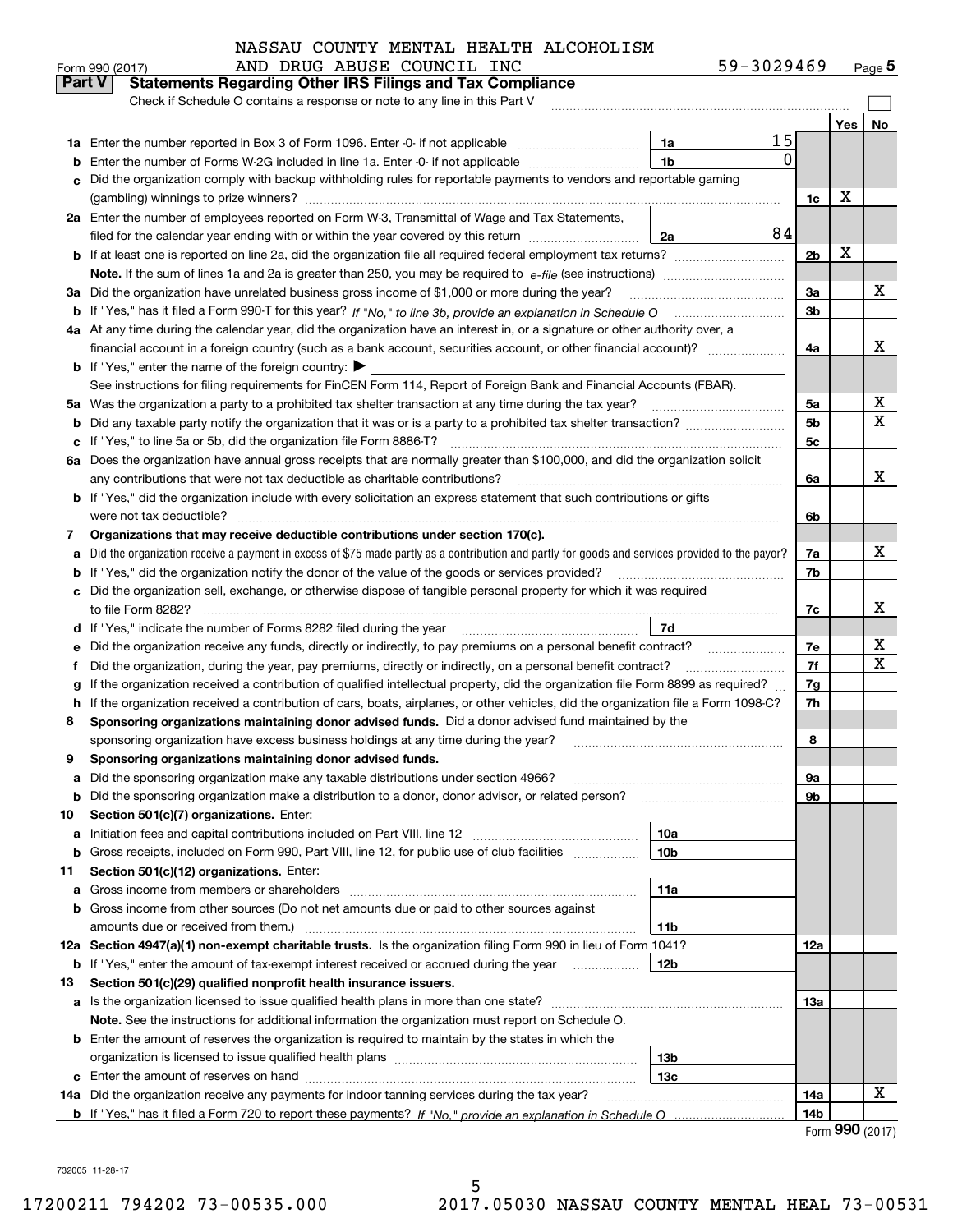NASSAU COUNTY MENTAL HEALTH ALCOHOLISM AND DRUG ABUSE COUNCIL INC

Form 990 (2017) 59-3029469 Page 5

**Part V Statements Regarding Other IRS Filings and Tax Compliance**

Check if Schedule O contains a response or note to any line in this Part V

| | | | | | Yes | No |
|---|---|---|---|---|---|---|
| **1a** | Enter the number reported in Box 3 of Form 1096. Enter -0- if not applicable | 1a | 15 | | | |
| **b** | Enter the number of Forms W-2G included in line 1a. Enter -0- if not applicable | 1b | 0 | | | |
| **c** | Did the organization comply with backup withholding rules for reportable payments to vendors and reportable gaming (gambling) winnings to prize winners? | | | 1c | X | |
| **2a** | Enter the number of employees reported on Form W-3, Transmittal of Wage and Tax Statements, filed for the calendar year ending with or within the year covered by this return | 2a | 84 | | | |
| **b** | If at least one is reported on line 2a, did the organization file all required federal employment tax returns? | | | 2b | X | |
| | **Note.** If the sum of lines 1a and 2a is greater than 250, you may be required to *e-file* (see instructions) | | | | | |
| **3a** | Did the organization have unrelated business gross income of $1,000 or more during the year? | | | 3a | | X |
| **b** | If "Yes," has it filed a Form 990-T for this year? *If "No," to line 3b, provide an explanation in Schedule O* | | | 3b | | |
| **4a** | At any time during the calendar year, did the organization have an interest in, or a signature or other authority over, a financial account in a foreign country (such as a bank account, securities account, or other financial account)? | | | 4a | | X |
| **b** | If "Yes," enter the name of the foreign country: ▶ | | | | | |
| | See instructions for filing requirements for FinCEN Form 114, Report of Foreign Bank and Financial Accounts (FBAR). | | | | | |
| **5a** | Was the organization a party to a prohibited tax shelter transaction at any time during the tax year? | | | 5a | | X |
| **b** | Did any taxable party notify the organization that it was or is a party to a prohibited tax shelter transaction? | | | 5b | | X |
| **c** | If "Yes," to line 5a or 5b, did the organization file Form 8886-T? | | | 5c | | |
| **6a** | Does the organization have annual gross receipts that are normally greater than $100,000, and did the organization solicit any contributions that were not tax deductible as charitable contributions? | | | 6a | | X |
| **b** | If "Yes," did the organization include with every solicitation an express statement that such contributions or gifts were not tax deductible? | | | 6b | | |
| **7** | **Organizations that may receive deductible contributions under section 170(c).** | | | | | |
| **a** | Did the organization receive a payment in excess of $75 made partly as a contribution and partly for goods and services provided to the payor? | | | 7a | | X |
| **b** | If "Yes," did the organization notify the donor of the value of the goods or services provided? | | | 7b | | |
| **c** | Did the organization sell, exchange, or otherwise dispose of tangible personal property for which it was required to file Form 8282? | | | 7c | | X |
| **d** | If "Yes," indicate the number of Forms 8282 filed during the year | 7d | | | | |
| **e** | Did the organization receive any funds, directly or indirectly, to pay premiums on a personal benefit contract? | | | 7e | | X |
| **f** | Did the organization, during the year, pay premiums, directly or indirectly, on a personal benefit contract? | | | 7f | | X |
| **g** | If the organization received a contribution of qualified intellectual property, did the organization file Form 8899 as required? | | | 7g | | |
| **h** | If the organization received a contribution of cars, boats, airplanes, or other vehicles, did the organization file a Form 1098-C? | | | 7h | | |
| **8** | **Sponsoring organizations maintaining donor advised funds.** Did a donor advised fund maintained by the sponsoring organization have excess business holdings at any time during the year? | | | 8 | | |
| **9** | **Sponsoring organizations maintaining donor advised funds.** | | | | | |
| **a** | Did the sponsoring organization make any taxable distributions under section 4966? | | | 9a | | |
| **b** | Did the sponsoring organization make a distribution to a donor, donor advisor, or related person? | | | 9b | | |
| **10** | **Section 501(c)(7) organizations.** Enter: | | | | | |
| **a** | Initiation fees and capital contributions included on Part VIII, line 12 | 10a | | | | |
| **b** | Gross receipts, included on Form 990, Part VIII, line 12, for public use of club facilities | 10b | | | | |
| **11** | **Section 501(c)(12) organizations.** Enter: | | | | | |
| **a** | Gross income from members or shareholders | 11a | | | | |
| **b** | Gross income from other sources (Do not net amounts due or paid to other sources against amounts due or received from them.) | 11b | | | | |
| **12a** | **Section 4947(a)(1) non-exempt charitable trusts.** Is the organization filing Form 990 in lieu of Form 1041? | | | 12a | | |
| **b** | If "Yes," enter the amount of tax-exempt interest received or accrued during the year | 12b | | | | |
| **13** | **Section 501(c)(29) qualified nonprofit health insurance issuers.** | | | | | |
| **a** | Is the organization licensed to issue qualified health plans in more than one state? | | | 13a | | |
| | **Note.** See the instructions for additional information the organization must report on Schedule O. | | | | | |
| **b** | Enter the amount of reserves the organization is required to maintain by the states in which the organization is licensed to issue qualified health plans | 13b | | | | |
| **c** | Enter the amount of reserves on hand | 13c | | | | |
| **14a** | Did the organization receive any payments for indoor tanning services during the tax year? | | | 14a | | X |
| **b** | If "Yes," has it filed a Form 720 to report these payments? *If "No," provide an explanation in Schedule O* | | | 14b | | |

Form **990** (2017)

732005 11-28-17

17200211 794202 73-00535.000 2017.05030 NASSAU COUNTY MENTAL HEAL 73-00531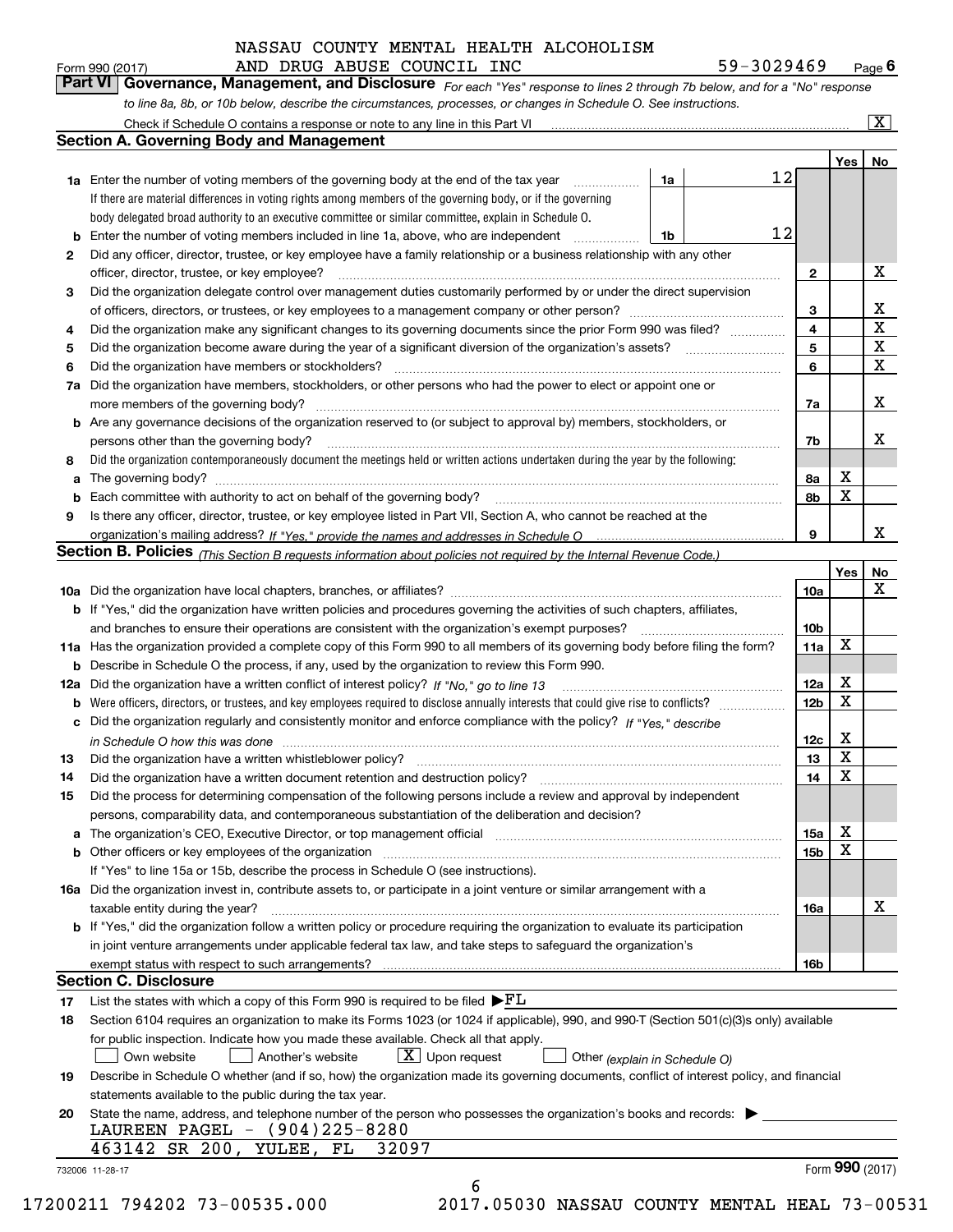NASSAU COUNTY MENTAL HEALTH ALCOHOLISM AND DRUG ABUSE COUNCIL INC 59-3029469

Form 990 (2017) Page 6

**Part VI Governance, Management, and Disclosure** *For each "Yes" response to lines 2 through 7b below, and for a "No" response to line 8a, 8b, or 10b below, describe the circumstances, processes, or changes in Schedule O. See instructions.*

Check if Schedule O contains a response or note to any line in this Part VI [X]

## Section A. Governing Body and Management

| | | | | | Yes | No |
|---|---|---|---|---|---|---|
| 1a | Enter the number of voting members of the governing body at the end of the tax year. If there are material differences in voting rights among members of the governing body, or if the governing body delegated broad authority to an executive committee or similar committee, explain in Schedule O. | 1a | 12 | | | |
| b | Enter the number of voting members included in line 1a, above, who are independent | 1b | 12 | | | |
| 2 | Did any officer, director, trustee, or key employee have a family relationship or a business relationship with any other officer, director, trustee, or key employee? | | | 2 | | X |
| 3 | Did the organization delegate control over management duties customarily performed by or under the direct supervision of officers, directors, or trustees, or key employees to a management company or other person? | | | 3 | | X |
| 4 | Did the organization make any significant changes to its governing documents since the prior Form 990 was filed? | | | 4 | | X |
| 5 | Did the organization become aware during the year of a significant diversion of the organization's assets? | | | 5 | | X |
| 6 | Did the organization have members or stockholders? | | | 6 | | X |
| 7a | Did the organization have members, stockholders, or other persons who had the power to elect or appoint one or more members of the governing body? | | | 7a | | X |
| b | Are any governance decisions of the organization reserved to (or subject to approval by) members, stockholders, or persons other than the governing body? | | | 7b | | X |
| 8 | Did the organization contemporaneously document the meetings held or written actions undertaken during the year by the following: | | | | | |
| a | The governing body? | | | 8a | X | |
| b | Each committee with authority to act on behalf of the governing body? | | | 8b | X | |
| 9 | Is there any officer, director, trustee, or key employee listed in Part VII, Section A, who cannot be reached at the organization's mailing address? *If "Yes," provide the names and addresses in Schedule O* | | | 9 | | X |

## Section B. Policies *(This Section B requests information about policies not required by the Internal Revenue Code.)*

| | | | Yes | No |
|---|---|---|---|---|
| 10a | Did the organization have local chapters, branches, or affiliates? | 10a | | X |
| b | If "Yes," did the organization have written policies and procedures governing the activities of such chapters, affiliates, and branches to ensure their operations are consistent with the organization's exempt purposes? | 10b | | |
| 11a | Has the organization provided a complete copy of this Form 990 to all members of its governing body before filing the form? | 11a | X | |
| b | Describe in Schedule O the process, if any, used by the organization to review this Form 990. | | | |
| 12a | Did the organization have a written conflict of interest policy? *If "No," go to line 13* | 12a | X | |
| b | Were officers, directors, or trustees, and key employees required to disclose annually interests that could give rise to conflicts? | 12b | X | |
| c | Did the organization regularly and consistently monitor and enforce compliance with the policy? *If "Yes," describe in Schedule O how this was done* | 12c | X | |
| 13 | Did the organization have a written whistleblower policy? | 13 | X | |
| 14 | Did the organization have a written document retention and destruction policy? | 14 | X | |
| 15 | Did the process for determining compensation of the following persons include a review and approval by independent persons, comparability data, and contemporaneous substantiation of the deliberation and decision? | | | |
| a | The organization's CEO, Executive Director, or top management official | 15a | X | |
| b | Other officers or key employees of the organization | 15b | X | |
| | If "Yes" to line 15a or 15b, describe the process in Schedule O (see instructions). | | | |
| 16a | Did the organization invest in, contribute assets to, or participate in a joint venture or similar arrangement with a taxable entity during the year? | 16a | | X |
| b | If "Yes," did the organization follow a written policy or procedure requiring the organization to evaluate its participation in joint venture arrangements under applicable federal tax law, and take steps to safeguard the organization's exempt status with respect to such arrangements? | 16b | | |

## Section C. Disclosure

17 List the states with which a copy of this Form 990 is required to be filed ▶FL

18 Section 6104 requires an organization to make its Forms 1023 (or 1024 if applicable), 990, and 990-T (Section 501(c)(3)s only) available for public inspection. Indicate how you made these available. Check all that apply.

[ ] Own website [ ] Another's website [X] Upon request [ ] Other *(explain in Schedule O)*

19 Describe in Schedule O whether (and if so, how) the organization made its governing documents, conflict of interest policy, and financial statements available to the public during the tax year.

20 State the name, address, and telephone number of the person who possesses the organization's books and records: ▶

LAUREEN PAGEL - (904)225-8280
463142 SR 200, YULEE, FL 32097

732006 11-28-17 Form 990 (2017)

17200211 794202 73-00535.000 2017.05030 NASSAU COUNTY MENTAL HEAL 73-00531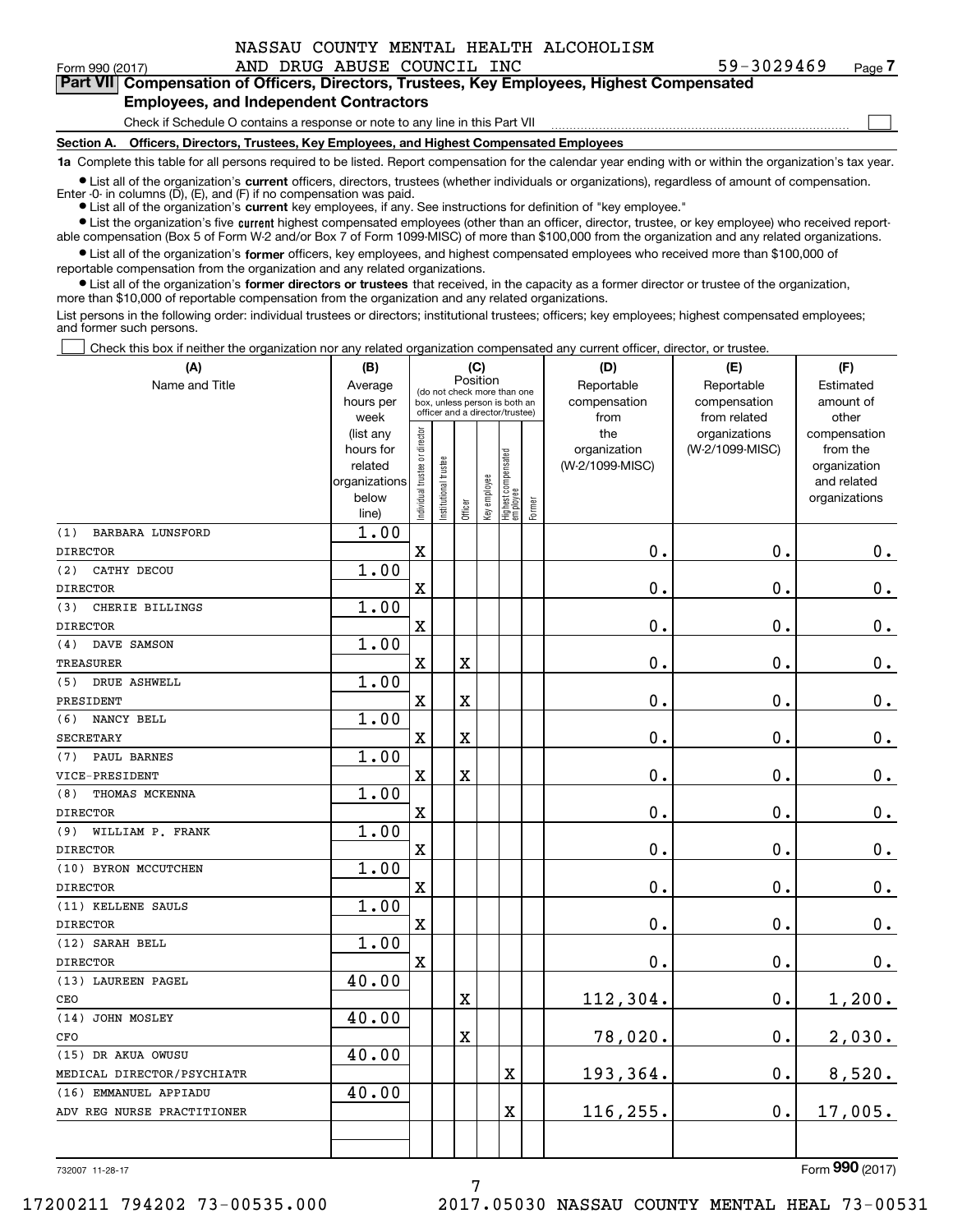NASSAU COUNTY MENTAL HEALTH ALCOHOLISM AND DRUG ABUSE COUNCIL INC 59-3029469

Form 990 (2017) Page 7

## Part VII Compensation of Officers, Directors, Trustees, Key Employees, Highest Compensated Employees, and Independent Contractors

Check if Schedule O contains a response or note to any line in this Part VII ☐

**Section A. Officers, Directors, Trustees, Key Employees, and Highest Compensated Employees**

**1a** Complete this table for all persons required to be listed. Report compensation for the calendar year ending with or within the organization's tax year.

- List all of the organization's **current** officers, directors, trustees (whether individuals or organizations), regardless of amount of compensation. Enter -0- in columns (D), (E), and (F) if no compensation was paid.
- List all of the organization's **current** key employees, if any. See instructions for definition of "key employee."
- List the organization's five **current** highest compensated employees (other than an officer, director, trustee, or key employee) who received reportable compensation (Box 5 of Form W-2 and/or Box 7 of Form 1099-MISC) of more than $100,000 from the organization and any related organizations.
- List all of the organization's **former** officers, key employees, and highest compensated employees who received more than $100,000 of reportable compensation from the organization and any related organizations.
- List all of the organization's **former directors or trustees** that received, in the capacity as a former director or trustee of the organization, more than $10,000 of reportable compensation from the organization and any related organizations.

List persons in the following order: individual trustees or directors; institutional trustees; officers; key employees; highest compensated employees; and former such persons.

☐ Check this box if neither the organization nor any related organization compensated any current officer, director, or trustee.

| (A) Name and Title | (B) Average hours per week (list any hours for related organizations below line) | (C) Individual trustee or director | Institutional trustee | Officer | Key employee | Highest compensated employee | Former | (D) Reportable compensation from the organization (W-2/1099-MISC) | (E) Reportable compensation from related organizations (W-2/1099-MISC) | (F) Estimated amount of other compensation from the organization and related organizations |
|---|---|---|---|---|---|---|---|---|---|---|
| (1) BARBARA LUNSFORD<br>DIRECTOR | 1.00 | X | | | | | | 0. | 0. | 0. |
| (2) CATHY DECOU<br>DIRECTOR | 1.00 | X | | | | | | 0. | 0. | 0. |
| (3) CHERIE BILLINGS<br>DIRECTOR | 1.00 | X | | | | | | 0. | 0. | 0. |
| (4) DAVE SAMSON<br>TREASURER | 1.00 | X | | X | | | | 0. | 0. | 0. |
| (5) DRUE ASHWELL<br>PRESIDENT | 1.00 | X | | X | | | | 0. | 0. | 0. |
| (6) NANCY BELL<br>SECRETARY | 1.00 | X | | X | | | | 0. | 0. | 0. |
| (7) PAUL BARNES<br>VICE-PRESIDENT | 1.00 | X | | X | | | | 0. | 0. | 0. |
| (8) THOMAS MCKENNA<br>DIRECTOR | 1.00 | X | | | | | | 0. | 0. | 0. |
| (9) WILLIAM P. FRANK<br>DIRECTOR | 1.00 | X | | | | | | 0. | 0. | 0. |
| (10) BYRON MCCUTCHEN<br>DIRECTOR | 1.00 | X | | | | | | 0. | 0. | 0. |
| (11) KELLENE SAULS<br>DIRECTOR | 1.00 | X | | | | | | 0. | 0. | 0. |
| (12) SARAH BELL<br>DIRECTOR | 1.00 | X | | | | | | 0. | 0. | 0. |
| (13) LAUREEN PAGEL<br>CEO | 40.00 | | | X | | | | 112,304. | 0. | 1,200. |
| (14) JOHN MOSLEY<br>CFO | 40.00 | | | X | | | | 78,020. | 0. | 2,030. |
| (15) DR AKUA OWUSU<br>MEDICAL DIRECTOR/PSYCHIATR | 40.00 | | | | | X | | 193,364. | 0. | 8,520. |
| (16) EMMANUEL APPIADU<br>ADV REG NURSE PRACTITIONER | 40.00 | | | | | X | | 116,255. | 0. | 17,005. |

732007 11-28-17

Form 990 (2017)

17200211 794202 73-00535.000 2017.05030 NASSAU COUNTY MENTAL HEAL 73-00531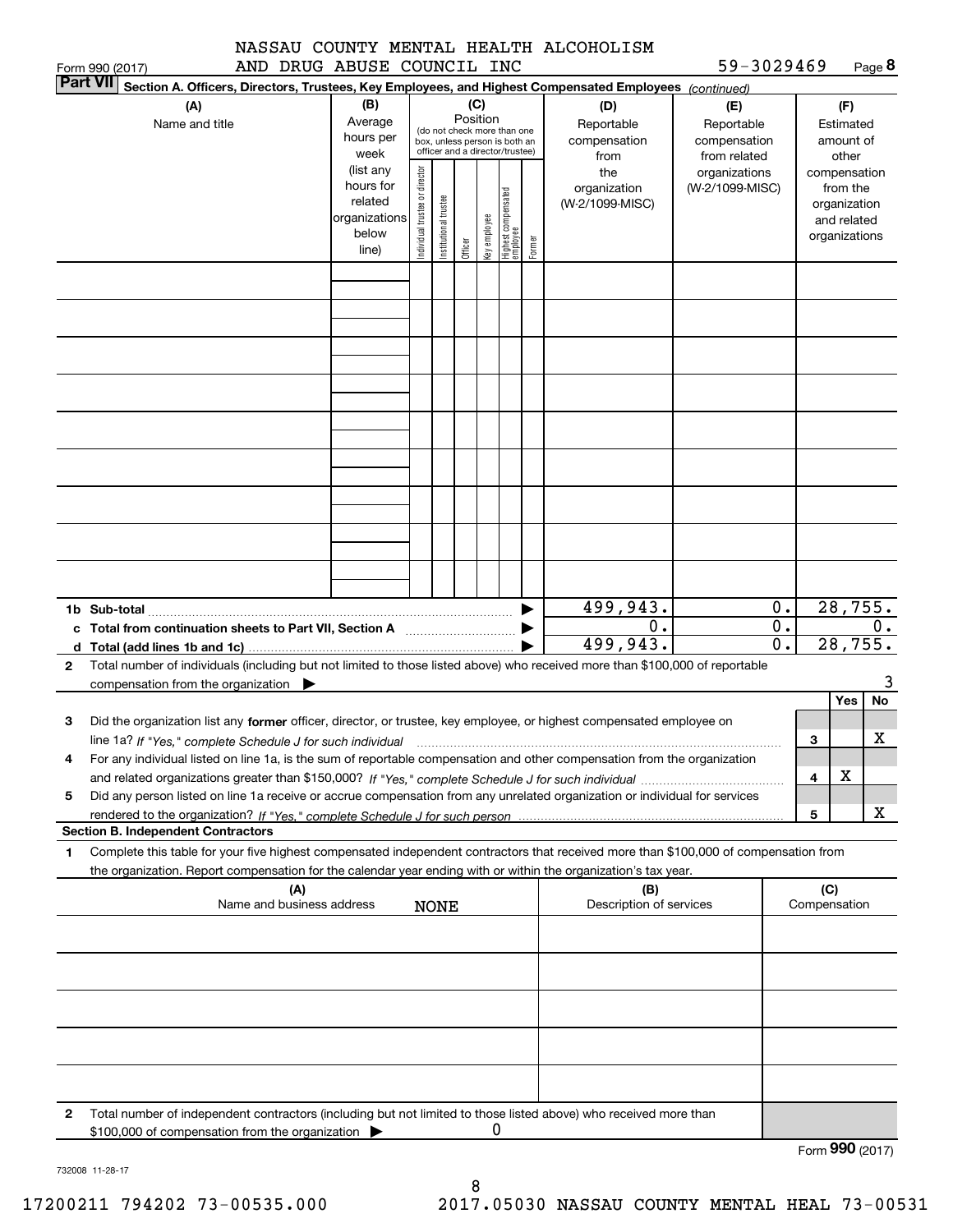NASSAU COUNTY MENTAL HEALTH ALCOHOLISM AND DRUG ABUSE COUNCIL INC 59-3029469

Form 990 (2017)

**Part VII Section A. Officers, Directors, Trustees, Key Employees, and Highest Compensated Employees** *(continued)*

| (A) Name and title | (B) Average hours per week (list any hours for related organizations below line) | (C) Position (do not check more than one box, unless person is both an officer and a director/trustee): Individual trustee or director | Institutional trustee | Officer | Key employee | Highest compensated employee | Former | (D) Reportable compensation from the organization (W-2/1099-MISC) | (E) Reportable compensation from related organizations (W-2/1099-MISC) | (F) Estimated amount of other compensation from the organization and related organizations |
|---|---|---|---|---|---|---|---|---|---|---|
| | | | | | | | | | | |
| | | | | | | | | | | |
| | | | | | | | | | | |
| | | | | | | | | | | |
| | | | | | | | | | | |
| | | | | | | | | | | |
| | | | | | | | | | | |
| | | | | | | | | | | |
| | | | | | | | | | | |
| **1b Sub-total** | | | | | | | | 499,943. | 0. | 28,755. |
| **c Total from continuation sheets to Part VII, Section A** | | | | | | | | 0. | 0. | 0. |
| **d Total (add lines 1b and 1c)** | | | | | | | | 499,943. | 0. | 28,755. |

**2** Total number of individuals (including but not limited to those listed above) who received more than $100,000 of reportable compensation from the organization ▶ 3

| | | Yes | No |
|---|---|---|---|
| **3** Did the organization list any **former** officer, director, or trustee, key employee, or highest compensated employee on line 1a? *If "Yes," complete Schedule J for such individual* | 3 | | X |
| **4** For any individual listed on line 1a, is the sum of reportable compensation and other compensation from the organization and related organizations greater than $150,000? *If "Yes," complete Schedule J for such individual* | 4 | X | |
| **5** Did any person listed on line 1a receive or accrue compensation from any unrelated organization or individual for services rendered to the organization? *If "Yes," complete Schedule J for such person* | 5 | | X |

**Section B. Independent Contractors**

**1** Complete this table for your five highest compensated independent contractors that received more than $100,000 of compensation from the organization. Report compensation for the calendar year ending with or within the organization's tax year.

| (A) Name and business address | (B) Description of services | (C) Compensation |
|---|---|---|
| NONE | | |
| | | |
| | | |
| | | |
| | | |

**2** Total number of independent contractors (including but not limited to those listed above) who received more than $100,000 of compensation from the organization ▶ 0

Form **990** (2017)

732008 11-28-17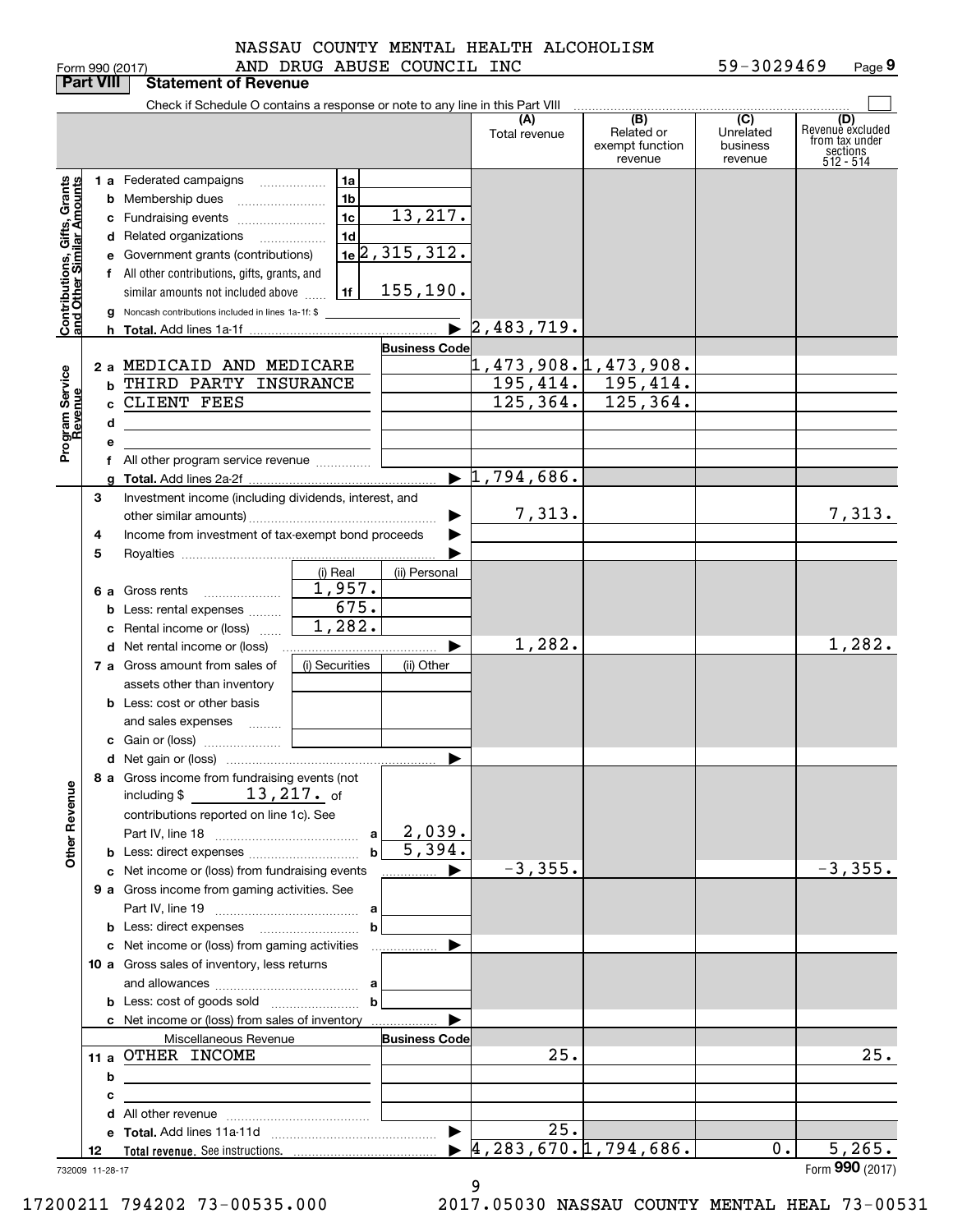NASSAU COUNTY MENTAL HEALTH ALCOHOLISM AND DRUG ABUSE COUNCIL INC

Form 990 (2017) 59-3029469 Page 9

## Part VIII Statement of Revenue

Check if Schedule O contains a response or note to any line in this Part VIII

| | | | | (A) Total revenue | (B) Related or exempt function revenue | (C) Unrelated business revenue | (D) Revenue excluded from tax under sections 512 - 514 |
|---|---|---|---|---|---|---|---|
| **Contributions, Gifts, Grants and Other Similar Amounts** | 1a Federated campaigns | 1a | | | | | |
| | b Membership dues | 1b | | | | | |
| | c Fundraising events | 1c | 13,217. | | | | |
| | d Related organizations | 1d | | | | | |
| | e Government grants (contributions) | 1e | 2,315,312. | | | | |
| | f All other contributions, gifts, grants, and similar amounts not included above | 1f | 155,190. | | | | |
| | g Noncash contributions included in lines 1a-1f: $ | | | | | | |
| | h Total. Add lines 1a-1f | | | 2,483,719. | | | |
| **Program Service Revenue** | | | Business Code | | | | |
| | 2a MEDICAID AND MEDICARE | | | 1,473,908. | 1,473,908. | | |
| | b THIRD PARTY INSURANCE | | | 195,414. | 195,414. | | |
| | c CLIENT FEES | | | 125,364. | 125,364. | | |
| | d | | | | | | |
| | e | | | | | | |
| | f All other program service revenue | | | | | | |
| | g Total. Add lines 2a-2f | | | 1,794,686. | | | |
| **Other Revenue** | 3 Investment income (including dividends, interest, and other similar amounts) | | | 7,313. | | | 7,313. |
| | 4 Income from investment of tax-exempt bond proceeds | | | | | | |
| | 5 Royalties | | | | | | |
| | | (i) Real | (ii) Personal | | | | |
| | 6a Gross rents | 1,957. | | | | | |
| | b Less: rental expenses | 675. | | | | | |
| | c Rental income or (loss) | 1,282. | | | | | |
| | d Net rental income or (loss) | | | 1,282. | | | 1,282. |
| | | (i) Securities | (ii) Other | | | | |
| | 7a Gross amount from sales of assets other than inventory | | | | | | |
| | b Less: cost or other basis and sales expenses | | | | | | |
| | c Gain or (loss) | | | | | | |
| | d Net gain or (loss) | | | | | | |
| | 8a Gross income from fundraising events (not including $ 13,217. of contributions reported on line 1c). See Part IV, line 18 | a | 2,039. | | | | |
| | b Less: direct expenses | b | 5,394. | | | | |
| | c Net income or (loss) from fundraising events | | | -3,355. | | | -3,355. |
| | 9a Gross income from gaming activities. See Part IV, line 19 | a | | | | | |
| | b Less: direct expenses | b | | | | | |
| | c Net income or (loss) from gaming activities | | | | | | |
| | 10a Gross sales of inventory, less returns and allowances | a | | | | | |
| | b Less: cost of goods sold | b | | | | | |
| | c Net income or (loss) from sales of inventory | | | | | | |
| | Miscellaneous Revenue | | Business Code | | | | |
| | 11a OTHER INCOME | | | 25. | | | 25. |
| | b | | | | | | |
| | c | | | | | | |
| | d All other revenue | | | | | | |
| | e Total. Add lines 11a-11d | | | 25. | | | |
| | 12 Total revenue. See instructions. | | | 4,283,670. | 1,794,686. | 0. | 5,265. |

732009 11-28-17 Form 990 (2017)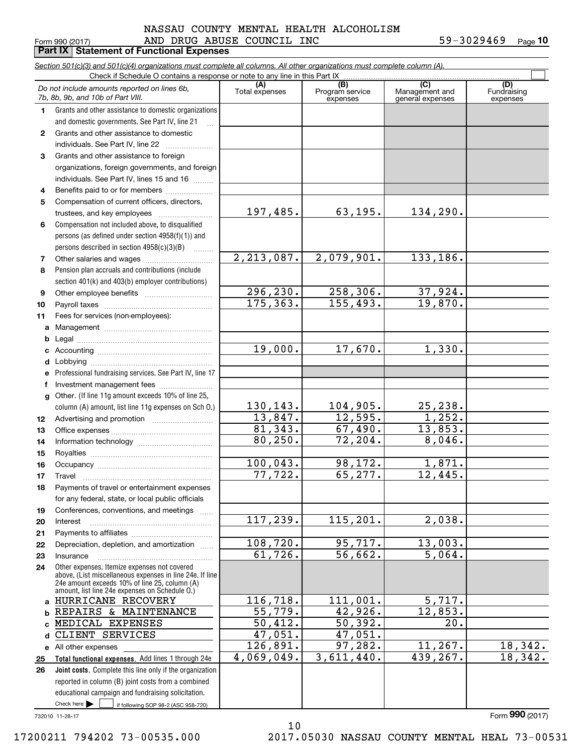NASSAU COUNTY MENTAL HEALTH ALCOHOLISM AND DRUG ABUSE COUNCIL INC 59-3029469

Form 990 (2017)

## Part IX Statement of Functional Expenses

*Section 501(c)(3) and 501(c)(4) organizations must complete all columns. All other organizations must complete column (A).*

Check if Schedule O contains a response or note to any line in this Part IX

| *Do not include amounts reported on lines 6b, 7b, 8b, 9b, and 10b of Part VIII.* | (A) Total expenses | (B) Program service expenses | (C) Management and general expenses | (D) Fundraising expenses |
|---|---|---|---|---|
| **1** Grants and other assistance to domestic organizations and domestic governments. See Part IV, line 21 | | | | |
| **2** Grants and other assistance to domestic individuals. See Part IV, line 22 | | | | |
| **3** Grants and other assistance to foreign organizations, foreign governments, and foreign individuals. See Part IV, lines 15 and 16 | | | | |
| **4** Benefits paid to or for members | | | | |
| **5** Compensation of current officers, directors, trustees, and key employees | 197,485. | 63,195. | 134,290. | |
| **6** Compensation not included above, to disqualified persons (as defined under section 4958(f)(1)) and persons described in section 4958(c)(3)(B) | | | | |
| **7** Other salaries and wages | 2,213,087. | 2,079,901. | 133,186. | |
| **8** Pension plan accruals and contributions (include section 401(k) and 403(b) employer contributions) | | | | |
| **9** Other employee benefits | 296,230. | 258,306. | 37,924. | |
| **10** Payroll taxes | 175,363. | 155,493. | 19,870. | |
| **11** Fees for services (non-employees): | | | | |
| **a** Management | | | | |
| **b** Legal | | | | |
| **c** Accounting | 19,000. | 17,670. | 1,330. | |
| **d** Lobbying | | | | |
| **e** Professional fundraising services. See Part IV, line 17 | | | | |
| **f** Investment management fees | | | | |
| **g** Other. (If line 11g amount exceeds 10% of line 25, column (A) amount, list line 11g expenses on Sch O.) | 130,143. | 104,905. | 25,238. | |
| **12** Advertising and promotion | 13,847. | 12,595. | 1,252. | |
| **13** Office expenses | 81,343. | 67,490. | 13,853. | |
| **14** Information technology | 80,250. | 72,204. | 8,046. | |
| **15** Royalties | | | | |
| **16** Occupancy | 100,043. | 98,172. | 1,871. | |
| **17** Travel | 77,722. | 65,277. | 12,445. | |
| **18** Payments of travel or entertainment expenses for any federal, state, or local public officials | | | | |
| **19** Conferences, conventions, and meetings | | | | |
| **20** Interest | 117,239. | 115,201. | 2,038. | |
| **21** Payments to affiliates | | | | |
| **22** Depreciation, depletion, and amortization | 108,720. | 95,717. | 13,003. | |
| **23** Insurance | 61,726. | 56,662. | 5,064. | |
| **24** Other expenses. Itemize expenses not covered above. (List miscellaneous expenses in line 24e. If line 24e amount exceeds 10% of line 25, column (A) amount, list line 24e expenses on Schedule O.) | | | | |
| **a** HURRICANE RECOVERY | 116,718. | 111,001. | 5,717. | |
| **b** REPAIRS & MAINTENANCE | 55,779. | 42,926. | 12,853. | |
| **c** MEDICAL EXPENSES | 50,412. | 50,392. | 20. | |
| **d** CLIENT SERVICES | 47,051. | 47,051. | | |
| **e** All other expenses | 126,891. | 97,282. | 11,267. | 18,342. |
| **25** **Total functional expenses.** Add lines 1 through 24e | 4,069,049. | 3,611,440. | 439,267. | 18,342. |
| **26** **Joint costs.** Complete this line only if the organization reported in column (B) joint costs from a combined educational campaign and fundraising solicitation. Check here ☐ if following SOP 98-2 (ASC 958-720) | | | | |

732010 11-28-17

Form **990** (2017)

17200211 794202 73-00535.000 2017.05030 NASSAU COUNTY MENTAL HEAL 73-00531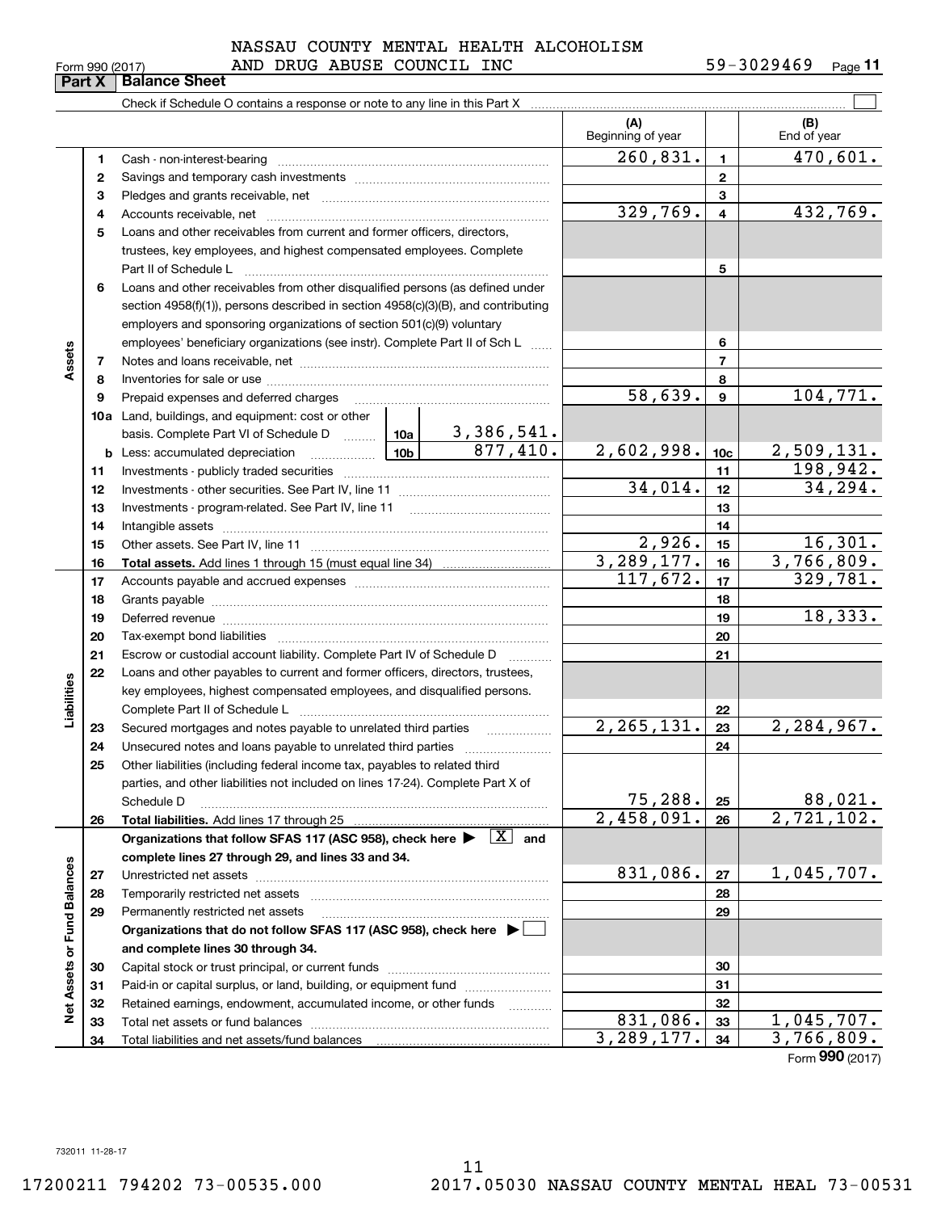NASSAU COUNTY MENTAL HEALTH ALCOHOLISM AND DRUG ABUSE COUNCIL INC

Form 990 (2017) 59-3029469 Page 11

## Part X Balance Sheet

Check if Schedule O contains a response or note to any line in this Part X

| | | | | (A) Beginning of year | | (B) End of year |
|---|---|---|---|---|---|---|
| Assets | 1 | Cash - non-interest-bearing | | 260,831. | 1 | 470,601. |
| | 2 | Savings and temporary cash investments | | | 2 | |
| | 3 | Pledges and grants receivable, net | | | 3 | |
| | 4 | Accounts receivable, net | | 329,769. | 4 | 432,769. |
| | 5 | Loans and other receivables from current and former officers, directors, trustees, key employees, and highest compensated employees. Complete Part II of Schedule L | | | 5 | |
| | 6 | Loans and other receivables from other disqualified persons (as defined under section 4958(f)(1)), persons described in section 4958(c)(3)(B), and contributing employers and sponsoring organizations of section 501(c)(9) voluntary employees' beneficiary organizations (see instr). Complete Part II of Sch L | | | 6 | |
| | 7 | Notes and loans receivable, net | | | 7 | |
| | 8 | Inventories for sale or use | | | 8 | |
| | 9 | Prepaid expenses and deferred charges | | 58,639. | 9 | 104,771. |
| | 10a | Land, buildings, and equipment: cost or other basis. Complete Part VI of Schedule D | 10a 3,386,541. | | | |
| | b | Less: accumulated depreciation | 10b 877,410. | 2,602,998. | 10c | 2,509,131. |
| | 11 | Investments - publicly traded securities | | | 11 | 198,942. |
| | 12 | Investments - other securities. See Part IV, line 11 | | 34,014. | 12 | 34,294. |
| | 13 | Investments - program-related. See Part IV, line 11 | | | 13 | |
| | 14 | Intangible assets | | | 14 | |
| | 15 | Other assets. See Part IV, line 11 | | 2,926. | 15 | 16,301. |
| | 16 | **Total assets.** Add lines 1 through 15 (must equal line 34) | | 3,289,177. | 16 | 3,766,809. |
| Liabilities | 17 | Accounts payable and accrued expenses | | 117,672. | 17 | 329,781. |
| | 18 | Grants payable | | | 18 | |
| | 19 | Deferred revenue | | | 19 | 18,333. |
| | 20 | Tax-exempt bond liabilities | | | 20 | |
| | 21 | Escrow or custodial account liability. Complete Part IV of Schedule D | | | 21 | |
| | 22 | Loans and other payables to current and former officers, directors, trustees, key employees, highest compensated employees, and disqualified persons. Complete Part II of Schedule L | | | 22 | |
| | 23 | Secured mortgages and notes payable to unrelated third parties | | 2,265,131. | 23 | 2,284,967. |
| | 24 | Unsecured notes and loans payable to unrelated third parties | | | 24 | |
| | 25 | Other liabilities (including federal income tax, payables to related third parties, and other liabilities not included on lines 17-24). Complete Part X of Schedule D | | 75,288. | 25 | 88,021. |
| | 26 | **Total liabilities.** Add lines 17 through 25 | | 2,458,091. | 26 | 2,721,102. |
| Net Assets or Fund Balances | | **Organizations that follow SFAS 117 (ASC 958), check here ▶ [X] and complete lines 27 through 29, and lines 33 and 34.** | | | | |
| | 27 | Unrestricted net assets | | 831,086. | 27 | 1,045,707. |
| | 28 | Temporarily restricted net assets | | | 28 | |
| | 29 | Permanently restricted net assets | | | 29 | |
| | | **Organizations that do not follow SFAS 117 (ASC 958), check here ▶ [ ] and complete lines 30 through 34.** | | | | |
| | 30 | Capital stock or trust principal, or current funds | | | 30 | |
| | 31 | Paid-in or capital surplus, or land, building, or equipment fund | | | 31 | |
| | 32 | Retained earnings, endowment, accumulated income, or other funds | | | 32 | |
| | 33 | Total net assets or fund balances | | 831,086. | 33 | 1,045,707. |
| | 34 | Total liabilities and net assets/fund balances | | 3,289,177. | 34 | 3,766,809. |

Form **990** (2017)

732011 11-28-17

17200211 794202 73-00535.000 2017.05030 NASSAU COUNTY MENTAL HEAL 73-00531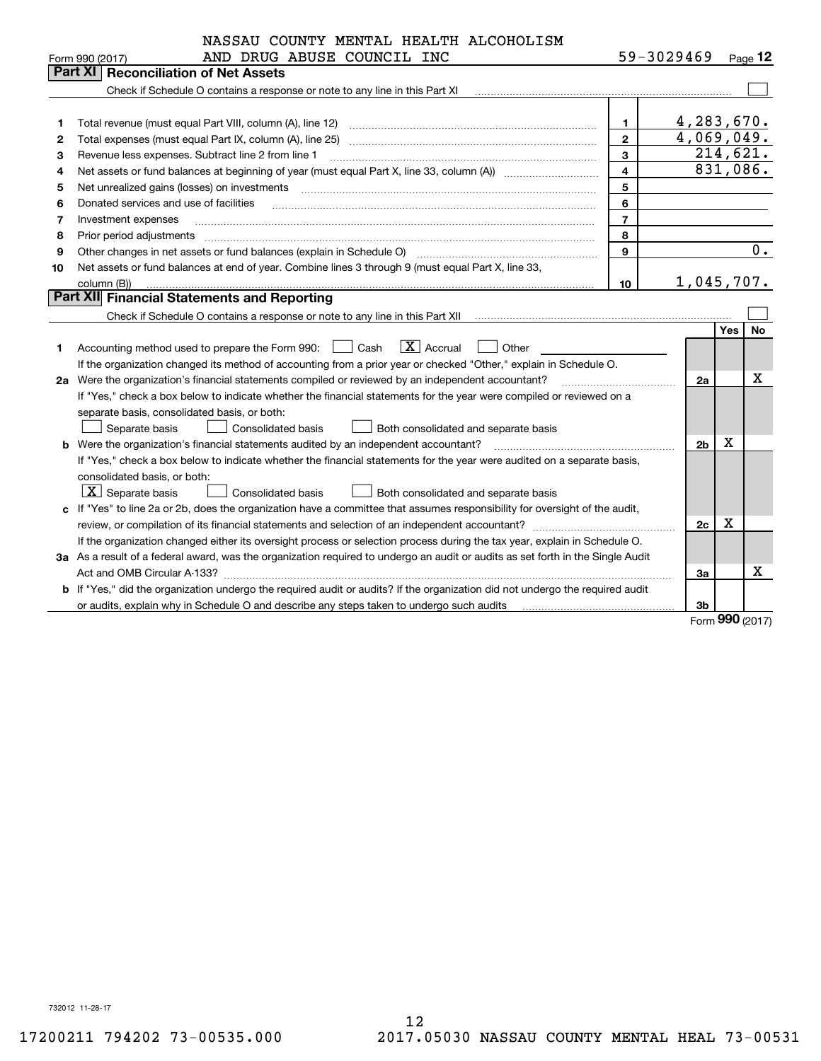NASSAU COUNTY MENTAL HEALTH ALCOHOLISM AND DRUG ABUSE COUNCIL INC

Form 990 (2017) 59-3029469 Page 12

## Part XI Reconciliation of Net Assets

Check if Schedule O contains a response or note to any line in this Part XI ☐

| | | | |
|---|---|---|---|
| 1 | Total revenue (must equal Part VIII, column (A), line 12) | 1 | 4,283,670. |
| 2 | Total expenses (must equal Part IX, column (A), line 25) | 2 | 4,069,049. |
| 3 | Revenue less expenses. Subtract line 2 from line 1 | 3 | 214,621. |
| 4 | Net assets or fund balances at beginning of year (must equal Part X, line 33, column (A)) | 4 | 831,086. |
| 5 | Net unrealized gains (losses) on investments | 5 | |
| 6 | Donated services and use of facilities | 6 | |
| 7 | Investment expenses | 7 | |
| 8 | Prior period adjustments | 8 | |
| 9 | Other changes in net assets or fund balances (explain in Schedule O) | 9 | 0. |
| 10 | Net assets or fund balances at end of year. Combine lines 3 through 9 (must equal Part X, line 33, column (B)) | 10 | 1,045,707. |

## Part XII Financial Statements and Reporting

Check if Schedule O contains a response or note to any line in this Part XII ☐

| | | | Yes | No |
|---|---|---|---|---|
| 1 | Accounting method used to prepare the Form 990: ☐ Cash ☒ Accrual ☐ Other | | | |
| | If the organization changed its method of accounting from a prior year or checked "Other," explain in Schedule O. | | | |
| 2a | Were the organization's financial statements compiled or reviewed by an independent accountant? | 2a | | X |
| | If "Yes," check a box below to indicate whether the financial statements for the year were compiled or reviewed on a separate basis, consolidated basis, or both: ☐ Separate basis ☐ Consolidated basis ☐ Both consolidated and separate basis | | | |
| b | Were the organization's financial statements audited by an independent accountant? | 2b | X | |
| | If "Yes," check a box below to indicate whether the financial statements for the year were audited on a separate basis, consolidated basis, or both: ☒ Separate basis ☐ Consolidated basis ☐ Both consolidated and separate basis | | | |
| c | If "Yes" to line 2a or 2b, does the organization have a committee that assumes responsibility for oversight of the audit, review, or compilation of its financial statements and selection of an independent accountant? | 2c | X | |
| | If the organization changed either its oversight process or selection process during the tax year, explain in Schedule O. | | | |
| 3a | As a result of a federal award, was the organization required to undergo an audit or audits as set forth in the Single Audit Act and OMB Circular A-133? | 3a | | X |
| b | If "Yes," did the organization undergo the required audit or audits? If the organization did not undergo the required audit or audits, explain why in Schedule O and describe any steps taken to undergo such audits | 3b | | |

Form 990 (2017)

732012 11-28-17

17200211 794202 73-00535.000 2017.05030 NASSAU COUNTY MENTAL HEAL 73-00531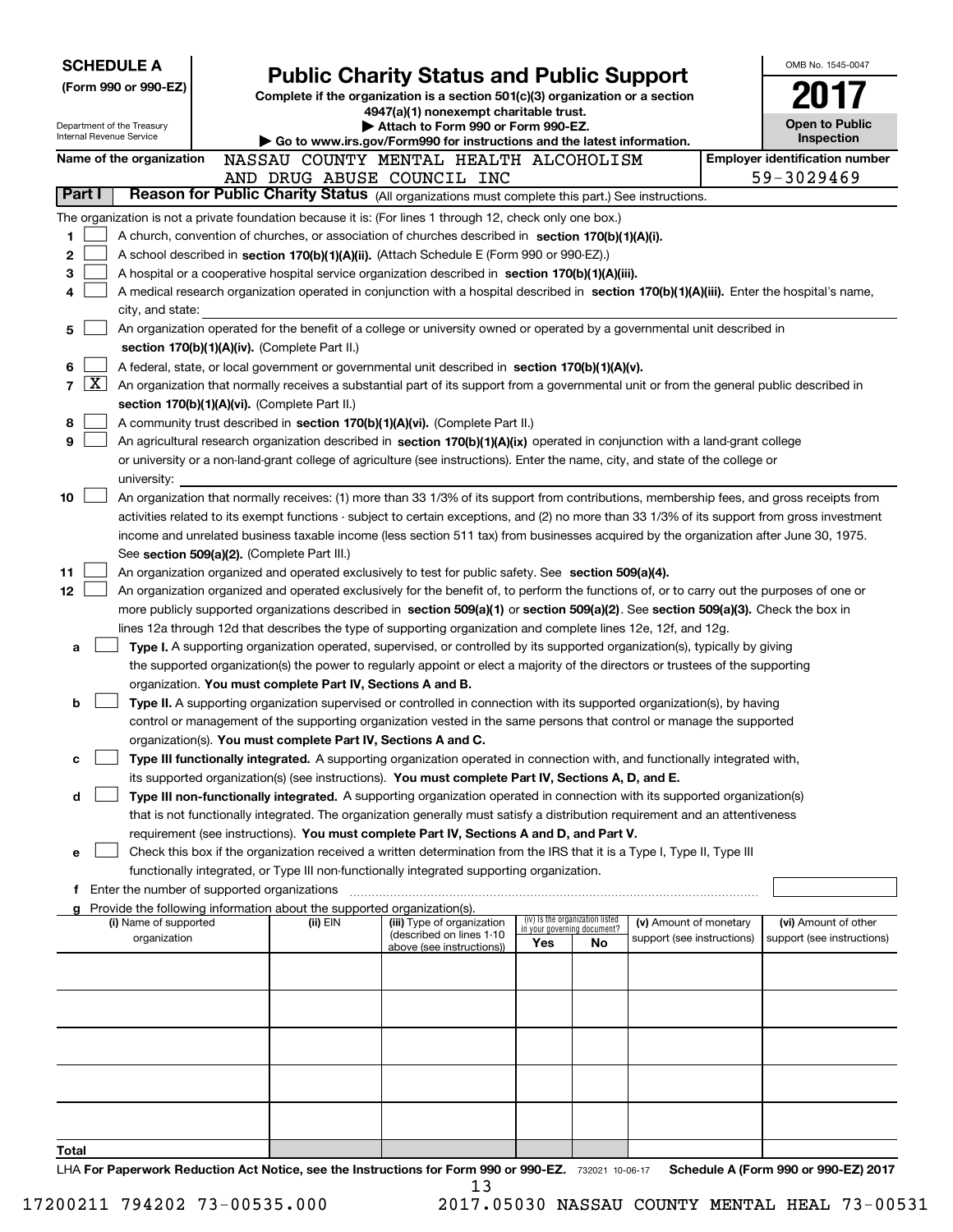**SCHEDULE A**
**(Form 990 or 990-EZ)**

Department of the Treasury
Internal Revenue Service

# Public Charity Status and Public Support

**Complete if the organization is a section 501(c)(3) organization or a section 4947(a)(1) nonexempt charitable trust.**
**▶ Attach to Form 990 or Form 990-EZ.**
**▶ Go to www.irs.gov/Form990 for instructions and the latest information.**

OMB No. 1545-0047
**2017**
**Open to Public Inspection**

**Name of the organization** NASSAU COUNTY MENTAL HEALTH ALCOHOLISM AND DRUG ABUSE COUNCIL INC

**Employer identification number** 59-3029469

## Part I — Reason for Public Charity Status (All organizations must complete this part.) See instructions.

The organization is not a private foundation because it is: (For lines 1 through 12, check only one box.)

1 [ ] A church, convention of churches, or association of churches described in **section 170(b)(1)(A)(i).**

2 [ ] A school described in **section 170(b)(1)(A)(ii).** (Attach Schedule E (Form 990 or 990-EZ).)

3 [ ] A hospital or a cooperative hospital service organization described in **section 170(b)(1)(A)(iii).**

4 [ ] A medical research organization operated in conjunction with a hospital described in **section 170(b)(1)(A)(iii).** Enter the hospital's name, city, and state:

5 [ ] An organization operated for the benefit of a college or university owned or operated by a governmental unit described in **section 170(b)(1)(A)(iv).** (Complete Part II.)

6 [ ] A federal, state, or local government or governmental unit described in **section 170(b)(1)(A)(v).**

7 [X] An organization that normally receives a substantial part of its support from a governmental unit or from the general public described in **section 170(b)(1)(A)(vi).** (Complete Part II.)

8 [ ] A community trust described in **section 170(b)(1)(A)(vi).** (Complete Part II.)

9 [ ] An agricultural research organization described in **section 170(b)(1)(A)(ix)** operated in conjunction with a land-grant college or university or a non-land-grant college of agriculture (see instructions). Enter the name, city, and state of the college or university:

10 [ ] An organization that normally receives: (1) more than 33 1/3% of its support from contributions, membership fees, and gross receipts from activities related to its exempt functions - subject to certain exceptions, and (2) no more than 33 1/3% of its support from gross investment income and unrelated business taxable income (less section 511 tax) from businesses acquired by the organization after June 30, 1975. See **section 509(a)(2).** (Complete Part III.)

11 [ ] An organization organized and operated exclusively to test for public safety. See **section 509(a)(4).**

12 [ ] An organization organized and operated exclusively for the benefit of, to perform the functions of, or to carry out the purposes of one or more publicly supported organizations described in **section 509(a)(1)** or **section 509(a)(2).** See **section 509(a)(3).** Check the box in lines 12a through 12d that describes the type of supporting organization and complete lines 12e, 12f, and 12g.

a [ ] **Type I.** A supporting organization operated, supervised, or controlled by its supported organization(s), typically by giving the supported organization(s) the power to regularly appoint or elect a majority of the directors or trustees of the supporting organization. **You must complete Part IV, Sections A and B.**

b [ ] **Type II.** A supporting organization supervised or controlled in connection with its supported organization(s), by having control or management of the supporting organization vested in the same persons that control or manage the supported organization(s). **You must complete Part IV, Sections A and C.**

c [ ] **Type III functionally integrated.** A supporting organization operated in connection with, and functionally integrated with, its supported organization(s) (see instructions). **You must complete Part IV, Sections A, D, and E.**

d [ ] **Type III non-functionally integrated.** A supporting organization operated in connection with its supported organization(s) that is not functionally integrated. The organization generally must satisfy a distribution requirement and an attentiveness requirement (see instructions). **You must complete Part IV, Sections A and D, and Part V.**

e [ ] Check this box if the organization received a written determination from the IRS that it is a Type I, Type II, Type III functionally integrated, or Type III non-functionally integrated supporting organization.

f Enter the number of supported organizations

g Provide the following information about the supported organization(s).

| (i) Name of supported organization | (ii) EIN | (iii) Type of organization (described on lines 1-10 above (see instructions)) | (iv) Is the organization listed in your governing document? Yes | No | (v) Amount of monetary support (see instructions) | (vi) Amount of other support (see instructions) |
|---|---|---|---|---|---|---|
| | | | | | | |
| | | | | | | |
| | | | | | | |
| | | | | | | |
| | | | | | | |
| **Total** | | | | | | |

LHA **For Paperwork Reduction Act Notice, see the Instructions for Form 990 or 990-EZ.** 732021 10-06-17 **Schedule A (Form 990 or 990-EZ) 2017**

17200211 794202 73-00535.000 2017.05030 NASSAU COUNTY MENTAL HEAL 73-00531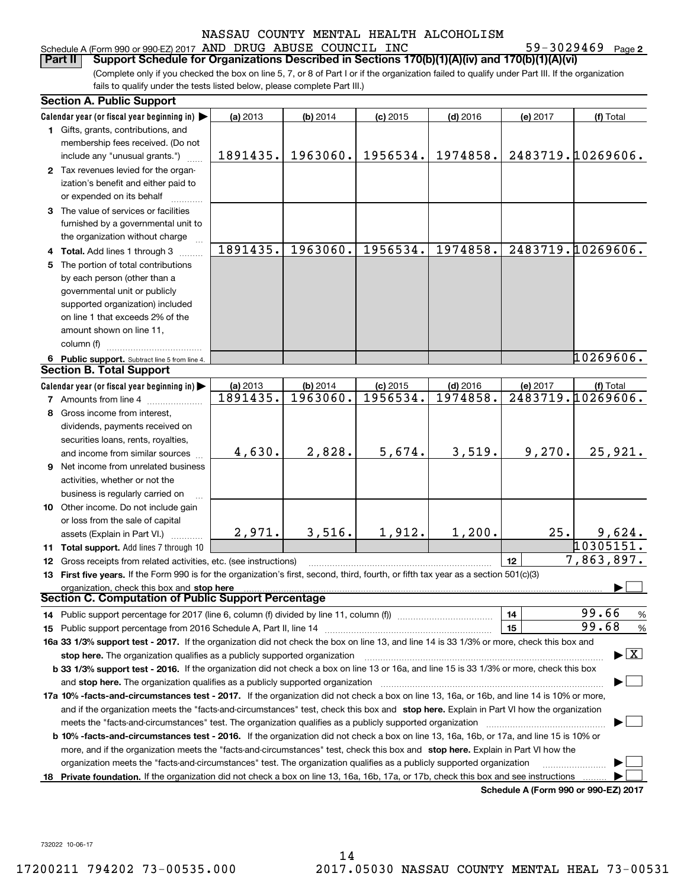NASSAU COUNTY MENTAL HEALTH ALCOHOLISM
Schedule A (Form 990 or 990-EZ) 2017 AND DRUG ABUSE COUNCIL INC 59-3029469 Page 2

**Part II Support Schedule for Organizations Described in Sections 170(b)(1)(A)(iv) and 170(b)(1)(A)(vi)**

(Complete only if you checked the box on line 5, 7, or 8 of Part I or if the organization failed to qualify under Part III. If the organization fails to qualify under the tests listed below, please complete Part III.)

### Section A. Public Support

| Calendar year (or fiscal year beginning in) ▶ | (a) 2013 | (b) 2014 | (c) 2015 | (d) 2016 | (e) 2017 | (f) Total |
|---|---|---|---|---|---|---|
| **1** Gifts, grants, contributions, and membership fees received. (Do not include any "unusual grants.") | 1891435. | 1963060. | 1956534. | 1974858. | 2483719. | 10269606. |
| **2** Tax revenues levied for the organization's benefit and either paid to or expended on its behalf | | | | | | |
| **3** The value of services or facilities furnished by a governmental unit to the organization without charge | | | | | | |
| **4 Total.** Add lines 1 through 3 | 1891435. | 1963060. | 1956534. | 1974858. | 2483719. | 10269606. |
| **5** The portion of total contributions by each person (other than a governmental unit or publicly supported organization) included on line 1 that exceeds 2% of the amount shown on line 11, column (f) | | | | | | |
| **6 Public support.** Subtract line 5 from line 4. | | | | | | 10269606. |

### Section B. Total Support

| Calendar year (or fiscal year beginning in) ▶ | (a) 2013 | (b) 2014 | (c) 2015 | (d) 2016 | (e) 2017 | (f) Total |
|---|---|---|---|---|---|---|
| **7** Amounts from line 4 | 1891435. | 1963060. | 1956534. | 1974858. | 2483719. | 10269606. |
| **8** Gross income from interest, dividends, payments received on securities loans, rents, royalties, and income from similar sources | 4,630. | 2,828. | 5,674. | 3,519. | 9,270. | 25,921. |
| **9** Net income from unrelated business activities, whether or not the business is regularly carried on | | | | | | |
| **10** Other income. Do not include gain or loss from the sale of capital assets (Explain in Part VI.) | 2,971. | 3,516. | 1,912. | 1,200. | 25. | 9,624. |
| **11 Total support.** Add lines 7 through 10 | | | | | | 10305151. |

**12** Gross receipts from related activities, etc. (see instructions) | **12** | 7,863,897.

**13 First five years.** If the Form 990 is for the organization's first, second, third, fourth, or fifth tax year as a section 501(c)(3) organization, check this box and **stop here** ▶ ☐

### Section C. Computation of Public Support Percentage

**14** Public support percentage for 2017 (line 6, column (f) divided by line 11, column (f)) | **14** | 99.66 %

**15** Public support percentage from 2016 Schedule A, Part II, line 14 | **15** | 99.68 %

**16a 33 1/3% support test - 2017.** If the organization did not check the box on line 13, and line 14 is 33 1/3% or more, check this box and **stop here.** The organization qualifies as a publicly supported organization ▶ ☒

**b 33 1/3% support test - 2016.** If the organization did not check a box on line 13 or 16a, and line 15 is 33 1/3% or more, check this box and **stop here.** The organization qualifies as a publicly supported organization ▶ ☐

**17a 10% -facts-and-circumstances test - 2017.** If the organization did not check a box on line 13, 16a, or 16b, and line 14 is 10% or more, and if the organization meets the "facts-and-circumstances" test, check this box and **stop here.** Explain in Part VI how the organization meets the "facts-and-circumstances" test. The organization qualifies as a publicly supported organization ▶ ☐

**b 10% -facts-and-circumstances test - 2016.** If the organization did not check a box on line 13, 16a, 16b, or 17a, and line 15 is 10% or more, and if the organization meets the "facts-and-circumstances" test, check this box and **stop here.** Explain in Part VI how the organization meets the "facts-and-circumstances" test. The organization qualifies as a publicly supported organization ▶ ☐

**18 Private foundation.** If the organization did not check a box on line 13, 16a, 16b, 17a, or 17b, check this box and see instructions ▶ ☐

**Schedule A (Form 990 or 990-EZ) 2017**

732022 10-06-17

17200211 794202 73-00535.000 2017.05030 NASSAU COUNTY MENTAL HEAL 73-00531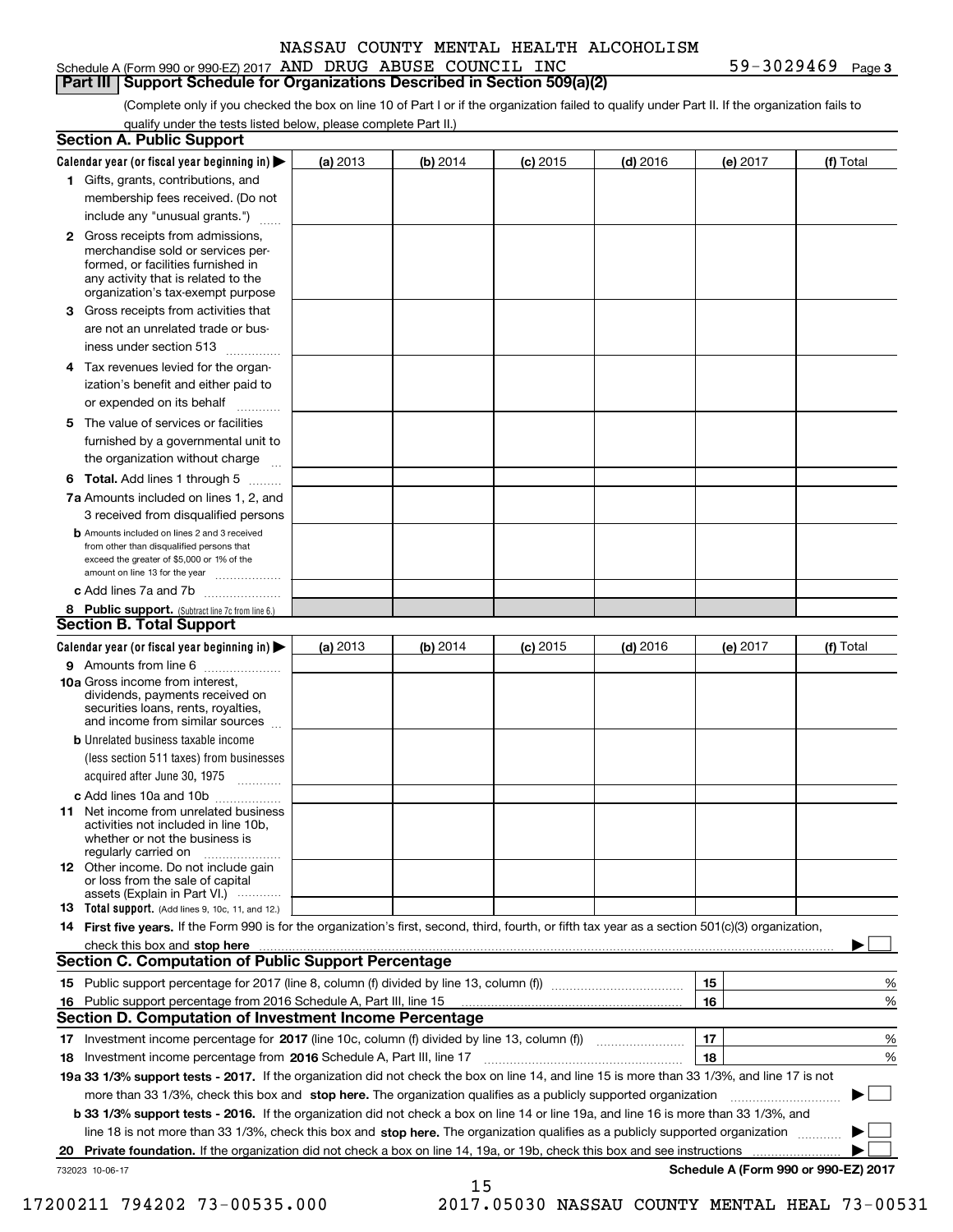NASSAU COUNTY MENTAL HEALTH ALCOHOLISM AND DRUG ABUSE COUNCIL INC 59-3029469

Schedule A (Form 990 or 990-EZ) 2017 Page 3

## Part III Support Schedule for Organizations Described in Section 509(a)(2)

(Complete only if you checked the box on line 10 of Part I or if the organization failed to qualify under Part II. If the organization fails to qualify under the tests listed below, please complete Part II.)

### Section A. Public Support

| Calendar year (or fiscal year beginning in) ▶ | (a) 2013 | (b) 2014 | (c) 2015 | (d) 2016 | (e) 2017 | (f) Total |
|---|---|---|---|---|---|---|
| 1 Gifts, grants, contributions, and membership fees received. (Do not include any "unusual grants.") | | | | | | |
| 2 Gross receipts from admissions, merchandise sold or services performed, or facilities furnished in any activity that is related to the organization's tax-exempt purpose | | | | | | |
| 3 Gross receipts from activities that are not an unrelated trade or business under section 513 | | | | | | |
| 4 Tax revenues levied for the organization's benefit and either paid to or expended on its behalf | | | | | | |
| 5 The value of services or facilities furnished by a governmental unit to the organization without charge | | | | | | |
| 6 Total. Add lines 1 through 5 | | | | | | |
| 7a Amounts included on lines 1, 2, and 3 received from disqualified persons | | | | | | |
| b Amounts included on lines 2 and 3 received from other than disqualified persons that exceed the greater of $5,000 or 1% of the amount on line 13 for the year | | | | | | |
| c Add lines 7a and 7b | | | | | | |
| 8 Public support. (Subtract line 7c from line 6.) | | | | | | |

### Section B. Total Support

| Calendar year (or fiscal year beginning in) ▶ | (a) 2013 | (b) 2014 | (c) 2015 | (d) 2016 | (e) 2017 | (f) Total |
|---|---|---|---|---|---|---|
| 9 Amounts from line 6 | | | | | | |
| 10a Gross income from interest, dividends, payments received on securities loans, rents, royalties, and income from similar sources | | | | | | |
| b Unrelated business taxable income (less section 511 taxes) from businesses acquired after June 30, 1975 | | | | | | |
| c Add lines 10a and 10b | | | | | | |
| 11 Net income from unrelated business activities not included in line 10b, whether or not the business is regularly carried on | | | | | | |
| 12 Other income. Do not include gain or loss from the sale of capital assets (Explain in Part VI.) | | | | | | |
| 13 Total support. (Add lines 9, 10c, 11, and 12.) | | | | | | |

14 **First five years.** If the Form 990 is for the organization's first, second, third, fourth, or fifth tax year as a section 501(c)(3) organization, check this box and **stop here** ▶ ☐

### Section C. Computation of Public Support Percentage

| | | | |
|---|---|---|---|
| 15 | Public support percentage for 2017 (line 8, column (f) divided by line 13, column (f)) | 15 | % |
| 16 | Public support percentage from 2016 Schedule A, Part III, line 15 | 16 | % |

### Section D. Computation of Investment Income Percentage

| | | | |
|---|---|---|---|
| 17 | Investment income percentage for **2017** (line 10c, column (f) divided by line 13, column (f)) | 17 | % |
| 18 | Investment income percentage from **2016** Schedule A, Part III, line 17 | 18 | % |

**19a 33 1/3% support tests - 2017.** If the organization did not check the box on line 14, and line 15 is more than 33 1/3%, and line 17 is not more than 33 1/3%, check this box and **stop here.** The organization qualifies as a publicly supported organization ▶ ☐

**b 33 1/3% support tests - 2016.** If the organization did not check a box on line 14 or line 19a, and line 16 is more than 33 1/3%, and line 18 is not more than 33 1/3%, check this box and **stop here.** The organization qualifies as a publicly supported organization ▶ ☐

**20 Private foundation.** If the organization did not check a box on line 14, 19a, or 19b, check this box and see instructions ▶ ☐

732023 10-06-17 **Schedule A (Form 990 or 990-EZ) 2017**

17200211 794202 73-00535.000 2017.05030 NASSAU COUNTY MENTAL HEAL 73-00531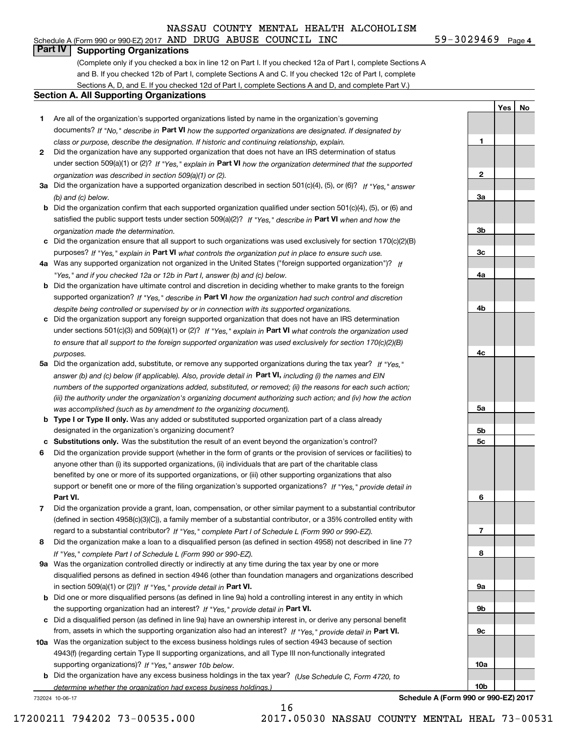NASSAU COUNTY MENTAL HEALTH ALCOHOLISM

Schedule A (Form 990 or 990-EZ) 2017 AND DRUG ABUSE COUNCIL INC 59-3029469 Page 4

## Part IV Supporting Organizations

(Complete only if you checked a box in line 12 on Part I. If you checked 12a of Part I, complete Sections A and B. If you checked 12b of Part I, complete Sections A and C. If you checked 12c of Part I, complete Sections A, D, and E. If you checked 12d of Part I, complete Sections A and D, and complete Part V.)

### Section A. All Supporting Organizations

| | | | Yes | No |
|---|---|---|---|---|
| **1** | Are all of the organization's supported organizations listed by name in the organization's governing documents? *If "No," describe in* **Part VI** *how the supported organizations are designated. If designated by class or purpose, describe the designation. If historic and continuing relationship, explain.* | **1** | | |
| **2** | Did the organization have any supported organization that does not have an IRS determination of status under section 509(a)(1) or (2)? *If "Yes," explain in* **Part VI** *how the organization determined that the supported organization was described in section 509(a)(1) or (2).* | **2** | | |
| **3a** | Did the organization have a supported organization described in section 501(c)(4), (5), or (6)? *If "Yes," answer (b) and (c) below.* | **3a** | | |
| **b** | Did the organization confirm that each supported organization qualified under section 501(c)(4), (5), or (6) and satisfied the public support tests under section 509(a)(2)? *If "Yes," describe in* **Part VI** *when and how the organization made the determination.* | **3b** | | |
| **c** | Did the organization ensure that all support to such organizations was used exclusively for section 170(c)(2)(B) purposes? *If "Yes," explain in* **Part VI** *what controls the organization put in place to ensure such use.* | **3c** | | |
| **4a** | Was any supported organization not organized in the United States ("foreign supported organization")? *If "Yes," and if you checked 12a or 12b in Part I, answer (b) and (c) below.* | **4a** | | |
| **b** | Did the organization have ultimate control and discretion in deciding whether to make grants to the foreign supported organization? *If "Yes," describe in* **Part VI** *how the organization had such control and discretion despite being controlled or supervised by or in connection with its supported organizations.* | **4b** | | |
| **c** | Did the organization support any foreign supported organization that does not have an IRS determination under sections 501(c)(3) and 509(a)(1) or (2)? *If "Yes," explain in* **Part VI** *what controls the organization used to ensure that all support to the foreign supported organization was used exclusively for section 170(c)(2)(B) purposes.* | **4c** | | |
| **5a** | Did the organization add, substitute, or remove any supported organizations during the tax year? *If "Yes," answer (b) and (c) below (if applicable). Also, provide detail in* **Part VI,** *including (i) the names and EIN numbers of the supported organizations added, substituted, or removed; (ii) the reasons for each such action; (iii) the authority under the organization's organizing document authorizing such action; and (iv) how the action was accomplished (such as by amendment to the organizing document).* | **5a** | | |
| **b** | **Type I or Type II only.** Was any added or substituted supported organization part of a class already designated in the organization's organizing document? | **5b** | | |
| **c** | **Substitutions only.** Was the substitution the result of an event beyond the organization's control? | **5c** | | |
| **6** | Did the organization provide support (whether in the form of grants or the provision of services or facilities) to anyone other than (i) its supported organizations, (ii) individuals that are part of the charitable class benefited by one or more of its supported organizations, or (iii) other supporting organizations that also support or benefit one or more of the filing organization's supported organizations? *If "Yes," provide detail in* **Part VI.** | **6** | | |
| **7** | Did the organization provide a grant, loan, compensation, or other similar payment to a substantial contributor (defined in section 4958(c)(3)(C)), a family member of a substantial contributor, or a 35% controlled entity with regard to a substantial contributor? *If "Yes," complete Part I of Schedule L (Form 990 or 990-EZ).* | **7** | | |
| **8** | Did the organization make a loan to a disqualified person (as defined in section 4958) not described in line 7? *If "Yes," complete Part I of Schedule L (Form 990 or 990-EZ).* | **8** | | |
| **9a** | Was the organization controlled directly or indirectly at any time during the tax year by one or more disqualified persons as defined in section 4946 (other than foundation managers and organizations described in section 509(a)(1) or (2))? *If "Yes," provide detail in* **Part VI.** | **9a** | | |
| **b** | Did one or more disqualified persons (as defined in line 9a) hold a controlling interest in any entity in which the supporting organization had an interest? *If "Yes," provide detail in* **Part VI.** | **9b** | | |
| **c** | Did a disqualified person (as defined in line 9a) have an ownership interest in, or derive any personal benefit from, assets in which the supporting organization also had an interest? *If "Yes," provide detail in* **Part VI.** | **9c** | | |
| **10a** | Was the organization subject to the excess business holdings rules of section 4943 because of section 4943(f) (regarding certain Type II supporting organizations, and all Type III non-functionally integrated supporting organizations)? *If "Yes," answer 10b below.* | **10a** | | |
| **b** | Did the organization have any excess business holdings in the tax year? *(Use Schedule C, Form 4720, to determine whether the organization had excess business holdings.)* | **10b** | | |

732024 10-06-17

**Schedule A (Form 990 or 990-EZ) 2017**

17200211 794202 73-00535.000 2017.05030 NASSAU COUNTY MENTAL HEAL 73-00531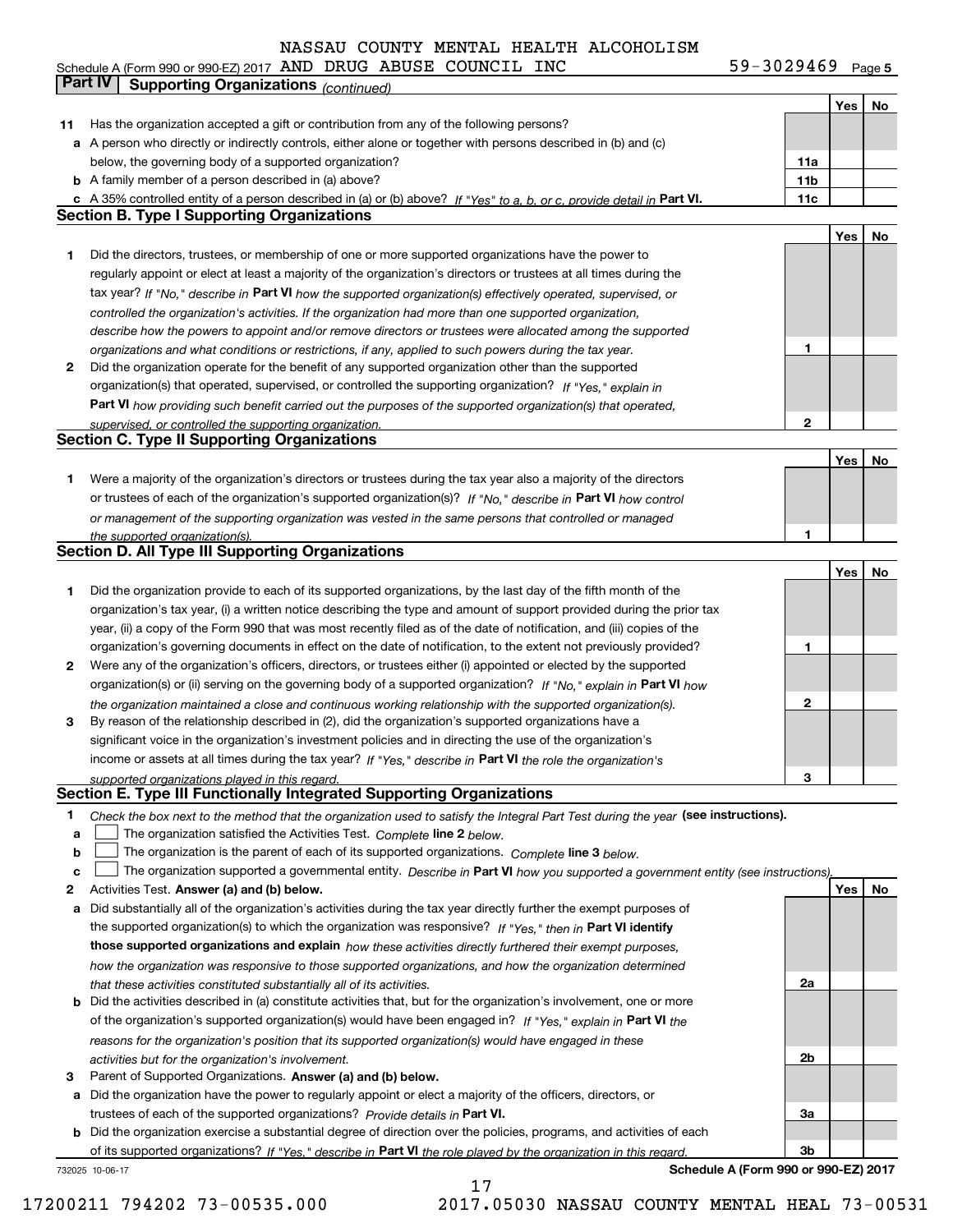NASSAU COUNTY MENTAL HEALTH ALCOHOLISM

Schedule A (Form 990 or 990-EZ) 2017 AND DRUG ABUSE COUNCIL INC 59-3029469 Page 5

## Part IV Supporting Organizations *(continued)*

| | | | Yes | No |
|---|---|---|---|---|
| **11** | Has the organization accepted a gift or contribution from any of the following persons? | | | |
| **a** | A person who directly or indirectly controls, either alone or together with persons described in (b) and (c) below, the governing body of a supported organization? | **11a** | | |
| **b** | A family member of a person described in (a) above? | **11b** | | |
| **c** | A 35% controlled entity of a person described in (a) or (b) above? *If "Yes" to a, b, or c, provide detail in* **Part VI.** | **11c** | | |

### Section B. Type I Supporting Organizations

| | | | Yes | No |
|---|---|---|---|---|
| **1** | Did the directors, trustees, or membership of one or more supported organizations have the power to regularly appoint or elect at least a majority of the organization's directors or trustees at all times during the tax year? *If "No," describe in* **Part VI** *how the supported organization(s) effectively operated, supervised, or controlled the organization's activities. If the organization had more than one supported organization, describe how the powers to appoint and/or remove directors or trustees were allocated among the supported organizations and what conditions or restrictions, if any, applied to such powers during the tax year.* | **1** | | |
| **2** | Did the organization operate for the benefit of any supported organization other than the supported organization(s) that operated, supervised, or controlled the supporting organization? *If "Yes," explain in* **Part VI** *how providing such benefit carried out the purposes of the supported organization(s) that operated, supervised, or controlled the supporting organization.* | **2** | | |

### Section C. Type II Supporting Organizations

| | | | Yes | No |
|---|---|---|---|---|
| **1** | Were a majority of the organization's directors or trustees during the tax year also a majority of the directors or trustees of each of the organization's supported organization(s)? *If "No," describe in* **Part VI** *how control or management of the supporting organization was vested in the same persons that controlled or managed the supported organization(s).* | **1** | | |

### Section D. All Type III Supporting Organizations

| | | | Yes | No |
|---|---|---|---|---|
| **1** | Did the organization provide to each of its supported organizations, by the last day of the fifth month of the organization's tax year, (i) a written notice describing the type and amount of support provided during the prior tax year, (ii) a copy of the Form 990 that was most recently filed as of the date of notification, and (iii) copies of the organization's governing documents in effect on the date of notification, to the extent not previously provided? | **1** | | |
| **2** | Were any of the organization's officers, directors, or trustees either (i) appointed or elected by the supported organization(s) or (ii) serving on the governing body of a supported organization? *If "No," explain in* **Part VI** *how the organization maintained a close and continuous working relationship with the supported organization(s).* | **2** | | |
| **3** | By reason of the relationship described in (2), did the organization's supported organizations have a significant voice in the organization's investment policies and in directing the use of the organization's income or assets at all times during the tax year? *If "Yes," describe in* **Part VI** *the role the organization's supported organizations played in this regard.* | **3** | | |

### Section E. Type III Functionally Integrated Supporting Organizations

**1** *Check the box next to the method that the organization used to satisfy the Integral Part Test during the year* **(see instructions).**

- **a** ☐ The organization satisfied the Activities Test. *Complete* **line 2** *below.*
- **b** ☐ The organization is the parent of each of its supported organizations. *Complete* **line 3** *below.*
- **c** ☐ The organization supported a governmental entity. *Describe in* **Part VI** *how you supported a government entity (see instructions).*

| | | | Yes | No |
|---|---|---|---|---|
| **2** | Activities Test. **Answer (a) and (b) below.** | | | |
| **a** | Did substantially all of the organization's activities during the tax year directly further the exempt purposes of the supported organization(s) to which the organization was responsive? *If "Yes," then in* **Part VI identify those supported organizations and explain** *how these activities directly furthered their exempt purposes, how the organization was responsive to those supported organizations, and how the organization determined that these activities constituted substantially all of its activities.* | **2a** | | |
| **b** | Did the activities described in (a) constitute activities that, but for the organization's involvement, one or more of the organization's supported organization(s) would have been engaged in? *If "Yes," explain in* **Part VI** *the reasons for the organization's position that its supported organization(s) would have engaged in these activities but for the organization's involvement.* | **2b** | | |
| **3** | Parent of Supported Organizations. **Answer (a) and (b) below.** | | | |
| **a** | Did the organization have the power to regularly appoint or elect a majority of the officers, directors, or trustees of each of the supported organizations? *Provide details in* **Part VI.** | **3a** | | |
| **b** | Did the organization exercise a substantial degree of direction over the policies, programs, and activities of each of its supported organizations? *If "Yes," describe in* **Part VI** *the role played by the organization in this regard.* | **3b** | | |

732025 10-06-17 **Schedule A (Form 990 or 990-EZ) 2017**

17200211 794202 73-00535.000 2017.05030 NASSAU COUNTY MENTAL HEAL 73-00531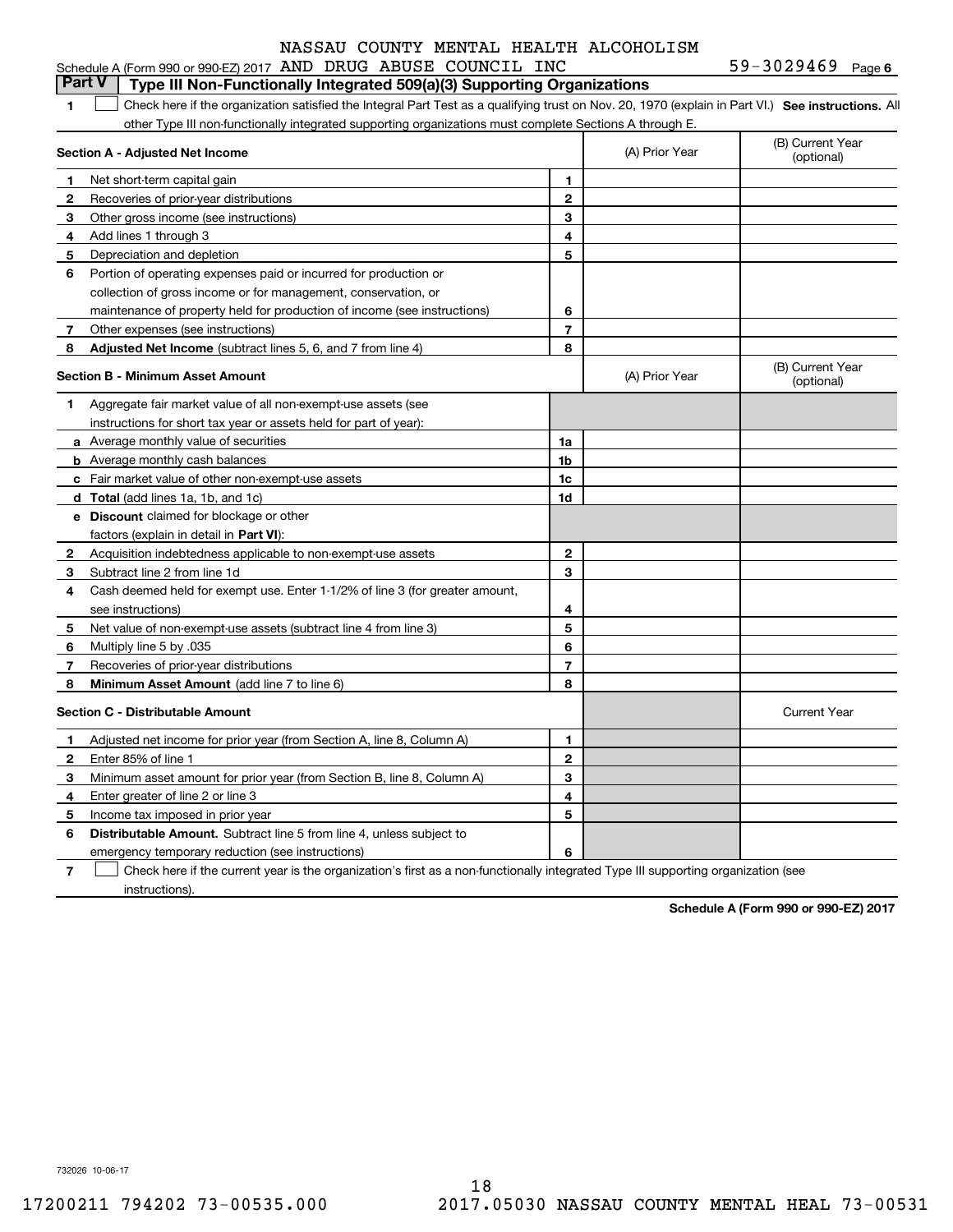NASSAU COUNTY MENTAL HEALTH ALCOHOLISM

Schedule A (Form 990 or 990-EZ) 2017 AND DRUG ABUSE COUNCIL INC 59-3029469 Page 6

## Part V Type III Non-Functionally Integrated 509(a)(3) Supporting Organizations

1 ☐ Check here if the organization satisfied the Integral Part Test as a qualifying trust on Nov. 20, 1970 (explain in Part VI.) **See instructions.** All other Type III non-functionally integrated supporting organizations must complete Sections A through E.

| Section A - Adjusted Net Income | | | (A) Prior Year | (B) Current Year (optional) |
|---|---|---|---|---|
| 1 | Net short-term capital gain | 1 | | |
| 2 | Recoveries of prior-year distributions | 2 | | |
| 3 | Other gross income (see instructions) | 3 | | |
| 4 | Add lines 1 through 3 | 4 | | |
| 5 | Depreciation and depletion | 5 | | |
| 6 | Portion of operating expenses paid or incurred for production or collection of gross income or for management, conservation, or maintenance of property held for production of income (see instructions) | 6 | | |
| 7 | Other expenses (see instructions) | 7 | | |
| 8 | **Adjusted Net Income** (subtract lines 5, 6, and 7 from line 4) | 8 | | |

| Section B - Minimum Asset Amount | | | (A) Prior Year | (B) Current Year (optional) |
|---|---|---|---|---|
| 1 | Aggregate fair market value of all non-exempt-use assets (see instructions for short tax year or assets held for part of year): | | | |
| a | Average monthly value of securities | 1a | | |
| b | Average monthly cash balances | 1b | | |
| c | Fair market value of other non-exempt-use assets | 1c | | |
| d | **Total** (add lines 1a, 1b, and 1c) | 1d | | |
| e | **Discount** claimed for blockage or other factors (explain in detail in **Part VI**): | | | |
| 2 | Acquisition indebtedness applicable to non-exempt-use assets | 2 | | |
| 3 | Subtract line 2 from line 1d | 3 | | |
| 4 | Cash deemed held for exempt use. Enter 1-1/2% of line 3 (for greater amount, see instructions) | 4 | | |
| 5 | Net value of non-exempt-use assets (subtract line 4 from line 3) | 5 | | |
| 6 | Multiply line 5 by .035 | 6 | | |
| 7 | Recoveries of prior-year distributions | 7 | | |
| 8 | **Minimum Asset Amount** (add line 7 to line 6) | 8 | | |

| Section C - Distributable Amount | | | | Current Year |
|---|---|---|---|---|
| 1 | Adjusted net income for prior year (from Section A, line 8, Column A) | 1 | | |
| 2 | Enter 85% of line 1 | 2 | | |
| 3 | Minimum asset amount for prior year (from Section B, line 8, Column A) | 3 | | |
| 4 | Enter greater of line 2 or line 3 | 4 | | |
| 5 | Income tax imposed in prior year | 5 | | |
| 6 | **Distributable Amount.** Subtract line 5 from line 4, unless subject to emergency temporary reduction (see instructions) | 6 | | |

7 ☐ Check here if the current year is the organization's first as a non-functionally integrated Type III supporting organization (see instructions).

**Schedule A (Form 990 or 990-EZ) 2017**

732026 10-06-17

17200211 794202 73-00535.000 2017.05030 NASSAU COUNTY MENTAL HEAL 73-00531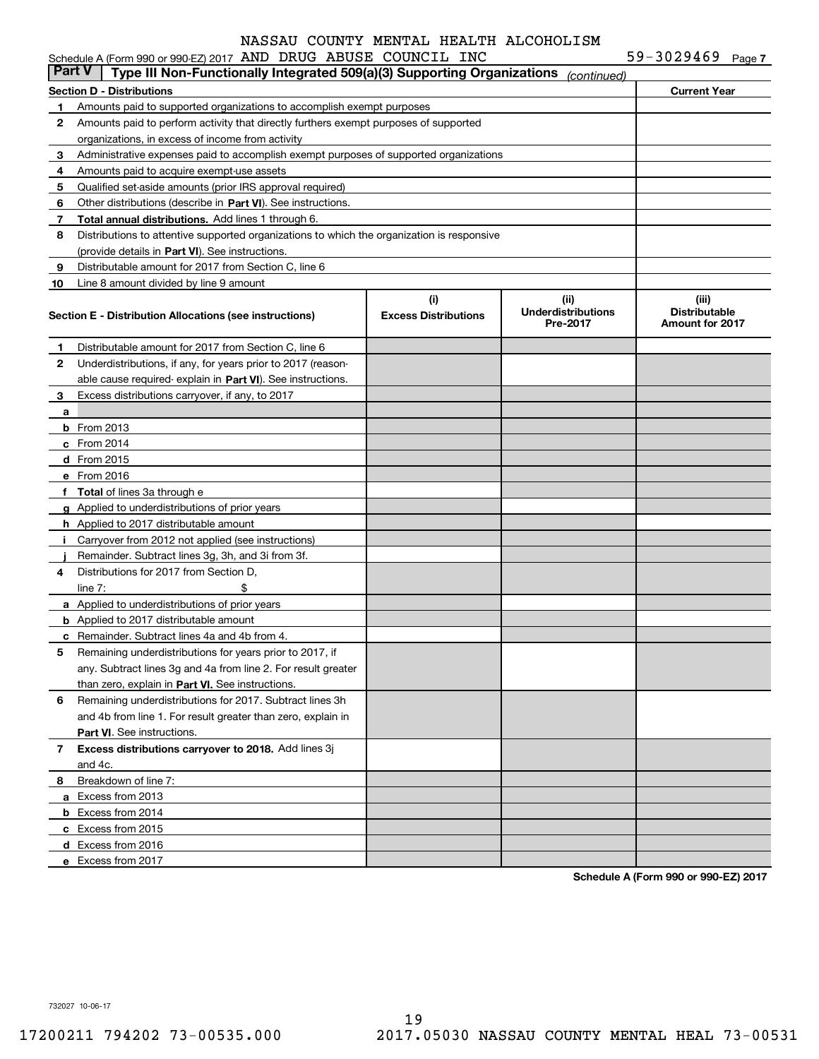NASSAU COUNTY MENTAL HEALTH ALCOHOLISM

Schedule A (Form 990 or 990-EZ) 2017 AND DRUG ABUSE COUNCIL INC 59-3029469 Page 7

## Part V Type III Non-Functionally Integrated 509(a)(3) Supporting Organizations *(continued)*

| Section D - Distributions | | Current Year |
|---|---|---|
| 1 | Amounts paid to supported organizations to accomplish exempt purposes | |
| 2 | Amounts paid to perform activity that directly furthers exempt purposes of supported organizations, in excess of income from activity | |
| 3 | Administrative expenses paid to accomplish exempt purposes of supported organizations | |
| 4 | Amounts paid to acquire exempt-use assets | |
| 5 | Qualified set-aside amounts (prior IRS approval required) | |
| 6 | Other distributions (describe in **Part VI**). See instructions. | |
| 7 | **Total annual distributions.** Add lines 1 through 6. | |
| 8 | Distributions to attentive supported organizations to which the organization is responsive (provide details in **Part VI**). See instructions. | |
| 9 | Distributable amount for 2017 from Section C, line 6 | |
| 10 | Line 8 amount divided by line 9 amount | |

| | Section E - Distribution Allocations (see instructions) | (i) Excess Distributions | (ii) Underdistributions Pre-2017 | (iii) Distributable Amount for 2017 |
|---|---|---|---|---|
| 1 | Distributable amount for 2017 from Section C, line 6 | | | |
| 2 | Underdistributions, if any, for years prior to 2017 (reasonable cause required- explain in **Part VI**). See instructions. | | | |
| 3 | Excess distributions carryover, if any, to 2017 | | | |
| a | | | | |
| b | From 2013 | | | |
| c | From 2014 | | | |
| d | From 2015 | | | |
| e | From 2016 | | | |
| f | **Total** of lines 3a through e | | | |
| g | Applied to underdistributions of prior years | | | |
| h | Applied to 2017 distributable amount | | | |
| i | Carryover from 2012 not applied (see instructions) | | | |
| j | Remainder. Subtract lines 3g, 3h, and 3i from 3f. | | | |
| 4 | Distributions for 2017 from Section D, line 7: $ | | | |
| a | Applied to underdistributions of prior years | | | |
| b | Applied to 2017 distributable amount | | | |
| c | Remainder. Subtract lines 4a and 4b from 4. | | | |
| 5 | Remaining underdistributions for years prior to 2017, if any. Subtract lines 3g and 4a from line 2. For result greater than zero, explain in **Part VI.** See instructions. | | | |
| 6 | Remaining underdistributions for 2017. Subtract lines 3h and 4b from line 1. For result greater than zero, explain in **Part VI**. See instructions. | | | |
| 7 | **Excess distributions carryover to 2018.** Add lines 3j and 4c. | | | |
| 8 | Breakdown of line 7: | | | |
| a | Excess from 2013 | | | |
| b | Excess from 2014 | | | |
| c | Excess from 2015 | | | |
| d | Excess from 2016 | | | |
| e | Excess from 2017 | | | |

**Schedule A (Form 990 or 990-EZ) 2017**

732027 10-06-17

17200211 794202 73-00535.000 2017.05030 NASSAU COUNTY MENTAL HEAL 73-00531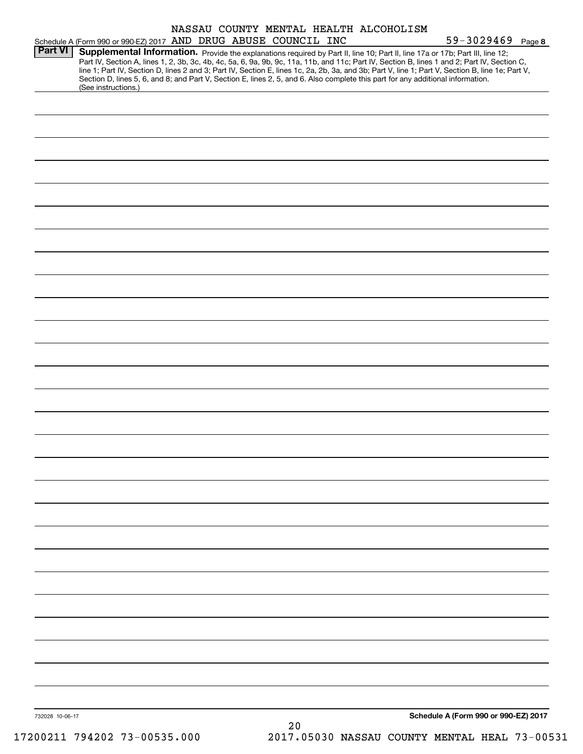NASSAU COUNTY MENTAL HEALTH ALCOHOLISM

Schedule A (Form 990 or 990-EZ) 2017 AND DRUG ABUSE COUNCIL INC 59-3029469 Page 8

**Part VI** **Supplemental Information.** Provide the explanations required by Part II, line 10; Part II, line 17a or 17b; Part III, line 12; Part IV, Section A, lines 1, 2, 3b, 3c, 4b, 4c, 5a, 6, 9a, 9b, 9c, 11a, 11b, and 11c; Part IV, Section B, lines 1 and 2; Part IV, Section C, line 1; Part IV, Section D, lines 2 and 3; Part IV, Section E, lines 1c, 2a, 2b, 3a, and 3b; Part V, line 1; Part V, Section B, line 1e; Part V, Section D, lines 5, 6, and 8; and Part V, Section E, lines 2, 5, and 6. Also complete this part for any additional information. (See instructions.)

732028 10-06-17

**Schedule A (Form 990 or 990-EZ) 2017**

17200211 794202 73-00535.000 2017.05030 NASSAU COUNTY MENTAL HEAL 73-00531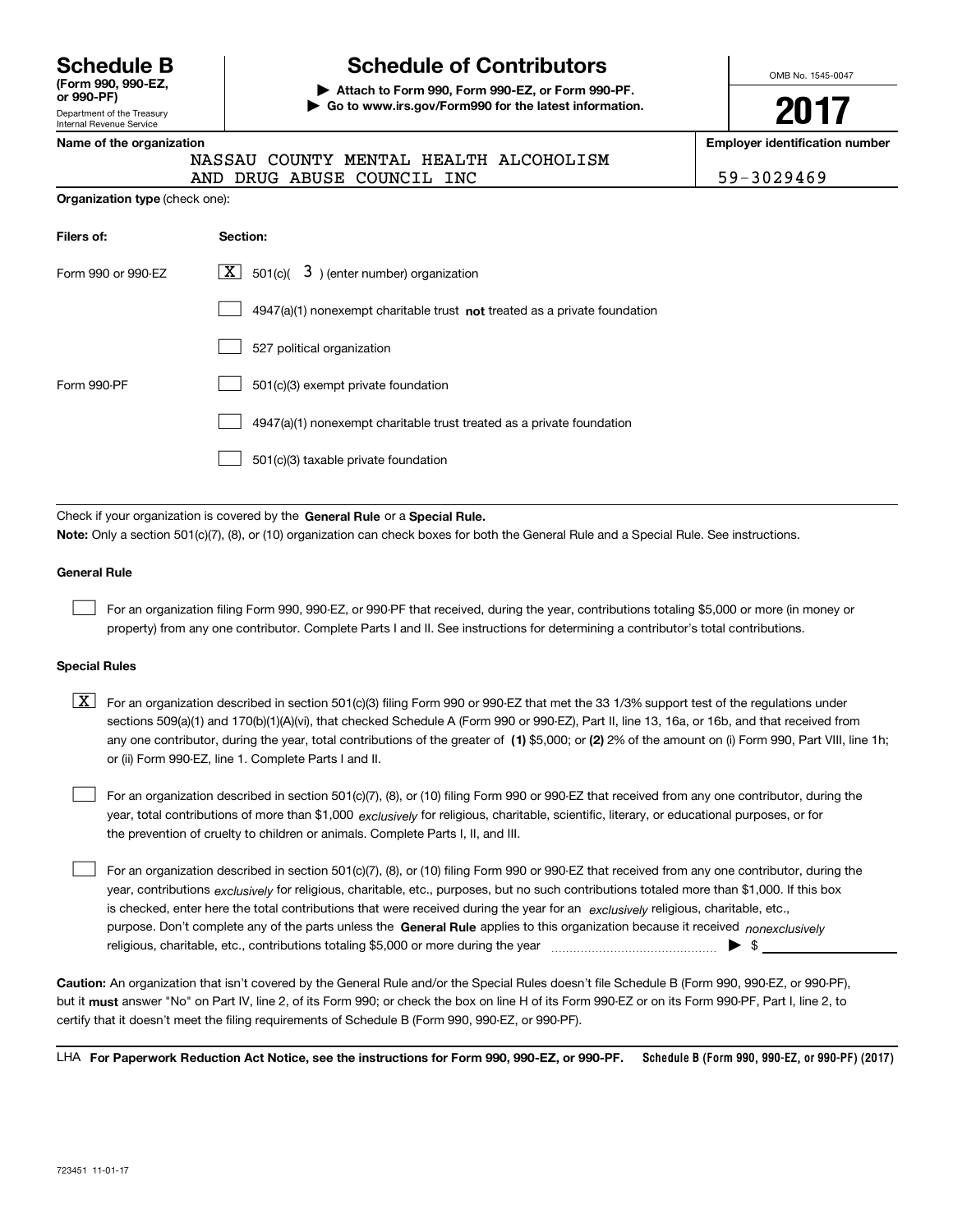**Schedule B**
**(Form 990, 990-EZ, or 990-PF)**
Department of the Treasury
Internal Revenue Service

# Schedule of Contributors

▶ **Attach to Form 990, Form 990-EZ, or Form 990-PF.**
▶ **Go to www.irs.gov/Form990 for the latest information.**

OMB No. 1545-0047

**2017**

**Name of the organization**
NASSAU COUNTY MENTAL HEALTH ALCOHOLISM AND DRUG ABUSE COUNCIL INC

**Employer identification number**
59-3029469

**Organization type** (check one):

| **Filers of:** | **Section:** |
|---|---|
| Form 990 or 990-EZ | [X] 501(c)( 3 ) (enter number) organization |
| | [ ] 4947(a)(1) nonexempt charitable trust **not** treated as a private foundation |
| | [ ] 527 political organization |
| Form 990-PF | [ ] 501(c)(3) exempt private foundation |
| | [ ] 4947(a)(1) nonexempt charitable trust treated as a private foundation |
| | [ ] 501(c)(3) taxable private foundation |

Check if your organization is covered by the **General Rule** or a **Special Rule.**

**Note:** Only a section 501(c)(7), (8), or (10) organization can check boxes for both the General Rule and a Special Rule. See instructions.

**General Rule**

[ ] For an organization filing Form 990, 990-EZ, or 990-PF that received, during the year, contributions totaling $5,000 or more (in money or property) from any one contributor. Complete Parts I and II. See instructions for determining a contributor's total contributions.

**Special Rules**

[X] For an organization described in section 501(c)(3) filing Form 990 or 990-EZ that met the 33 1/3% support test of the regulations under sections 509(a)(1) and 170(b)(1)(A)(vi), that checked Schedule A (Form 990 or 990-EZ), Part II, line 13, 16a, or 16b, and that received from any one contributor, during the year, total contributions of the greater of **(1)** $5,000; or **(2)** 2% of the amount on (i) Form 990, Part VIII, line 1h; or (ii) Form 990-EZ, line 1. Complete Parts I and II.

[ ] For an organization described in section 501(c)(7), (8), or (10) filing Form 990 or 990-EZ that received from any one contributor, during the year, total contributions of more than $1,000 *exclusively* for religious, charitable, scientific, literary, or educational purposes, or for the prevention of cruelty to children or animals. Complete Parts I, II, and III.

[ ] For an organization described in section 501(c)(7), (8), or (10) filing Form 990 or 990-EZ that received from any one contributor, during the year, contributions *exclusively* for religious, charitable, etc., purposes, but no such contributions totaled more than $1,000. If this box is checked, enter here the total contributions that were received during the year for an *exclusively* religious, charitable, etc., purpose. Don't complete any of the parts unless the **General Rule** applies to this organization because it received *nonexclusively* religious, charitable, etc., contributions totaling $5,000 or more during the year ▶ $

**Caution:** An organization that isn't covered by the General Rule and/or the Special Rules doesn't file Schedule B (Form 990, 990-EZ, or 990-PF), but it **must** answer "No" on Part IV, line 2, of its Form 990; or check the box on line H of its Form 990-EZ or on its Form 990-PF, Part I, line 2, to certify that it doesn't meet the filing requirements of Schedule B (Form 990, 990-EZ, or 990-PF).

LHA **For Paperwork Reduction Act Notice, see the instructions for Form 990, 990-EZ, or 990-PF.** **Schedule B (Form 990, 990-EZ, or 990-PF) (2017)**

723451 11-01-17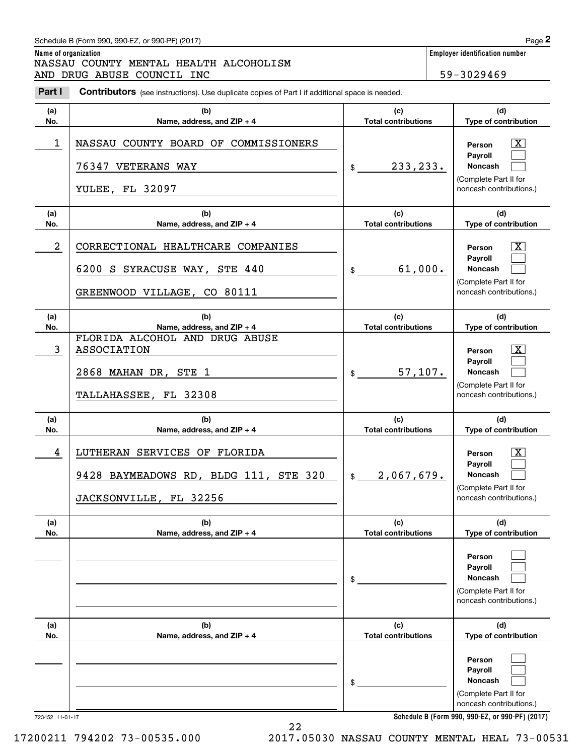Name of organization

NASSAU COUNTY MENTAL HEALTH ALCOHOLISM AND DRUG ABUSE COUNCIL INC

Employer identification number

59-3029469

**Part I** **Contributors** (see instructions). Use duplicate copies of Part I if additional space is needed.

| (a) No. | (b) Name, address, and ZIP + 4 | (c) Total contributions | (d) Type of contribution |
|---|---|---|---|
| 1 | NASSAU COUNTY BOARD OF COMMISSIONERS<br>76347 VETERANS WAY<br>YULEE, FL 32097 | $ 233,233. | Person [X]<br>Payroll [ ]<br>Noncash [ ]<br>(Complete Part II for noncash contributions.) |
| 2 | CORRECTIONAL HEALTHCARE COMPANIES<br>6200 S SYRACUSE WAY, STE 440<br>GREENWOOD VILLAGE, CO 80111 | $ 61,000. | Person [X]<br>Payroll [ ]<br>Noncash [ ]<br>(Complete Part II for noncash contributions.) |
| 3 | FLORIDA ALCOHOL AND DRUG ABUSE ASSOCIATION<br>2868 MAHAN DR, STE 1<br>TALLAHASSEE, FL 32308 | $ 57,107. | Person [X]<br>Payroll [ ]<br>Noncash [ ]<br>(Complete Part II for noncash contributions.) |
| 4 | LUTHERAN SERVICES OF FLORIDA<br>9428 BAYMEADOWS RD, BLDG 111, STE 320<br>JACKSONVILLE, FL 32256 | $ 2,067,679. | Person [X]<br>Payroll [ ]<br>Noncash [ ]<br>(Complete Part II for noncash contributions.) |
| | | $ | Person [ ]<br>Payroll [ ]<br>Noncash [ ]<br>(Complete Part II for noncash contributions.) |
| | | $ | Person [ ]<br>Payroll [ ]<br>Noncash [ ]<br>(Complete Part II for noncash contributions.) |

723452 11-01-17

**Schedule B (Form 990, 990-EZ, or 990-PF) (2017)**

17200211 794202 73-00535.000 2017.05030 NASSAU COUNTY MENTAL HEAL 73-00531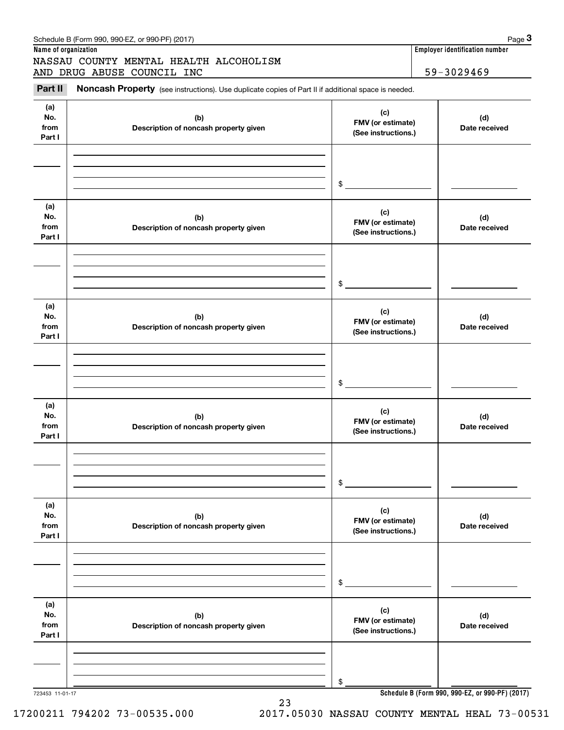Schedule B (Form 990, 990-EZ, or 990-PF) (2017)

**Name of organization**

NASSAU COUNTY MENTAL HEALTH ALCOHOLISM AND DRUG ABUSE COUNCIL INC

**Employer identification number**

59-3029469

## Part II Noncash Property (see instructions). Use duplicate copies of Part II if additional space is needed.

| (a) No. from Part I | (b) Description of noncash property given | (c) FMV (or estimate) (See instructions.) | (d) Date received |
|---|---|---|---|
| | | $ | |

| (a) No. from Part I | (b) Description of noncash property given | (c) FMV (or estimate) (See instructions.) | (d) Date received |
|---|---|---|---|
| | | $ | |

| (a) No. from Part I | (b) Description of noncash property given | (c) FMV (or estimate) (See instructions.) | (d) Date received |
|---|---|---|---|
| | | $ | |

| (a) No. from Part I | (b) Description of noncash property given | (c) FMV (or estimate) (See instructions.) | (d) Date received |
|---|---|---|---|
| | | $ | |

| (a) No. from Part I | (b) Description of noncash property given | (c) FMV (or estimate) (See instructions.) | (d) Date received |
|---|---|---|---|
| | | $ | |

| (a) No. from Part I | (b) Description of noncash property given | (c) FMV (or estimate) (See instructions.) | (d) Date received |
|---|---|---|---|
| | | $ | |

723453 11-01-17

**Schedule B (Form 990, 990-EZ, or 990-PF) (2017)**

17200211 794202 73-00535.000 2017.05030 NASSAU COUNTY MENTAL HEAL 73-00531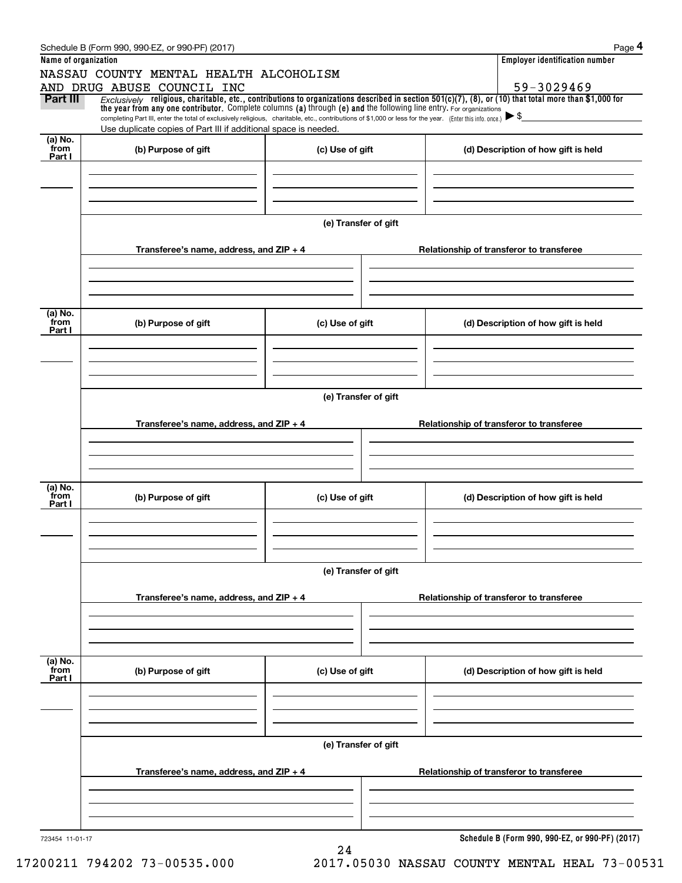Schedule B (Form 990, 990-EZ, or 990-PF) (2017)

| Name of organization | Employer identification number |
|---|---|
| NASSAU COUNTY MENTAL HEALTH ALCOHOLISM AND DRUG ABUSE COUNCIL INC | 59-3029469 |

**Part III** *Exclusively* **religious, charitable, etc., contributions to organizations described in section 501(c)(7), (8), or (10) that total more than $1,000 for the year from any one contributor.** Complete columns **(a)** through **(e) and** the following line entry. For organizations completing Part III, enter the total of exclusively religious, charitable, etc., contributions of $1,000 or less for the year. (Enter this info. once.) ▶ $

Use duplicate copies of Part III if additional space is needed.

| (a) No. from Part I | (b) Purpose of gift | (c) Use of gift | (d) Description of how gift is held |
|---|---|---|---|
| | | | |

(e) Transfer of gift

| Transferee's name, address, and ZIP + 4 | Relationship of transferor to transferee |
|---|---|
| | |

| (a) No. from Part I | (b) Purpose of gift | (c) Use of gift | (d) Description of how gift is held |
|---|---|---|---|
| | | | |

(e) Transfer of gift

| Transferee's name, address, and ZIP + 4 | Relationship of transferor to transferee |
|---|---|
| | |

| (a) No. from Part I | (b) Purpose of gift | (c) Use of gift | (d) Description of how gift is held |
|---|---|---|---|
| | | | |

(e) Transfer of gift

| Transferee's name, address, and ZIP + 4 | Relationship of transferor to transferee |
|---|---|
| | |

| (a) No. from Part I | (b) Purpose of gift | (c) Use of gift | (d) Description of how gift is held |
|---|---|---|---|
| | | | |

(e) Transfer of gift

| Transferee's name, address, and ZIP + 4 | Relationship of transferor to transferee |
|---|---|
| | |

723454 11-01-17

**Schedule B (Form 990, 990-EZ, or 990-PF) (2017)**

17200211 794202 73-00535.000 2017.05030 NASSAU COUNTY MENTAL HEAL 73-00531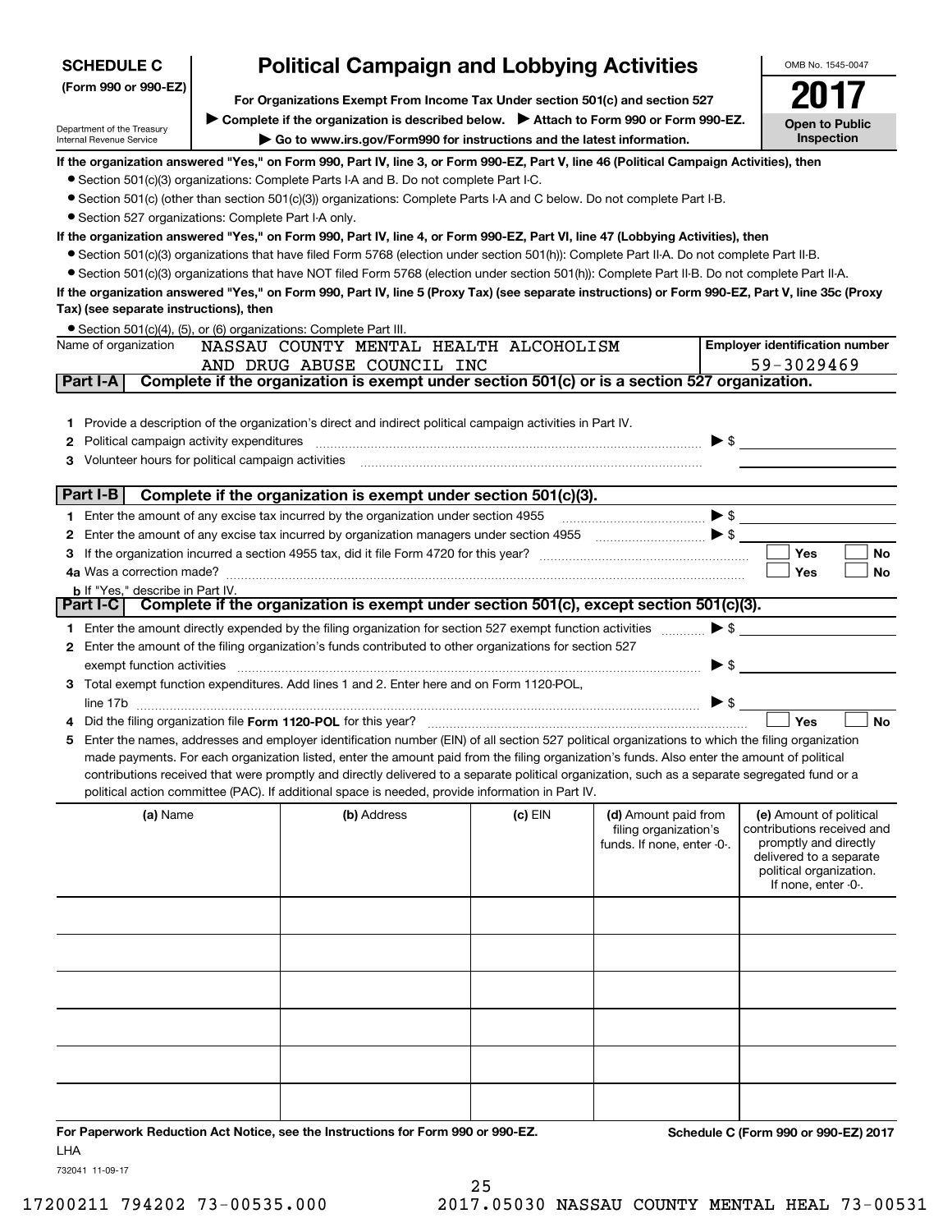**SCHEDULE C**
**(Form 990 or 990-EZ)**

Department of the Treasury
Internal Revenue Service

# Political Campaign and Lobbying Activities

**For Organizations Exempt From Income Tax Under section 501(c) and section 527**

▶ **Complete if the organization is described below.** ▶ **Attach to Form 990 or Form 990-EZ.**

▶ **Go to www.irs.gov/Form990 for instructions and the latest information.**

OMB No. 1545-0047

**2017**

**Open to Public Inspection**

**If the organization answered "Yes," on Form 990, Part IV, line 3, or Form 990-EZ, Part V, line 46 (Political Campaign Activities), then**

- Section 501(c)(3) organizations: Complete Parts I-A and B. Do not complete Part I-C.
- Section 501(c) (other than section 501(c)(3)) organizations: Complete Parts I-A and C below. Do not complete Part I-B.
- Section 527 organizations: Complete Part I-A only.

**If the organization answered "Yes," on Form 990, Part IV, line 4, or Form 990-EZ, Part VI, line 47 (Lobbying Activities), then**

- Section 501(c)(3) organizations that have filed Form 5768 (election under section 501(h)): Complete Part II-A. Do not complete Part II-B.
- Section 501(c)(3) organizations that have NOT filed Form 5768 (election under section 501(h)): Complete Part II-B. Do not complete Part II-A.

**If the organization answered "Yes," on Form 990, Part IV, line 5 (Proxy Tax) (see separate instructions) or Form 990-EZ, Part V, line 35c (Proxy Tax) (see separate instructions), then**

- Section 501(c)(4), (5), or (6) organizations: Complete Part III.

Name of organization: NASSAU COUNTY MENTAL HEALTH ALCOHOLISM AND DRUG ABUSE COUNCIL INC

**Employer identification number:** 59-3029469

## Part I-A — Complete if the organization is exempt under section 501(c) or is a section 527 organization.

1. Provide a description of the organization's direct and indirect political campaign activities in Part IV.
2. Political campaign activity expenditures ▶ $
3. Volunteer hours for political campaign activities

## Part I-B — Complete if the organization is exempt under section 501(c)(3).

1. Enter the amount of any excise tax incurred by the organization under section 4955 ▶ $
2. Enter the amount of any excise tax incurred by organization managers under section 4955 ▶ $
3. If the organization incurred a section 4955 tax, did it file Form 4720 for this year? ☐ Yes ☐ No

4a. Was a correction made? ☐ Yes ☐ No

b. If "Yes," describe in Part IV.

## Part I-C — Complete if the organization is exempt under section 501(c), except section 501(c)(3).

1. Enter the amount directly expended by the filing organization for section 527 exempt function activities ▶ $
2. Enter the amount of the filing organization's funds contributed to other organizations for section 527 exempt function activities ▶ $
3. Total exempt function expenditures. Add lines 1 and 2. Enter here and on Form 1120-POL, line 17b ▶ $
4. Did the filing organization file **Form 1120-POL** for this year? ☐ Yes ☐ No
5. Enter the names, addresses and employer identification number (EIN) of all section 527 political organizations to which the filing organization made payments. For each organization listed, enter the amount paid from the filing organization's funds. Also enter the amount of political contributions received that were promptly and directly delivered to a separate political organization, such as a separate segregated fund or a political action committee (PAC). If additional space is needed, provide information in Part IV.

| (a) Name | (b) Address | (c) EIN | (d) Amount paid from filing organization's funds. If none, enter -0-. | (e) Amount of political contributions received and promptly and directly delivered to a separate political organization. If none, enter -0-. |
|---|---|---|---|---|
| | | | | |
| | | | | |
| | | | | |
| | | | | |
| | | | | |
| | | | | |

**For Paperwork Reduction Act Notice, see the Instructions for Form 990 or 990-EZ.** LHA

**Schedule C (Form 990 or 990-EZ) 2017**

732041 11-09-17

17200211 794202 73-00535.000 2017.05030 NASSAU COUNTY MENTAL HEAL 73-00531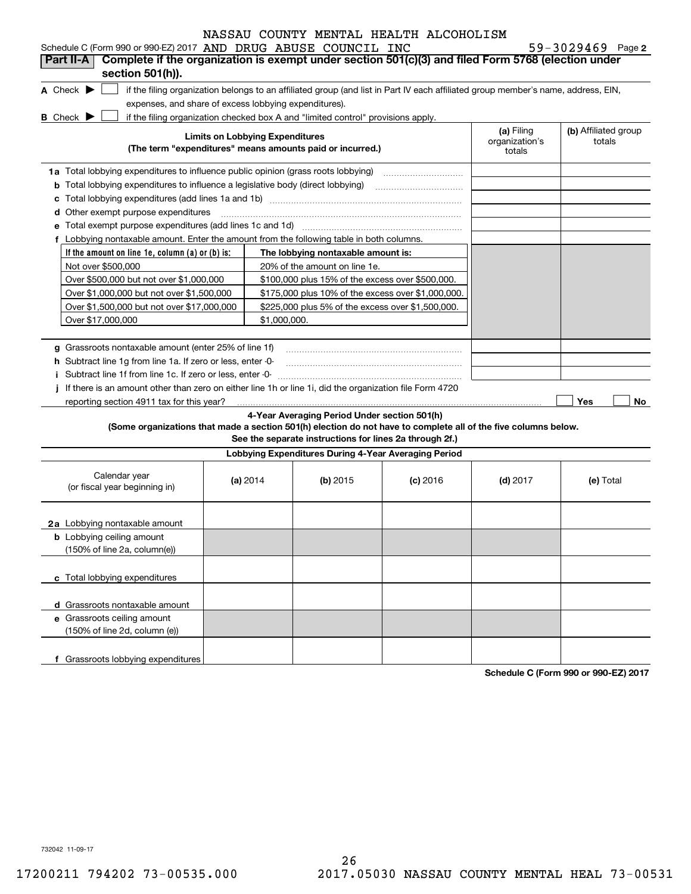NASSAU COUNTY MENTAL HEALTH ALCOHOLISM

Schedule C (Form 990 or 990-EZ) 2017 AND DRUG ABUSE COUNCIL INC 59-3029469 Page 2

## Part II-A Complete if the organization is exempt under section 501(c)(3) and filed Form 5768 (election under section 501(h)).

**A** Check ▶ ☐ if the filing organization belongs to an affiliated group (and list in Part IV each affiliated group member's name, address, EIN, expenses, and share of excess lobbying expenditures).

**B** Check ▶ ☐ if the filing organization checked box A and "limited control" provisions apply.

| Limits on Lobbying Expenditures (The term "expenditures" means amounts paid or incurred.) | (a) Filing organization's totals | (b) Affiliated group totals |
|---|---|---|
| **1a** Total lobbying expenditures to influence public opinion (grass roots lobbying) | | |
| **b** Total lobbying expenditures to influence a legislative body (direct lobbying) | | |
| **c** Total lobbying expenditures (add lines 1a and 1b) | | |
| **d** Other exempt purpose expenditures | | |
| **e** Total exempt purpose expenditures (add lines 1c and 1d) | | |
| **f** Lobbying nontaxable amount. Enter the amount from the following table in both columns. | | |

| If the amount on line 1e, column (a) or (b) is: | The lobbying nontaxable amount is: |
|---|---|
| Not over $500,000 | 20% of the amount on line 1e. |
| Over $500,000 but not over $1,000,000 | $100,000 plus 15% of the excess over $500,000. |
| Over $1,000,000 but not over $1,500,000 | $175,000 plus 10% of the excess over $1,000,000. |
| Over $1,500,000 but not over $17,000,000 | $225,000 plus 5% of the excess over $1,500,000. |
| Over $17,000,000 | $1,000,000. |

| | (a) Filing organization's totals | (b) Affiliated group totals |
|---|---|---|
| **g** Grassroots nontaxable amount (enter 25% of line 1f) | | |
| **h** Subtract line 1g from line 1a. If zero or less, enter -0- | | |
| **i** Subtract line 1f from line 1c. If zero or less, enter -0- | | |

**j** If there is an amount other than zero on either line 1h or line 1i, did the organization file Form 4720 reporting section 4911 tax for this year? ☐ Yes ☐ No

### 4-Year Averaging Period Under section 501(h)

**(Some organizations that made a section 501(h) election do not have to complete all of the five columns below. See the separate instructions for lines 2a through 2f.)**

**Lobbying Expenditures During 4-Year Averaging Period**

| Calendar year (or fiscal year beginning in) | (a) 2014 | (b) 2015 | (c) 2016 | (d) 2017 | (e) Total |
|---|---|---|---|---|---|
| **2a** Lobbying nontaxable amount | | | | | |
| **b** Lobbying ceiling amount (150% of line 2a, column(e)) | | | | | |
| **c** Total lobbying expenditures | | | | | |
| **d** Grassroots nontaxable amount | | | | | |
| **e** Grassroots ceiling amount (150% of line 2d, column (e)) | | | | | |
| **f** Grassroots lobbying expenditures | | | | | |

**Schedule C (Form 990 or 990-EZ) 2017**

732042 11-09-17

17200211 794202 73-00535.000 2017.05030 NASSAU COUNTY MENTAL HEAL 73-00531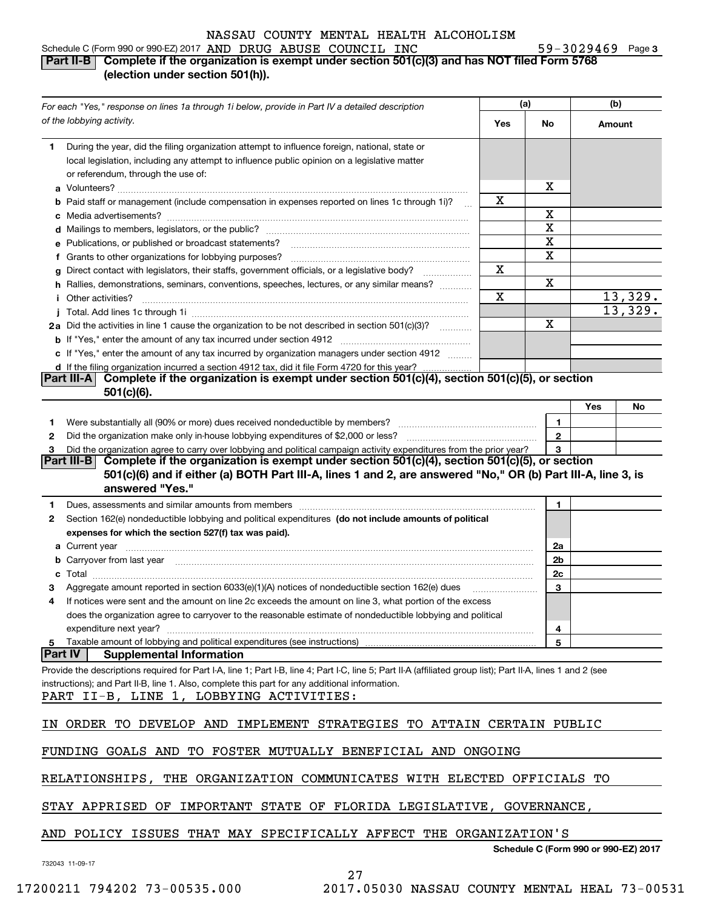NASSAU COUNTY MENTAL HEALTH ALCOHOLISM

Schedule C (Form 990 or 990-EZ) 2017 AND DRUG ABUSE COUNCIL INC 59-3029469 Page 3

## Part II-B Complete if the organization is exempt under section 501(c)(3) and has NOT filed Form 5768 (election under section 501(h)).

| For each "Yes," response on lines 1a through 1i below, provide in Part IV a detailed description of the lobbying activity. | (a) Yes | (a) No | (b) Amount |
|---|---|---|---|
| **1** During the year, did the filing organization attempt to influence foreign, national, state or local legislation, including any attempt to influence public opinion on a legislative matter or referendum, through the use of: | | | |
| **a** Volunteers? | | X | |
| **b** Paid staff or management (include compensation in expenses reported on lines 1c through 1i)? | X | | |
| **c** Media advertisements? | | X | |
| **d** Mailings to members, legislators, or the public? | | X | |
| **e** Publications, or published or broadcast statements? | | X | |
| **f** Grants to other organizations for lobbying purposes? | | X | |
| **g** Direct contact with legislators, their staffs, government officials, or a legislative body? | X | | |
| **h** Rallies, demonstrations, seminars, conventions, speeches, lectures, or any similar means? | | X | |
| **i** Other activities? | X | | 13,329. |
| **j** Total. Add lines 1c through 1i | | | 13,329. |
| **2a** Did the activities in line 1 cause the organization to be not described in section 501(c)(3)? | | X | |
| **b** If "Yes," enter the amount of any tax incurred under section 4912 | | | |
| **c** If "Yes," enter the amount of any tax incurred by organization managers under section 4912 | | | |
| **d** If the filing organization incurred a section 4912 tax, did it file Form 4720 for this year? | | | |

## Part III-A Complete if the organization is exempt under section 501(c)(4), section 501(c)(5), or section 501(c)(6).

| | | | Yes | No |
|---|---|---|---|---|
| **1** | Were substantially all (90% or more) dues received nondeductible by members? | 1 | | |
| **2** | Did the organization make only in-house lobbying expenditures of $2,000 or less? | 2 | | |
| **3** | Did the organization agree to carry over lobbying and political campaign activity expenditures from the prior year? | 3 | | |

## Part III-B Complete if the organization is exempt under section 501(c)(4), section 501(c)(5), or section 501(c)(6) and if either (a) BOTH Part III-A, lines 1 and 2, are answered "No," OR (b) Part III-A, line 3, is answered "Yes."

| | | | |
|---|---|---|---|
| **1** | Dues, assessments and similar amounts from members | 1 | |
| **2** | Section 162(e) nondeductible lobbying and political expenditures **(do not include amounts of political expenses for which the section 527(f) tax was paid).** | | |
| **a** | Current year | 2a | |
| **b** | Carryover from last year | 2b | |
| **c** | Total | 2c | |
| **3** | Aggregate amount reported in section 6033(e)(1)(A) notices of nondeductible section 162(e) dues | 3 | |
| **4** | If notices were sent and the amount on line 2c exceeds the amount on line 3, what portion of the excess does the organization agree to carryover to the reasonable estimate of nondeductible lobbying and political expenditure next year? | 4 | |
| **5** | Taxable amount of lobbying and political expenditures (see instructions) | 5 | |

## Part IV Supplemental Information

Provide the descriptions required for Part I-A, line 1; Part I-B, line 4; Part I-C, line 5; Part II-A (affiliated group list); Part II-A, lines 1 and 2 (see instructions); and Part II-B, line 1. Also, complete this part for any additional information.

PART II-B, LINE 1, LOBBYING ACTIVITIES:

IN ORDER TO DEVELOP AND IMPLEMENT STRATEGIES TO ATTAIN CERTAIN PUBLIC FUNDING GOALS AND TO FOSTER MUTUALLY BENEFICIAL AND ONGOING RELATIONSHIPS, THE ORGANIZATION COMMUNICATES WITH ELECTED OFFICIALS TO STAY APPRISED OF IMPORTANT STATE OF FLORIDA LEGISLATIVE, GOVERNANCE, AND POLICY ISSUES THAT MAY SPECIFICALLY AFFECT THE ORGANIZATION'S

Schedule C (Form 990 or 990-EZ) 2017

732043 11-09-17

17200211 794202 73-00535.000 2017.05030 NASSAU COUNTY MENTAL HEAL 73-00531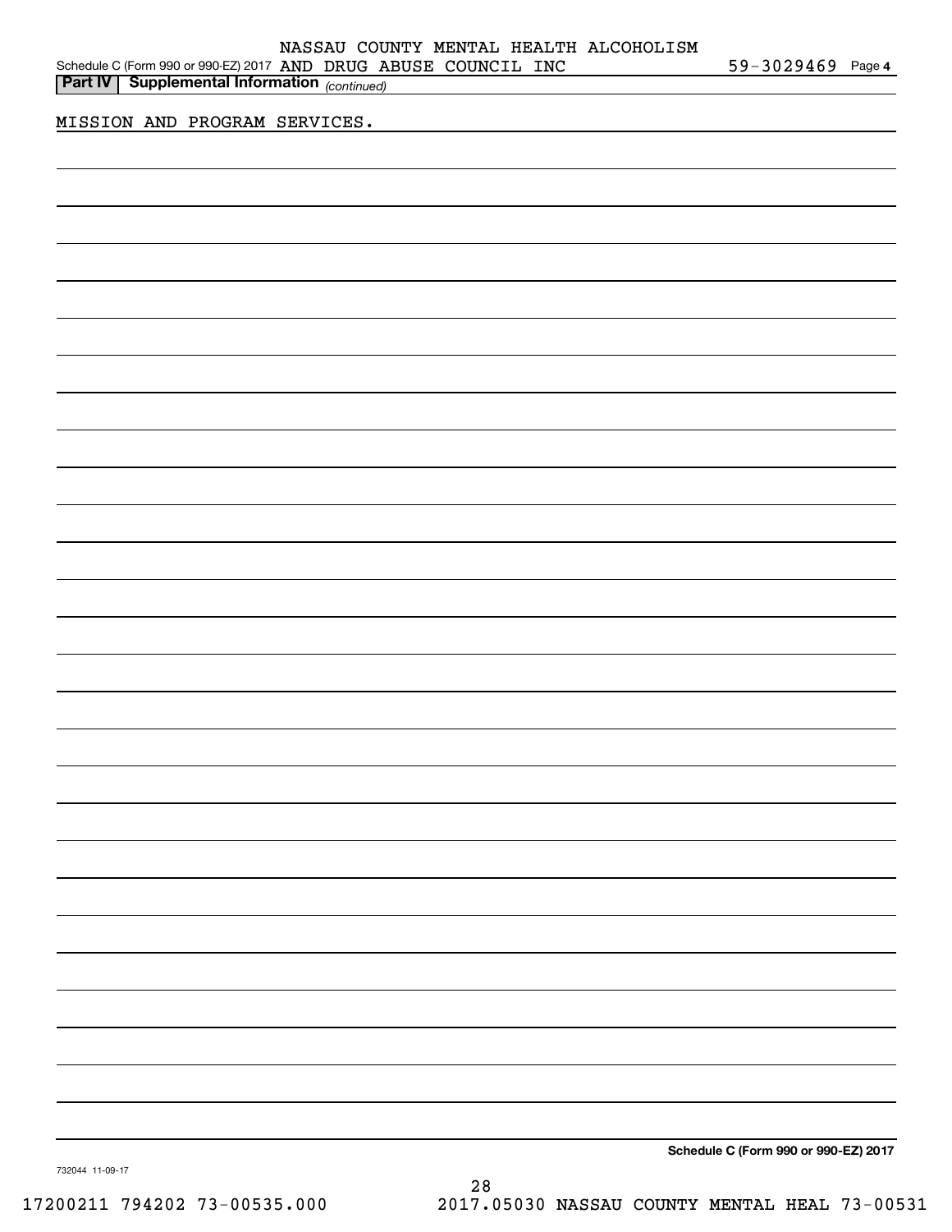NASSAU COUNTY MENTAL HEALTH ALCOHOLISM

Schedule C (Form 990 or 990-EZ) 2017 AND DRUG ABUSE COUNCIL INC 59-3029469 Page 4

**Part IV | Supplemental Information** *(continued)*

MISSION AND PROGRAM SERVICES.

**Schedule C (Form 990 or 990-EZ) 2017**

732044 11-09-17

17200211 794202 73-00535.000 2017.05030 NASSAU COUNTY MENTAL HEAL 73-00531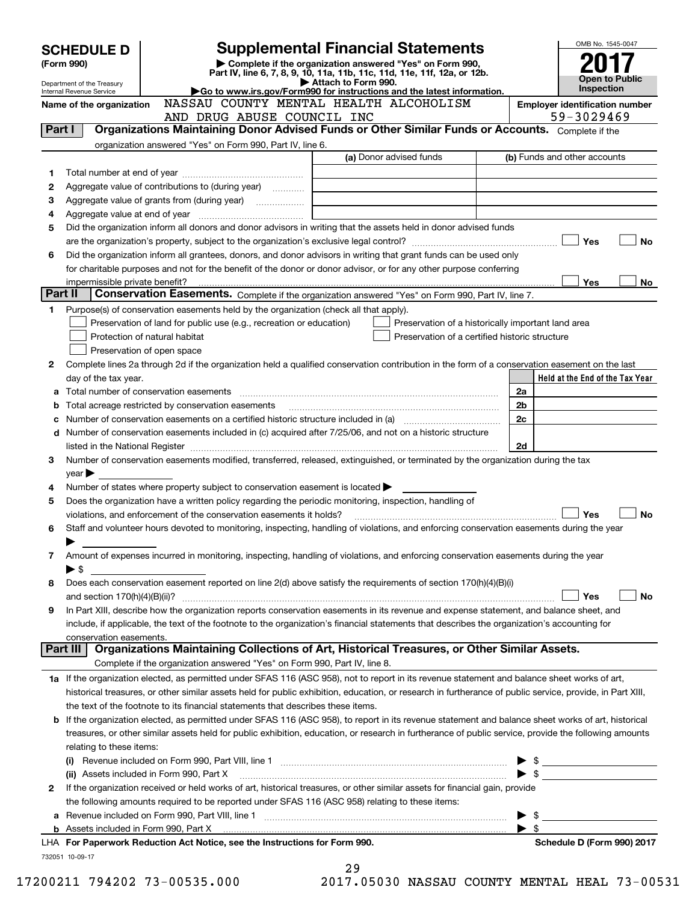**SCHEDULE D**
**(Form 990)**

Department of the Treasury
Internal Revenue Service

# Supplemental Financial Statements

▶ Complete if the organization answered "Yes" on Form 990, Part IV, line 6, 7, 8, 9, 10, 11a, 11b, 11c, 11d, 11e, 11f, 12a, or 12b.
▶ Attach to Form 990.
▶Go to www.irs.gov/Form990 for instructions and the latest information.

OMB No. 1545-0047
**2017**
**Open to Public Inspection**

**Name of the organization** NASSAU COUNTY MENTAL HEALTH ALCOHOLISM AND DRUG ABUSE COUNCIL INC

**Employer identification number** 59-3029469

## Part I Organizations Maintaining Donor Advised Funds or Other Similar Funds or Accounts.
Complete if the organization answered "Yes" on Form 990, Part IV, line 6.

| | | (a) Donor advised funds | (b) Funds and other accounts |
|---|---|---|---|
| 1 | Total number at end of year | | |
| 2 | Aggregate value of contributions to (during year) | | |
| 3 | Aggregate value of grants from (during year) | | |
| 4 | Aggregate value at end of year | | |

5 Did the organization inform all donors and donor advisors in writing that the assets held in donor advised funds are the organization's property, subject to the organization's exclusive legal control? ☐ Yes ☐ No

6 Did the organization inform all grantees, donors, and donor advisors in writing that grant funds can be used only for charitable purposes and not for the benefit of the donor or donor advisor, or for any other purpose conferring impermissible private benefit? ☐ Yes ☐ No

## Part II Conservation Easements.
Complete if the organization answered "Yes" on Form 990, Part IV, line 7.

1 Purpose(s) of conservation easements held by the organization (check all that apply).
- ☐ Preservation of land for public use (e.g., recreation or education)
- ☐ Preservation of a historically important land area
- ☐ Protection of natural habitat
- ☐ Preservation of a certified historic structure
- ☐ Preservation of open space

2 Complete lines 2a through 2d if the organization held a qualified conservation contribution in the form of a conservation easement on the last day of the tax year.

| | | | Held at the End of the Tax Year |
|---|---|---|---|
| a | Total number of conservation easements | 2a | |
| b | Total acreage restricted by conservation easements | 2b | |
| c | Number of conservation easements on a certified historic structure included in (a) | 2c | |
| d | Number of conservation easements included in (c) acquired after 7/25/06, and not on a historic structure listed in the National Register | 2d | |

3 Number of conservation easements modified, transferred, released, extinguished, or terminated by the organization during the tax year ▶

4 Number of states where property subject to conservation easement is located ▶

5 Does the organization have a written policy regarding the periodic monitoring, inspection, handling of violations, and enforcement of the conservation easements it holds? ☐ Yes ☐ No

6 Staff and volunteer hours devoted to monitoring, inspecting, handling of violations, and enforcing conservation easements during the year ▶

7 Amount of expenses incurred in monitoring, inspecting, handling of violations, and enforcing conservation easements during the year ▶ $

8 Does each conservation easement reported on line 2(d) above satisfy the requirements of section 170(h)(4)(B)(i) and section 170(h)(4)(B)(ii)? ☐ Yes ☐ No

9 In Part XIII, describe how the organization reports conservation easements in its revenue and expense statement, and balance sheet, and include, if applicable, the text of the footnote to the organization's financial statements that describes the organization's accounting for conservation easements.

## Part III Organizations Maintaining Collections of Art, Historical Treasures, or Other Similar Assets.
Complete if the organization answered "Yes" on Form 990, Part IV, line 8.

1a If the organization elected, as permitted under SFAS 116 (ASC 958), not to report in its revenue statement and balance sheet works of art, historical treasures, or other similar assets held for public exhibition, education, or research in furtherance of public service, provide, in Part XIII, the text of the footnote to its financial statements that describes these items.

b If the organization elected, as permitted under SFAS 116 (ASC 958), to report in its revenue statement and balance sheet works of art, historical treasures, or other similar assets held for public exhibition, education, or research in furtherance of public service, provide the following amounts relating to these items:

(i) Revenue included on Form 990, Part VIII, line 1 ▶ $

(ii) Assets included in Form 990, Part X ▶ $

2 If the organization received or held works of art, historical treasures, or other similar assets for financial gain, provide the following amounts required to be reported under SFAS 116 (ASC 958) relating to these items:

a Revenue included on Form 990, Part VIII, line 1 ▶ $

b Assets included in Form 990, Part X ▶ $

LHA **For Paperwork Reduction Act Notice, see the Instructions for Form 990.** **Schedule D (Form 990) 2017**

732051 10-09-17

17200211 794202 73-00535.000 2017.05030 NASSAU COUNTY MENTAL HEAL 73-00531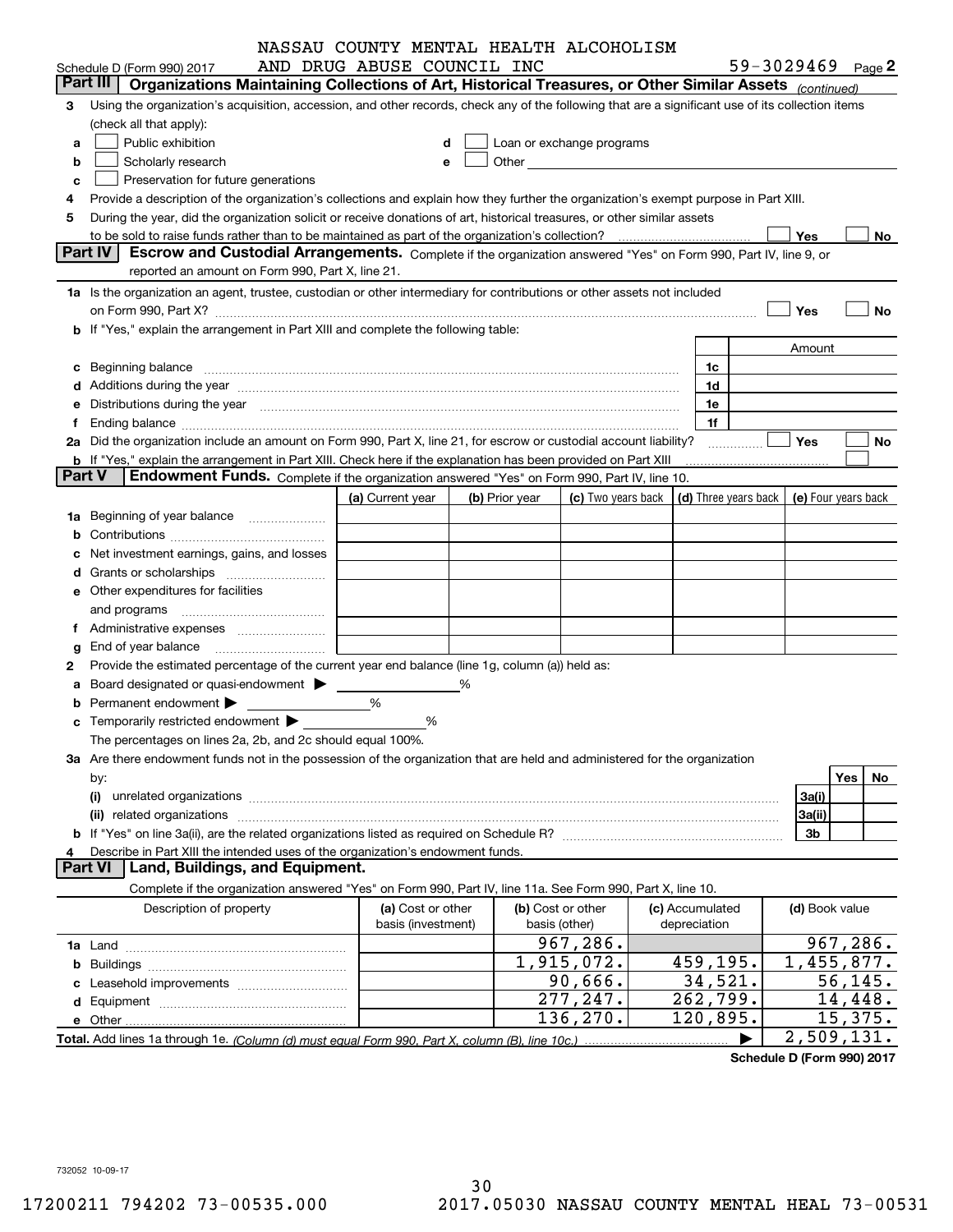NASSAU COUNTY MENTAL HEALTH ALCOHOLISM AND DRUG ABUSE COUNCIL INC 59-3029469

Schedule D (Form 990) 2017 Page 2

## Part III Organizations Maintaining Collections of Art, Historical Treasures, or Other Similar Assets *(continued)*

3 Using the organization's acquisition, accession, and other records, check any of the following that are a significant use of its collection items (check all that apply):

- a ☐ Public exhibition
- b ☐ Scholarly research
- c ☐ Preservation for future generations
- d ☐ Loan or exchange programs
- e ☐ Other

4 Provide a description of the organization's collections and explain how they further the organization's exempt purpose in Part XIII.

5 During the year, did the organization solicit or receive donations of art, historical treasures, or other similar assets to be sold to raise funds rather than to be maintained as part of the organization's collection? ☐ Yes ☐ No

## Part IV Escrow and Custodial Arrangements.

Complete if the organization answered "Yes" on Form 990, Part IV, line 9, or reported an amount on Form 990, Part X, line 21.

1a Is the organization an agent, trustee, custodian or other intermediary for contributions or other assets not included on Form 990, Part X? ☐ Yes ☐ No

b If "Yes," explain the arrangement in Part XIII and complete the following table:

| | | Amount |
|---|---|---|
| c Beginning balance | 1c | |
| d Additions during the year | 1d | |
| e Distributions during the year | 1e | |
| f Ending balance | 1f | |

2a Did the organization include an amount on Form 990, Part X, line 21, for escrow or custodial account liability? ☐ Yes ☐ No

b If "Yes," explain the arrangement in Part XIII. Check here if the explanation has been provided on Part XIII ☐

## Part V Endowment Funds.

Complete if the organization answered "Yes" on Form 990, Part IV, line 10.

| | (a) Current year | (b) Prior year | (c) Two years back | (d) Three years back | (e) Four years back |
|---|---|---|---|---|---|
| 1a Beginning of year balance | | | | | |
| b Contributions | | | | | |
| c Net investment earnings, gains, and losses | | | | | |
| d Grants or scholarships | | | | | |
| e Other expenditures for facilities and programs | | | | | |
| f Administrative expenses | | | | | |
| g End of year balance | | | | | |

2 Provide the estimated percentage of the current year end balance (line 1g, column (a)) held as:

a Board designated or quasi-endowment ▶ ______ %

b Permanent endowment ▶ ______ %

c Temporarily restricted endowment ▶ ______ %

The percentages on lines 2a, 2b, and 2c should equal 100%.

3a Are there endowment funds not in the possession of the organization that are held and administered for the organization by:

| | | Yes | No |
|---|---|---|---|
| (i) unrelated organizations | 3a(i) | | |
| (ii) related organizations | 3a(ii) | | |
| b If "Yes" on line 3a(ii), are the related organizations listed as required on Schedule R? | 3b | | |

4 Describe in Part XIII the intended uses of the organization's endowment funds.

## Part VI Land, Buildings, and Equipment.

Complete if the organization answered "Yes" on Form 990, Part IV, line 11a. See Form 990, Part X, line 10.

| Description of property | (a) Cost or other basis (investment) | (b) Cost or other basis (other) | (c) Accumulated depreciation | (d) Book value |
|---|---|---|---|---|
| 1a Land | | 967,286. | | 967,286. |
| b Buildings | | 1,915,072. | 459,195. | 1,455,877. |
| c Leasehold improvements | | 90,666. | 34,521. | 56,145. |
| d Equipment | | 277,247. | 262,799. | 14,448. |
| e Other | | 136,270. | 120,895. | 15,375. |
| **Total.** Add lines 1a through 1e. *(Column (d) must equal Form 990, Part X, column (B), line 10c.)* | | | ▶ | 2,509,131. |

**Schedule D (Form 990) 2017**

732052 10-09-17

17200211 794202 73-00535.000 2017.05030 NASSAU COUNTY MENTAL HEAL 73-00531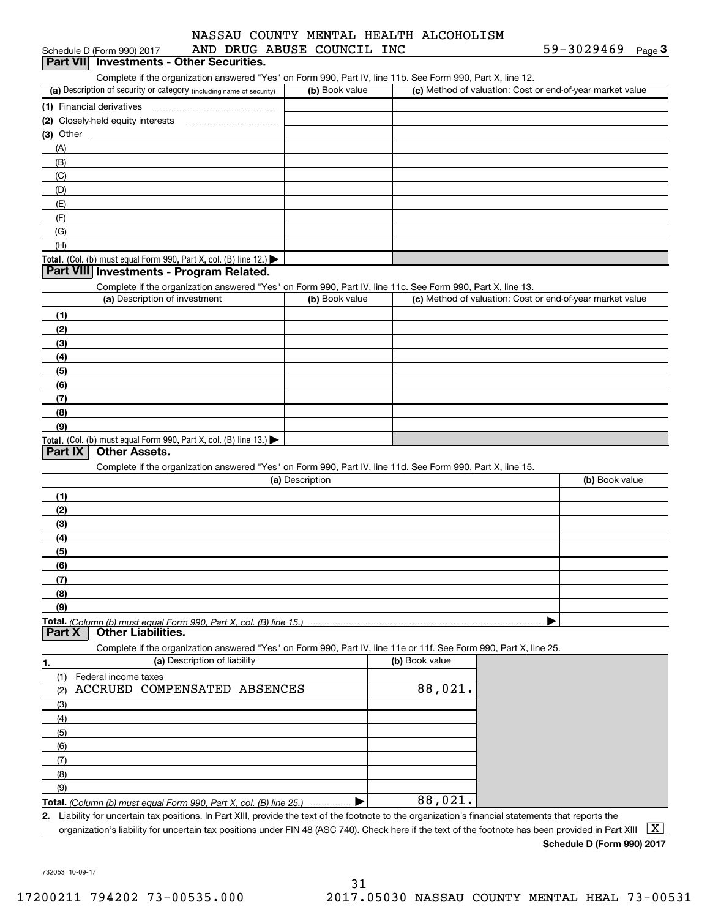NASSAU COUNTY MENTAL HEALTH ALCOHOLISM AND DRUG ABUSE COUNCIL INC

Schedule D (Form 990) 2017 — 59-3029469 Page 3

## Part VII Investments - Other Securities.

Complete if the organization answered "Yes" on Form 990, Part IV, line 11b. See Form 990, Part X, line 12.

| (a) Description of security or category (including name of security) | (b) Book value | (c) Method of valuation: Cost or end-of-year market value |
|---|---|---|
| (1) Financial derivatives | | |
| (2) Closely-held equity interests | | |
| (3) Other | | |
| (A) | | |
| (B) | | |
| (C) | | |
| (D) | | |
| (E) | | |
| (F) | | |
| (G) | | |
| (H) | | |
| **Total.** (Col. (b) must equal Form 990, Part X, col. (B) line 12.) | | |

## Part VIII Investments - Program Related.

Complete if the organization answered "Yes" on Form 990, Part IV, line 11c. See Form 990, Part X, line 13.

| (a) Description of investment | (b) Book value | (c) Method of valuation: Cost or end-of-year market value |
|---|---|---|
| (1) | | |
| (2) | | |
| (3) | | |
| (4) | | |
| (5) | | |
| (6) | | |
| (7) | | |
| (8) | | |
| (9) | | |
| **Total.** (Col. (b) must equal Form 990, Part X, col. (B) line 13.) | | |

## Part IX Other Assets.

Complete if the organization answered "Yes" on Form 990, Part IV, line 11d. See Form 990, Part X, line 15.

| (a) Description | (b) Book value |
|---|---|
| (1) | |
| (2) | |
| (3) | |
| (4) | |
| (5) | |
| (6) | |
| (7) | |
| (8) | |
| (9) | |
| **Total.** *(Column (b) must equal Form 990, Part X, col. (B) line 15.)* | |

## Part X Other Liabilities.

Complete if the organization answered "Yes" on Form 990, Part IV, line 11e or 11f. See Form 990, Part X, line 25.

| 1. (a) Description of liability | (b) Book value |
|---|---|
| (1) Federal income taxes | |
| (2) ACCRUED COMPENSATED ABSENCES | 88,021. |
| (3) | |
| (4) | |
| (5) | |
| (6) | |
| (7) | |
| (8) | |
| (9) | |
| **Total.** *(Column (b) must equal Form 990, Part X, col. (B) line 25.)* | 88,021. |

**2.** Liability for uncertain tax positions. In Part XIII, provide the text of the footnote to the organization's financial statements that reports the organization's liability for uncertain tax positions under FIN 48 (ASC 740). Check here if the text of the footnote has been provided in Part XIII [X]

**Schedule D (Form 990) 2017**

732053 10-09-17

17200211 794202 73-00535.000 2017.05030 NASSAU COUNTY MENTAL HEAL 73-00531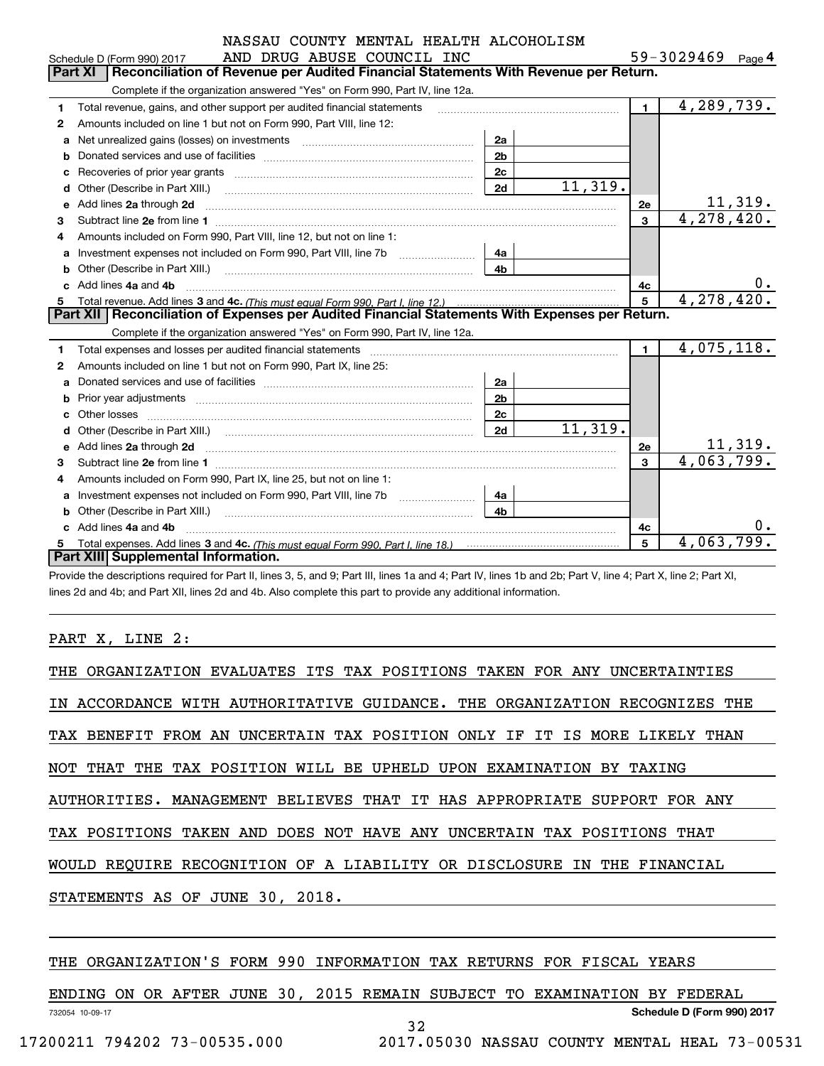NASSAU COUNTY MENTAL HEALTH ALCOHOLISM AND DRUG ABUSE COUNCIL INC

Schedule D (Form 990) 2017 — 59-3029469 — Page 4

## Part XI Reconciliation of Revenue per Audited Financial Statements With Revenue per Return.

Complete if the organization answered "Yes" on Form 990, Part IV, line 12a.

| | | | | | |
|---|---|---|---|---|---|
| 1 | Total revenue, gains, and other support per audited financial statements | | | 1 | 4,289,739. |
| 2 | Amounts included on line 1 but not on Form 990, Part VIII, line 12: | | | | |
| a | Net unrealized gains (losses) on investments | 2a | | | |
| b | Donated services and use of facilities | 2b | | | |
| c | Recoveries of prior year grants | 2c | | | |
| d | Other (Describe in Part XIII.) | 2d | 11,319. | | |
| e | Add lines 2a through 2d | | | 2e | 11,319. |
| 3 | Subtract line 2e from line 1 | | | 3 | 4,278,420. |
| 4 | Amounts included on Form 990, Part VIII, line 12, but not on line 1: | | | | |
| a | Investment expenses not included on Form 990, Part VIII, line 7b | 4a | | | |
| b | Other (Describe in Part XIII.) | 4b | | | |
| c | Add lines 4a and 4b | | | 4c | 0. |
| 5 | Total revenue. Add lines 3 and 4c. *(This must equal Form 990, Part I, line 12.)* | | | 5 | 4,278,420. |

## Part XII Reconciliation of Expenses per Audited Financial Statements With Expenses per Return.

Complete if the organization answered "Yes" on Form 990, Part IV, line 12a.

| | | | | | |
|---|---|---|---|---|---|
| 1 | Total expenses and losses per audited financial statements | | | 1 | 4,075,118. |
| 2 | Amounts included on line 1 but not on Form 990, Part IX, line 25: | | | | |
| a | Donated services and use of facilities | 2a | | | |
| b | Prior year adjustments | 2b | | | |
| c | Other losses | 2c | | | |
| d | Other (Describe in Part XIII.) | 2d | 11,319. | | |
| e | Add lines 2a through 2d | | | 2e | 11,319. |
| 3 | Subtract line 2e from line 1 | | | 3 | 4,063,799. |
| 4 | Amounts included on Form 990, Part IX, line 25, but not on line 1: | | | | |
| a | Investment expenses not included on Form 990, Part VIII, line 7b | 4a | | | |
| b | Other (Describe in Part XIII.) | 4b | | | |
| c | Add lines 4a and 4b | | | 4c | 0. |
| 5 | Total expenses. Add lines 3 and 4c. *(This must equal Form 990, Part I, line 18.)* | | | 5 | 4,063,799. |

## Part XIII Supplemental Information.

Provide the descriptions required for Part II, lines 3, 5, and 9; Part III, lines 1a and 4; Part IV, lines 1b and 2b; Part V, line 4; Part X, line 2; Part XI, lines 2d and 4b; and Part XII, lines 2d and 4b. Also complete this part to provide any additional information.

PART X, LINE 2:

THE ORGANIZATION EVALUATES ITS TAX POSITIONS TAKEN FOR ANY UNCERTAINTIES IN ACCORDANCE WITH AUTHORITATIVE GUIDANCE. THE ORGANIZATION RECOGNIZES THE TAX BENEFIT FROM AN UNCERTAIN TAX POSITION ONLY IF IT IS MORE LIKELY THAN NOT THAT THE TAX POSITION WILL BE UPHELD UPON EXAMINATION BY TAXING AUTHORITIES. MANAGEMENT BELIEVES THAT IT HAS APPROPRIATE SUPPORT FOR ANY TAX POSITIONS TAKEN AND DOES NOT HAVE ANY UNCERTAIN TAX POSITIONS THAT WOULD REQUIRE RECOGNITION OF A LIABILITY OR DISCLOSURE IN THE FINANCIAL STATEMENTS AS OF JUNE 30, 2018.

THE ORGANIZATION'S FORM 990 INFORMATION TAX RETURNS FOR FISCAL YEARS ENDING ON OR AFTER JUNE 30, 2015 REMAIN SUBJECT TO EXAMINATION BY FEDERAL

732054 10-09-17 — Schedule D (Form 990) 2017

17200211 794202 73-00535.000 2017.05030 NASSAU COUNTY MENTAL HEAL 73-00531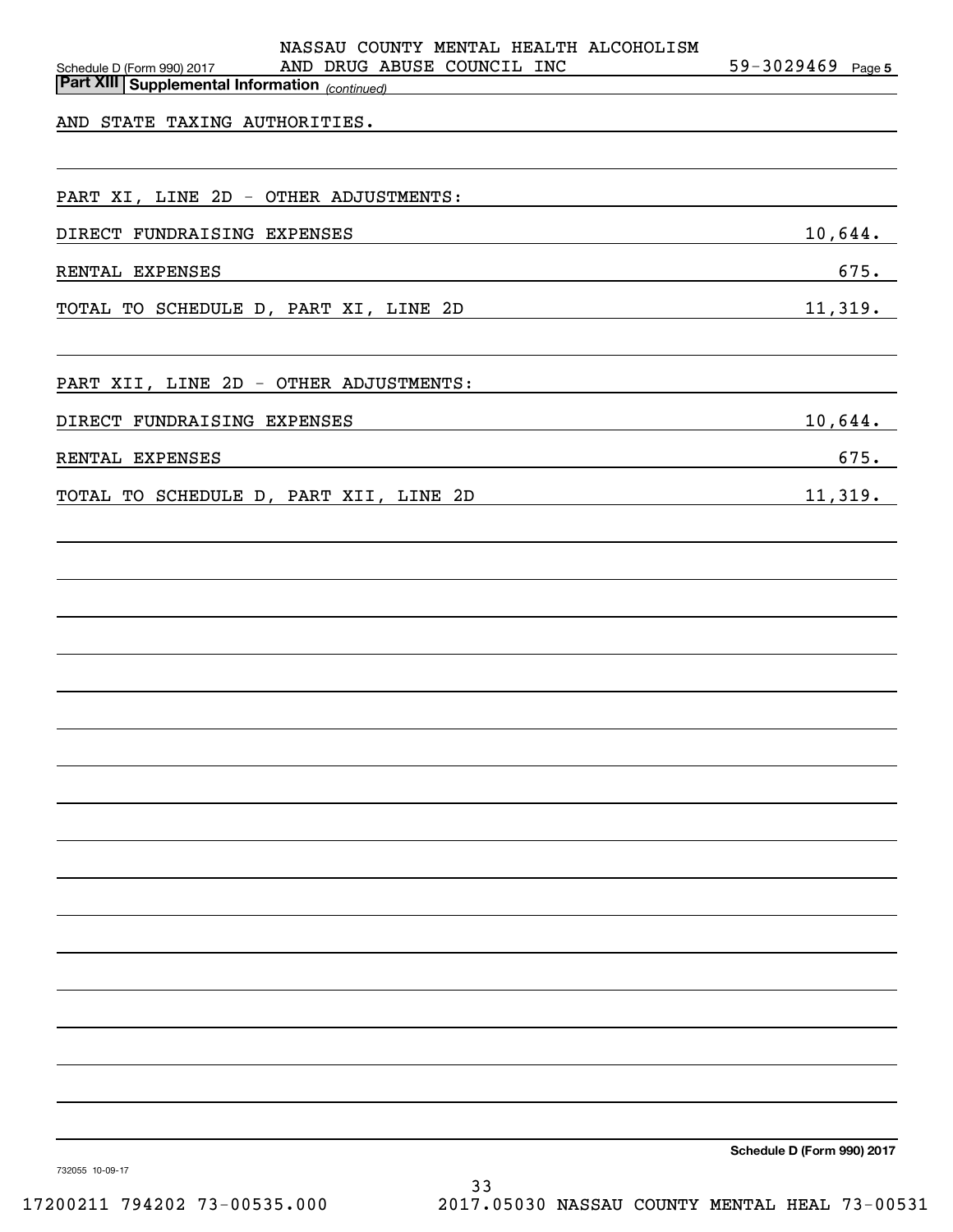NASSAU COUNTY MENTAL HEALTH ALCOHOLISM AND DRUG ABUSE COUNCIL INC 59-3029469

Schedule D (Form 990) 2017 Page 5

**Part XIII Supplemental Information** *(continued)*

AND STATE TAXING AUTHORITIES.

PART XI, LINE 2D - OTHER ADJUSTMENTS:

| | |
|---|---|
| DIRECT FUNDRAISING EXPENSES | 10,644. |
| RENTAL EXPENSES | 675. |
| TOTAL TO SCHEDULE D, PART XI, LINE 2D | 11,319. |

PART XII, LINE 2D - OTHER ADJUSTMENTS:

| | |
|---|---|
| DIRECT FUNDRAISING EXPENSES | 10,644. |
| RENTAL EXPENSES | 675. |
| TOTAL TO SCHEDULE D, PART XII, LINE 2D | 11,319. |

**Schedule D (Form 990) 2017**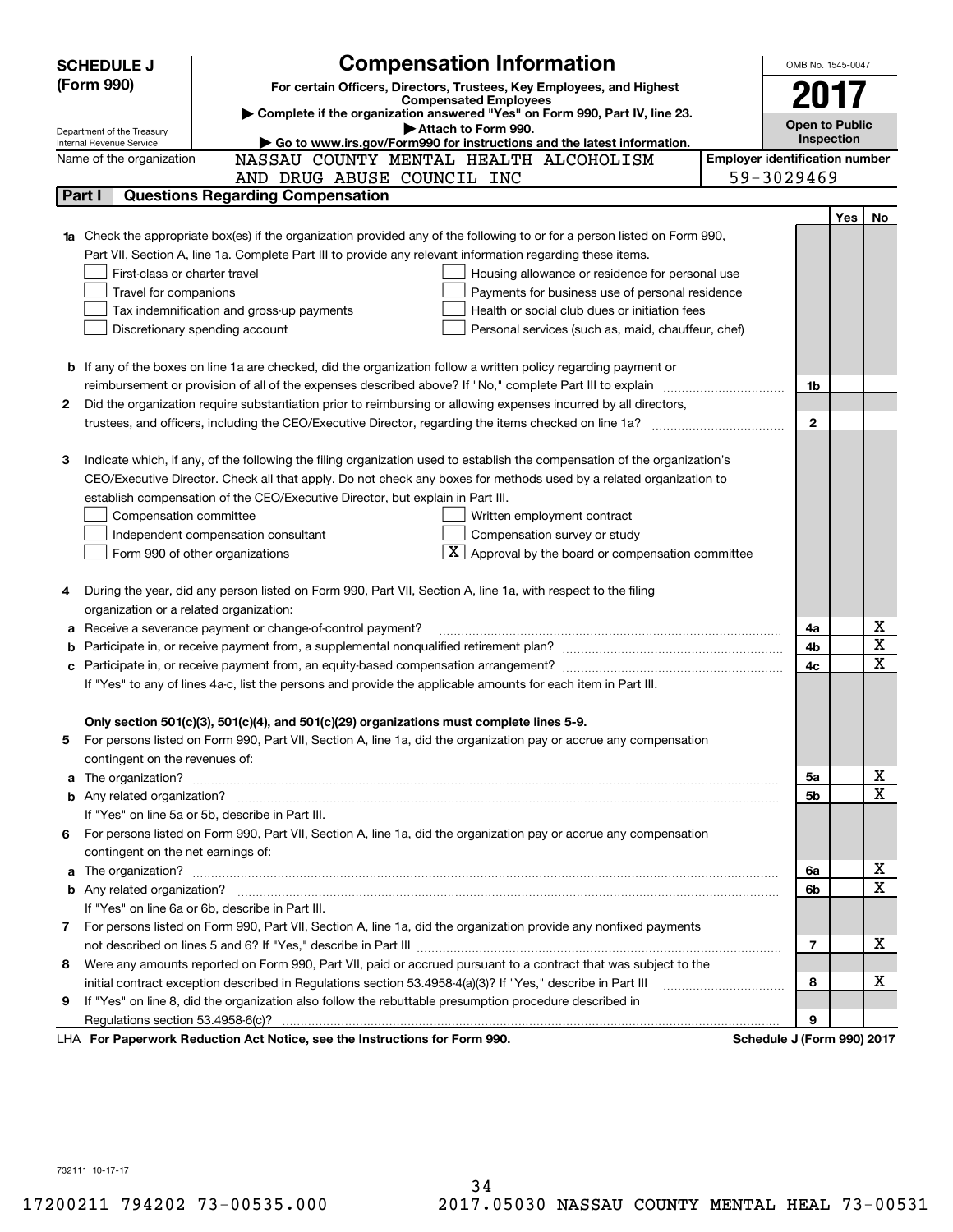**SCHEDULE J (Form 990)**

# Compensation Information

**For certain Officers, Directors, Trustees, Key Employees, and Highest Compensated Employees**

▶ Complete if the organization answered "Yes" on Form 990, Part IV, line 23.

▶ Attach to Form 990.

▶ Go to www.irs.gov/Form990 for instructions and the latest information.

OMB No. 1545-0047

**2017**

**Open to Public Inspection**

Department of the Treasury
Internal Revenue Service

Name of the organization: NASSAU COUNTY MENTAL HEALTH ALCOHOLISM AND DRUG ABUSE COUNCIL INC

Employer identification number: 59-3029469

## Part I | Questions Regarding Compensation

| | | | Yes | No |
|---|---|---|---|---|
| **1a** | Check the appropriate box(es) if the organization provided any of the following to or for a person listed on Form 990, Part VII, Section A, line 1a. Complete Part III to provide any relevant information regarding these items.<br>☐ First-class or charter travel ☐ Housing allowance or residence for personal use<br>☐ Travel for companions ☐ Payments for business use of personal residence<br>☐ Tax indemnification and gross-up payments ☐ Health or social club dues or initiation fees<br>☐ Discretionary spending account ☐ Personal services (such as, maid, chauffeur, chef) | | | |
| **b** | If any of the boxes on line 1a are checked, did the organization follow a written policy regarding payment or reimbursement or provision of all of the expenses described above? If "No," complete Part III to explain | 1b | | |
| **2** | Did the organization require substantiation prior to reimbursing or allowing expenses incurred by all directors, trustees, and officers, including the CEO/Executive Director, regarding the items checked on line 1a? | 2 | | |
| **3** | Indicate which, if any, of the following the filing organization used to establish the compensation of the organization's CEO/Executive Director. Check all that apply. Do not check any boxes for methods used by a related organization to establish compensation of the CEO/Executive Director, but explain in Part III.<br>☐ Compensation committee ☐ Written employment contract<br>☐ Independent compensation consultant ☐ Compensation survey or study<br>☐ Form 990 of other organizations ☒ Approval by the board or compensation committee | | | |
| **4** | During the year, did any person listed on Form 990, Part VII, Section A, line 1a, with respect to the filing organization or a related organization: | | | |
| **a** | Receive a severance payment or change-of-control payment? | 4a | | X |
| **b** | Participate in, or receive payment from, a supplemental nonqualified retirement plan? | 4b | | X |
| **c** | Participate in, or receive payment from, an equity-based compensation arrangement? | 4c | | X |
| | If "Yes" to any of lines 4a-c, list the persons and provide the applicable amounts for each item in Part III. | | | |
| | **Only section 501(c)(3), 501(c)(4), and 501(c)(29) organizations must complete lines 5-9.** | | | |
| **5** | For persons listed on Form 990, Part VII, Section A, line 1a, did the organization pay or accrue any compensation contingent on the revenues of: | | | |
| **a** | The organization? | 5a | | X |
| **b** | Any related organization? | 5b | | X |
| | If "Yes" on line 5a or 5b, describe in Part III. | | | |
| **6** | For persons listed on Form 990, Part VII, Section A, line 1a, did the organization pay or accrue any compensation contingent on the net earnings of: | | | |
| **a** | The organization? | 6a | | X |
| **b** | Any related organization? | 6b | | X |
| | If "Yes" on line 6a or 6b, describe in Part III. | | | |
| **7** | For persons listed on Form 990, Part VII, Section A, line 1a, did the organization provide any nonfixed payments not described on lines 5 and 6? If "Yes," describe in Part III | 7 | | X |
| **8** | Were any amounts reported on Form 990, Part VII, paid or accrued pursuant to a contract that was subject to the initial contract exception described in Regulations section 53.4958-4(a)(3)? If "Yes," describe in Part III | 8 | | X |
| **9** | If "Yes" on line 8, did the organization also follow the rebuttable presumption procedure described in Regulations section 53.4958-6(c)? | 9 | | |

LHA **For Paperwork Reduction Act Notice, see the Instructions for Form 990.** **Schedule J (Form 990) 2017**

732111 10-17-17

17200211 794202 73-00535.000 2017.05030 NASSAU COUNTY MENTAL HEAL 73-00531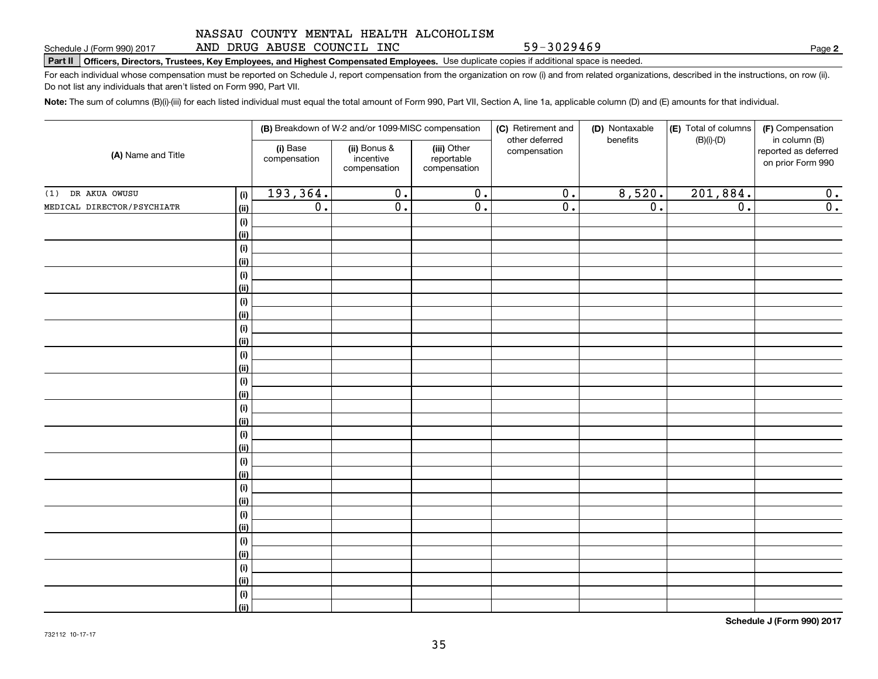NASSAU COUNTY MENTAL HEALTH ALCOHOLISM AND DRUG ABUSE COUNCIL INC

59-3029469

Schedule J (Form 990) 2017

**Part II Officers, Directors, Trustees, Key Employees, and Highest Compensated Employees.** Use duplicate copies if additional space is needed.

For each individual whose compensation must be reported on Schedule J, report compensation from the organization on row (i) and from related organizations, described in the instructions, on row (ii). Do not list any individuals that aren't listed on Form 990, Part VII.

**Note:** The sum of columns (B)(i)-(iii) for each listed individual must equal the total amount of Form 990, Part VII, Section A, line 1a, applicable column (D) and (E) amounts for that individual.

| (A) Name and Title | | (B) Breakdown of W-2 and/or 1099-MISC compensation | | | (C) Retirement and other deferred compensation | (D) Nontaxable benefits | (E) Total of columns (B)(i)-(D) | (F) Compensation in column (B) reported as deferred on prior Form 990 |
|---|---|---|---|---|---|---|---|---|
| | | (i) Base compensation | (ii) Bonus & incentive compensation | (iii) Other reportable compensation | | | | |
| (1) DR AKUA OWUSU | (i) | 193,364. | 0. | 0. | 0. | 8,520. | 201,884. | 0. |
| MEDICAL DIRECTOR/PSYCHIATR | (ii) | 0. | 0. | 0. | 0. | 0. | 0. | 0. |
| | (i) | | | | | | | |
| | (ii) | | | | | | | |
| | (i) | | | | | | | |
| | (ii) | | | | | | | |
| | (i) | | | | | | | |
| | (ii) | | | | | | | |
| | (i) | | | | | | | |
| | (ii) | | | | | | | |
| | (i) | | | | | | | |
| | (ii) | | | | | | | |
| | (i) | | | | | | | |
| | (ii) | | | | | | | |
| | (i) | | | | | | | |
| | (ii) | | | | | | | |
| | (i) | | | | | | | |
| | (ii) | | | | | | | |
| | (i) | | | | | | | |
| | (ii) | | | | | | | |
| | (i) | | | | | | | |
| | (ii) | | | | | | | |
| | (i) | | | | | | | |
| | (ii) | | | | | | | |
| | (i) | | | | | | | |
| | (ii) | | | | | | | |
| | (i) | | | | | | | |
| | (ii) | | | | | | | |
| | (i) | | | | | | | |
| | (ii) | | | | | | | |
| | (i) | | | | | | | |
| | (ii) | | | | | | | |

**Schedule J (Form 990) 2017**

732112 10-17-17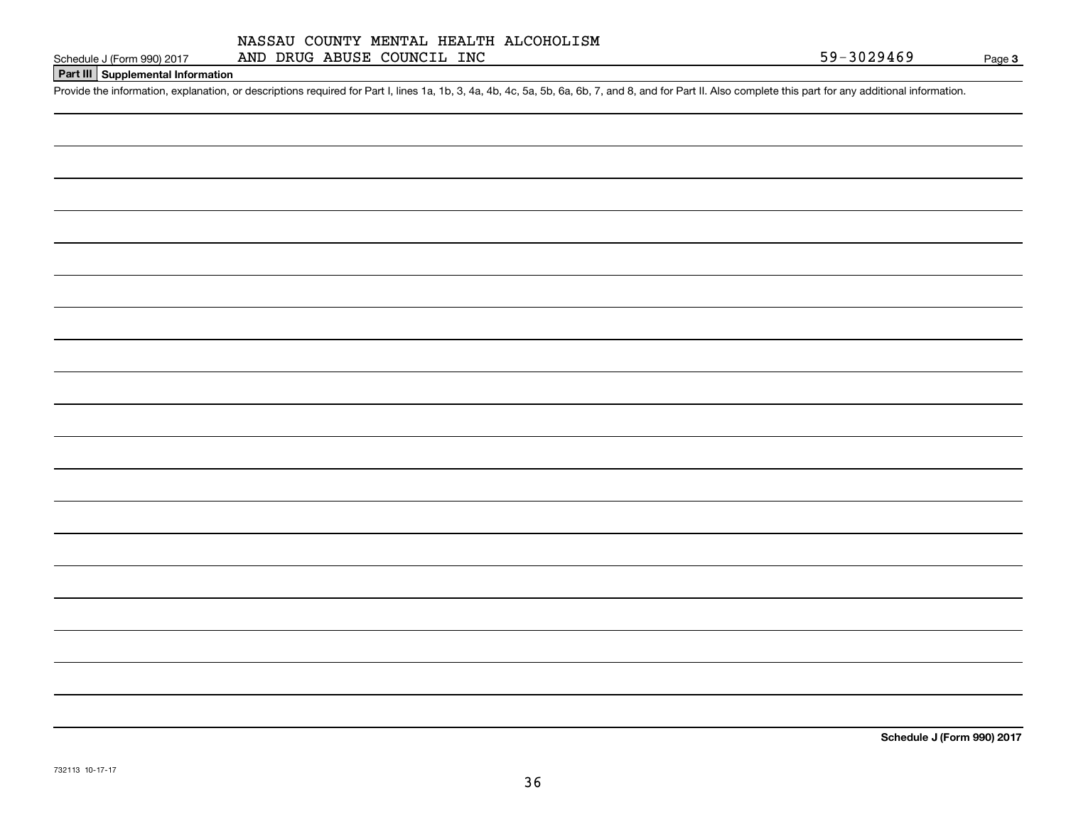Schedule J (Form 990) 2017 NASSAU COUNTY MENTAL HEALTH ALCOHOLISM AND DRUG ABUSE COUNCIL INC 59-3029469 Page **3**

## Part III Supplemental Information

Provide the information, explanation, or descriptions required for Part I, lines 1a, 1b, 3, 4a, 4b, 4c, 5a, 5b, 6a, 6b, 7, and 8, and for Part II. Also complete this part for any additional information.

**Schedule J (Form 990) 2017**

732113 10-17-17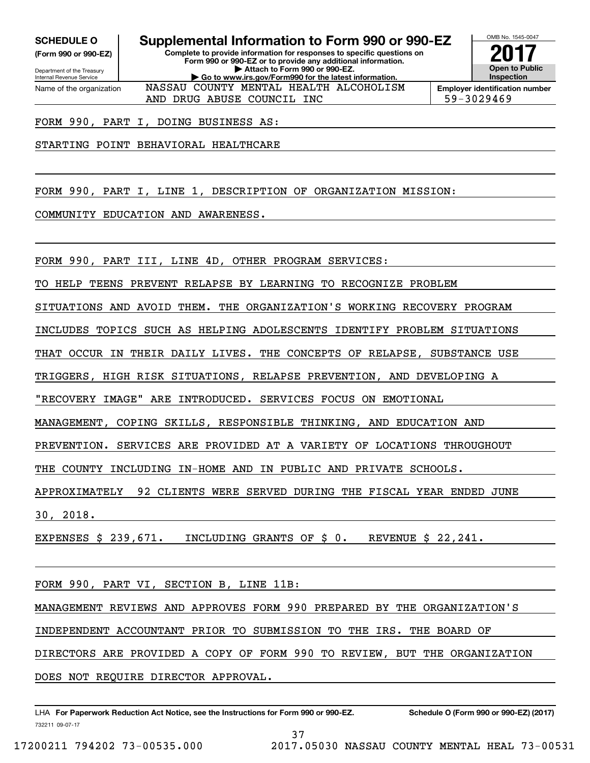**SCHEDULE O** (Form 990 or 990-EZ)

Department of the Treasury
Internal Revenue Service

# Supplemental Information to Form 990 or 990-EZ

**Complete to provide information for responses to specific questions on Form 990 or 990-EZ or to provide any additional information.**
**▶ Attach to Form 990 or 990-EZ.**
**▶ Go to www.irs.gov/Form990 for the latest information.**

OMB No. 1545-0047

**2017**

**Open to Public Inspection**

| Name of the organization | Employer identification number |
|---|---|
| NASSAU COUNTY MENTAL HEALTH ALCOHOLISM AND DRUG ABUSE COUNCIL INC | 59-3029469 |

FORM 990, PART I, DOING BUSINESS AS:

STARTING POINT BEHAVIORAL HEALTHCARE

FORM 990, PART I, LINE 1, DESCRIPTION OF ORGANIZATION MISSION:

COMMUNITY EDUCATION AND AWARENESS.

FORM 990, PART III, LINE 4D, OTHER PROGRAM SERVICES:

TO HELP TEENS PREVENT RELAPSE BY LEARNING TO RECOGNIZE PROBLEM SITUATIONS AND AVOID THEM. THE ORGANIZATION'S WORKING RECOVERY PROGRAM INCLUDES TOPICS SUCH AS HELPING ADOLESCENTS IDENTIFY PROBLEM SITUATIONS THAT OCCUR IN THEIR DAILY LIVES. THE CONCEPTS OF RELAPSE, SUBSTANCE USE TRIGGERS, HIGH RISK SITUATIONS, RELAPSE PREVENTION, AND DEVELOPING A "RECOVERY IMAGE" ARE INTRODUCED. SERVICES FOCUS ON EMOTIONAL MANAGEMENT, COPING SKILLS, RESPONSIBLE THINKING, AND EDUCATION AND PREVENTION. SERVICES ARE PROVIDED AT A VARIETY OF LOCATIONS THROUGHOUT THE COUNTY INCLUDING IN-HOME AND IN PUBLIC AND PRIVATE SCHOOLS. APPROXIMATELY 92 CLIENTS WERE SERVED DURING THE FISCAL YEAR ENDED JUNE 30, 2018.

EXPENSES $ 239,671. INCLUDING GRANTS OF $ 0. REVENUE $ 22,241.

FORM 990, PART VI, SECTION B, LINE 11B:

MANAGEMENT REVIEWS AND APPROVES FORM 990 PREPARED BY THE ORGANIZATION'S INDEPENDENT ACCOUNTANT PRIOR TO SUBMISSION TO THE IRS. THE BOARD OF DIRECTORS ARE PROVIDED A COPY OF FORM 990 TO REVIEW, BUT THE ORGANIZATION DOES NOT REQUIRE DIRECTOR APPROVAL.

LHA **For Paperwork Reduction Act Notice, see the Instructions for Form 990 or 990-EZ.** **Schedule O (Form 990 or 990-EZ) (2017)**

732211 09-07-17

17200211 794202 73-00535.000 2017.05030 NASSAU COUNTY MENTAL HEAL 73-00531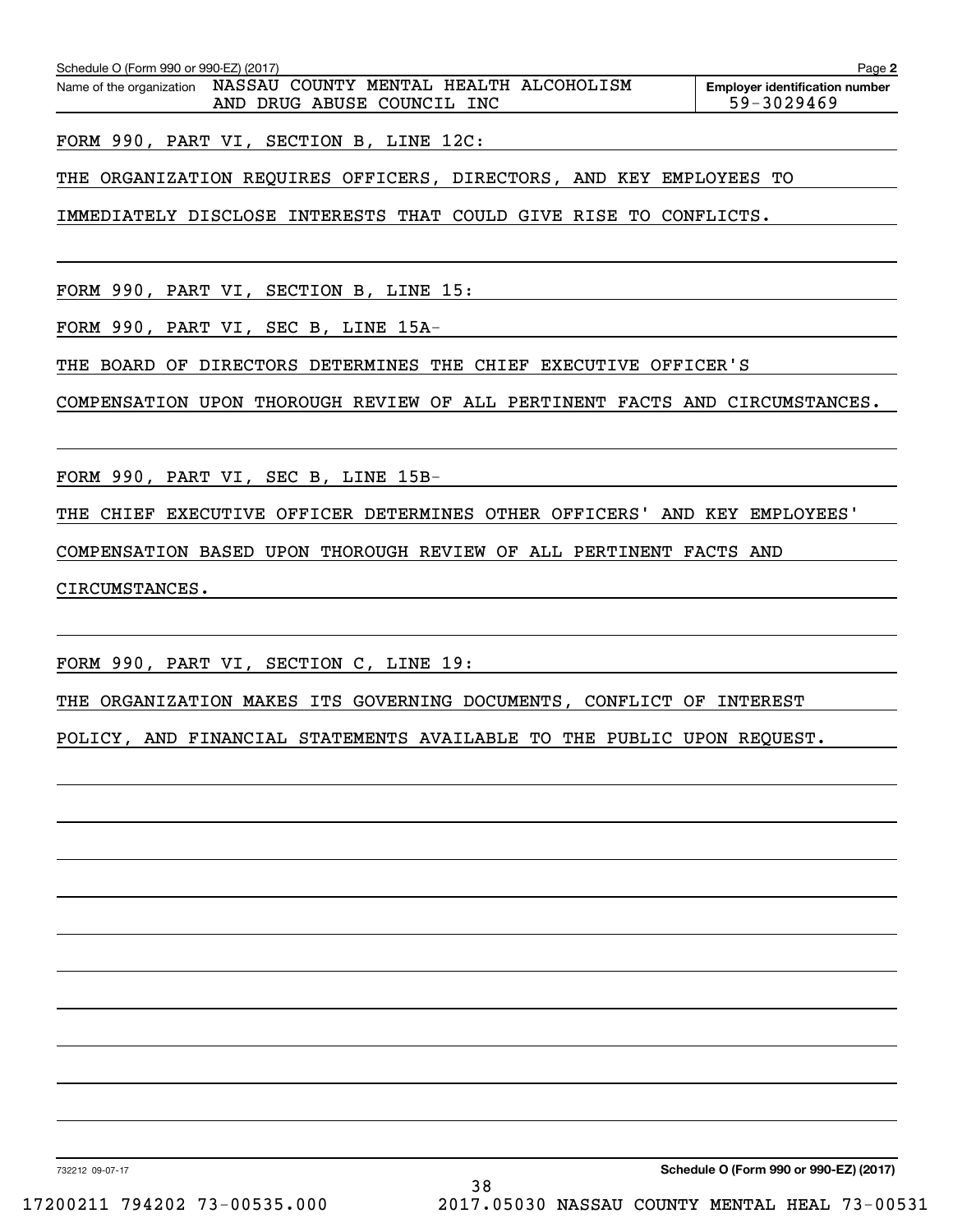Schedule O (Form 990 or 990-EZ) (2017) Page **2**

Name of the organization NASSAU COUNTY MENTAL HEALTH ALCOHOLISM AND DRUG ABUSE COUNCIL INC

**Employer identification number** 59-3029469

FORM 990, PART VI, SECTION B, LINE 12C:

THE ORGANIZATION REQUIRES OFFICERS, DIRECTORS, AND KEY EMPLOYEES TO IMMEDIATELY DISCLOSE INTERESTS THAT COULD GIVE RISE TO CONFLICTS.

FORM 990, PART VI, SECTION B, LINE 15:

FORM 990, PART VI, SEC B, LINE 15A-

THE BOARD OF DIRECTORS DETERMINES THE CHIEF EXECUTIVE OFFICER'S COMPENSATION UPON THOROUGH REVIEW OF ALL PERTINENT FACTS AND CIRCUMSTANCES.

FORM 990, PART VI, SEC B, LINE 15B-

THE CHIEF EXECUTIVE OFFICER DETERMINES OTHER OFFICERS' AND KEY EMPLOYEES' COMPENSATION BASED UPON THOROUGH REVIEW OF ALL PERTINENT FACTS AND CIRCUMSTANCES.

FORM 990, PART VI, SECTION C, LINE 19:

THE ORGANIZATION MAKES ITS GOVERNING DOCUMENTS, CONFLICT OF INTEREST POLICY, AND FINANCIAL STATEMENTS AVAILABLE TO THE PUBLIC UPON REQUEST.

732212 09-07-17 **Schedule O (Form 990 or 990-EZ) (2017)**

17200211 794202 73-00535.000 2017.05030 NASSAU COUNTY MENTAL HEAL 73-00531